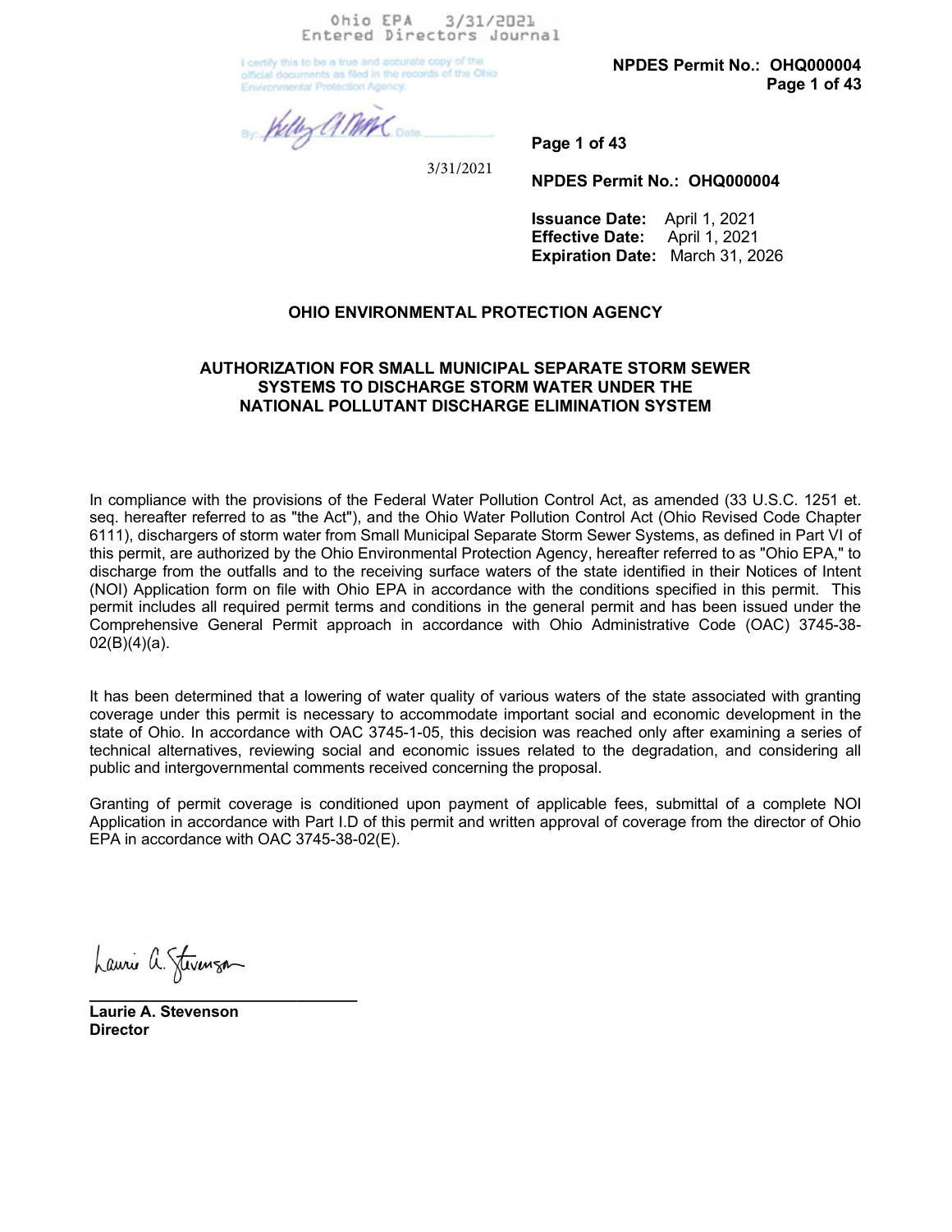Ohio EPA 3/31/2021
Entered Directors Journal

I certify this to be a true and accurate copy of the official documents as filed in the records of the Ohio Environmental Protection Agency.

By: _____ Date: 3/31/2021

**NPDES Permit No.: OHQ000004**

**Issuance Date:** April 1, 2021
**Effective Date:** April 1, 2021
**Expiration Date:** March 31, 2026

## OHIO ENVIRONMENTAL PROTECTION AGENCY

## AUTHORIZATION FOR SMALL MUNICIPAL SEPARATE STORM SEWER SYSTEMS TO DISCHARGE STORM WATER UNDER THE NATIONAL POLLUTANT DISCHARGE ELIMINATION SYSTEM

In compliance with the provisions of the Federal Water Pollution Control Act, as amended (33 U.S.C. 1251 et. seq. hereafter referred to as "the Act"), and the Ohio Water Pollution Control Act (Ohio Revised Code Chapter 6111), dischargers of storm water from Small Municipal Separate Storm Sewer Systems, as defined in Part VI of this permit, are authorized by the Ohio Environmental Protection Agency, hereafter referred to as "Ohio EPA," to discharge from the outfalls and to the receiving surface waters of the state identified in their Notices of Intent (NOI) Application form on file with Ohio EPA in accordance with the conditions specified in this permit. This permit includes all required permit terms and conditions in the general permit and has been issued under the Comprehensive General Permit approach in accordance with Ohio Administrative Code (OAC) 3745-38-02(B)(4)(a).

It has been determined that a lowering of water quality of various waters of the state associated with granting coverage under this permit is necessary to accommodate important social and economic development in the state of Ohio. In accordance with OAC 3745-1-05, this decision was reached only after examining a series of technical alternatives, reviewing social and economic issues related to the degradation, and considering all public and intergovernmental comments received concerning the proposal.

Granting of permit coverage is conditioned upon payment of applicable fees, submittal of a complete NOI Application in accordance with Part I.D of this permit and written approval of coverage from the director of Ohio EPA in accordance with OAC 3745-38-02(E).

_______________________________

**Laurie A. Stevenson**
**Director**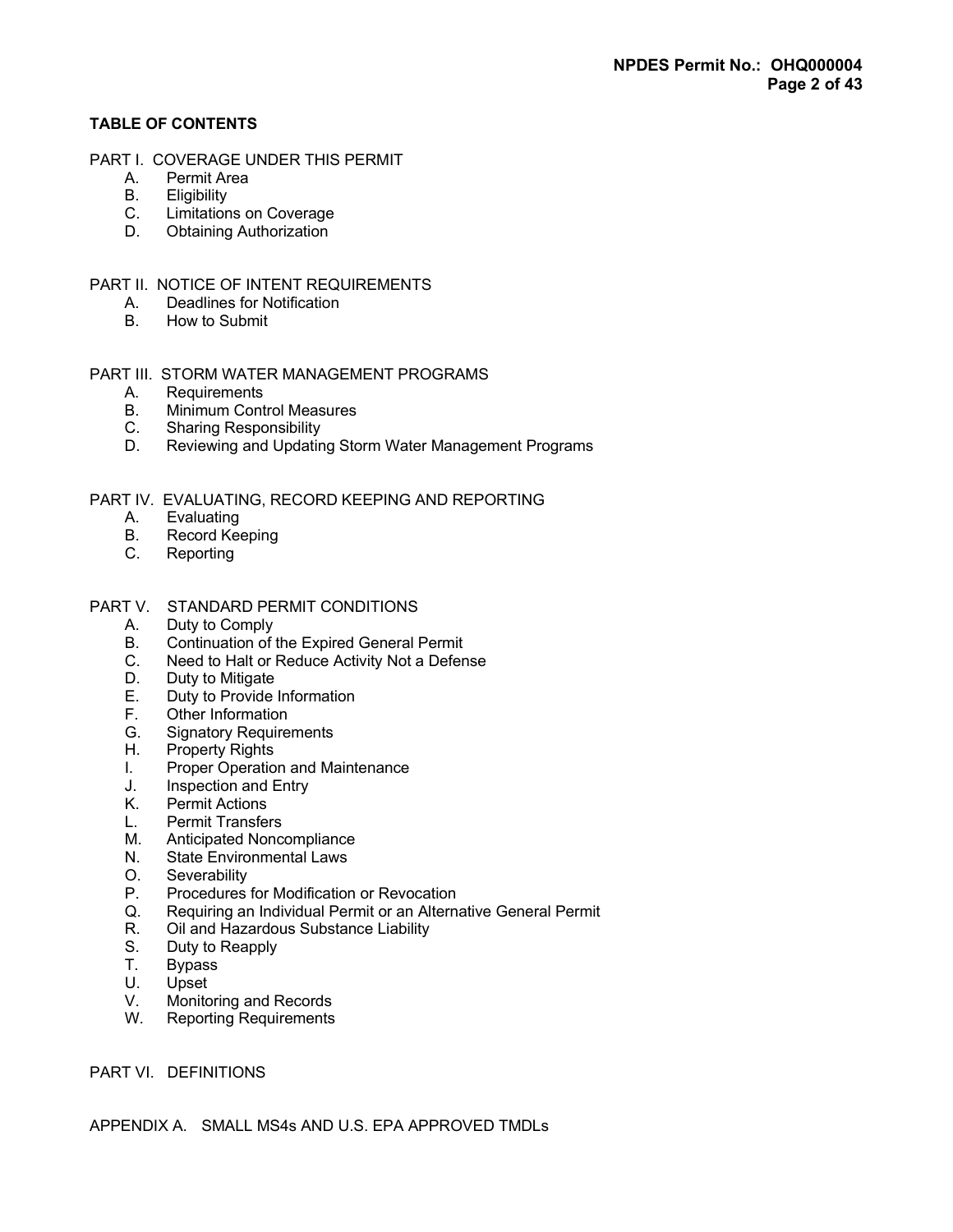## TABLE OF CONTENTS

PART I. COVERAGE UNDER THIS PERMIT

- A. Permit Area
- B. Eligibility
- C. Limitations on Coverage
- D. Obtaining Authorization

PART II. NOTICE OF INTENT REQUIREMENTS

- A. Deadlines for Notification
- B. How to Submit

PART III. STORM WATER MANAGEMENT PROGRAMS

- A. Requirements
- B. Minimum Control Measures
- C. Sharing Responsibility
- D. Reviewing and Updating Storm Water Management Programs

PART IV. EVALUATING, RECORD KEEPING AND REPORTING

- A. Evaluating
- B. Record Keeping
- C. Reporting

PART V. STANDARD PERMIT CONDITIONS

- A. Duty to Comply
- B. Continuation of the Expired General Permit
- C. Need to Halt or Reduce Activity Not a Defense
- D. Duty to Mitigate
- E. Duty to Provide Information
- F. Other Information
- G. Signatory Requirements
- H. Property Rights
- I. Proper Operation and Maintenance
- J. Inspection and Entry
- K. Permit Actions
- L. Permit Transfers
- M. Anticipated Noncompliance
- N. State Environmental Laws
- O. Severability
- P. Procedures for Modification or Revocation
- Q. Requiring an Individual Permit or an Alternative General Permit
- R. Oil and Hazardous Substance Liability
- S. Duty to Reapply
- T. Bypass
- U. Upset
- V. Monitoring and Records
- W. Reporting Requirements

PART VI. DEFINITIONS

APPENDIX A. SMALL MS4s AND U.S. EPA APPROVED TMDLs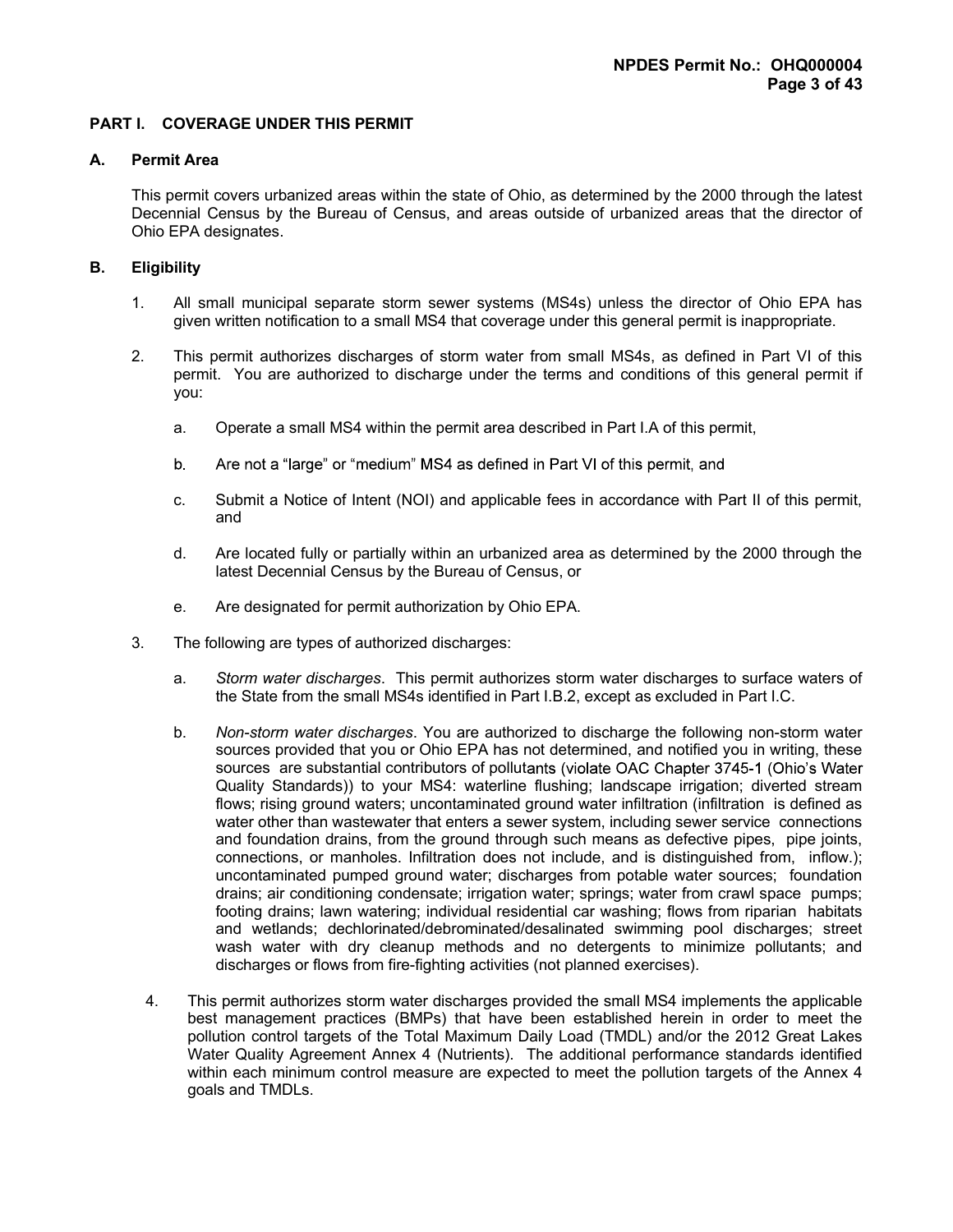## PART I. COVERAGE UNDER THIS PERMIT

### A. Permit Area

This permit covers urbanized areas within the state of Ohio, as determined by the 2000 through the latest Decennial Census by the Bureau of Census, and areas outside of urbanized areas that the director of Ohio EPA designates.

### B. Eligibility

1. All small municipal separate storm sewer systems (MS4s) unless the director of Ohio EPA has given written notification to a small MS4 that coverage under this general permit is inappropriate.

2. This permit authorizes discharges of storm water from small MS4s, as defined in Part VI of this permit. You are authorized to discharge under the terms and conditions of this general permit if you:

   a. Operate a small MS4 within the permit area described in Part I.A of this permit,

   b. Are not a "large" or "medium" MS4 as defined in Part VI of this permit, and

   c. Submit a Notice of Intent (NOI) and applicable fees in accordance with Part II of this permit, and

   d. Are located fully or partially within an urbanized area as determined by the 2000 through the latest Decennial Census by the Bureau of Census, or

   e. Are designated for permit authorization by Ohio EPA.

3. The following are types of authorized discharges:

   a. *Storm water discharges*. This permit authorizes storm water discharges to surface waters of the State from the small MS4s identified in Part I.B.2, except as excluded in Part I.C.

   b. *Non-storm water discharges*. You are authorized to discharge the following non-storm water sources provided that you or Ohio EPA has not determined, and notified you in writing, these sources are substantial contributors of pollutants (violate OAC Chapter 3745-1 (Ohio's Water Quality Standards)) to your MS4: waterline flushing; landscape irrigation; diverted stream flows; rising ground waters; uncontaminated ground water infiltration (infiltration is defined as water other than wastewater that enters a sewer system, including sewer service connections and foundation drains, from the ground through such means as defective pipes, pipe joints, connections, or manholes. Infiltration does not include, and is distinguished from, inflow.); uncontaminated pumped ground water; discharges from potable water sources; foundation drains; air conditioning condensate; irrigation water; springs; water from crawl space pumps; footing drains; lawn watering; individual residential car washing; flows from riparian habitats and wetlands; dechlorinated/debrominated/desalinated swimming pool discharges; street wash water with dry cleanup methods and no detergents to minimize pollutants; and discharges or flows from fire-fighting activities (not planned exercises).

4. This permit authorizes storm water discharges provided the small MS4 implements the applicable best management practices (BMPs) that have been established herein in order to meet the pollution control targets of the Total Maximum Daily Load (TMDL) and/or the 2012 Great Lakes Water Quality Agreement Annex 4 (Nutrients). The additional performance standards identified within each minimum control measure are expected to meet the pollution targets of the Annex 4 goals and TMDLs.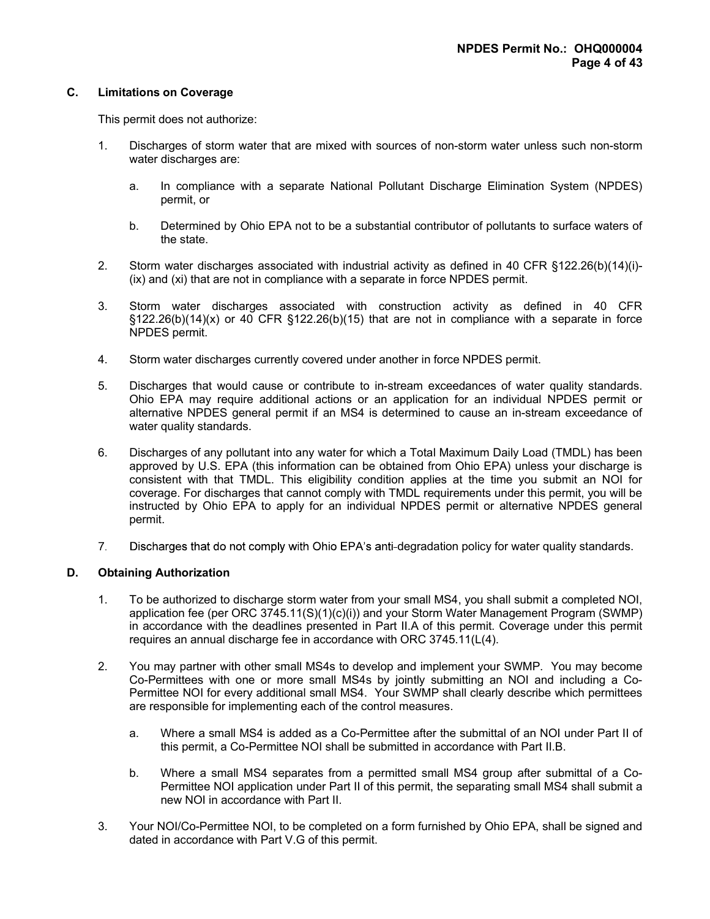### C. Limitations on Coverage

This permit does not authorize:

1. Discharges of storm water that are mixed with sources of non-storm water unless such non-storm water discharges are:

   a. In compliance with a separate National Pollutant Discharge Elimination System (NPDES) permit, or

   b. Determined by Ohio EPA not to be a substantial contributor of pollutants to surface waters of the state.

2. Storm water discharges associated with industrial activity as defined in 40 CFR §122.26(b)(14)(i)-(ix) and (xi) that are not in compliance with a separate in force NPDES permit.

3. Storm water discharges associated with construction activity as defined in 40 CFR §122.26(b)(14)(x) or 40 CFR §122.26(b)(15) that are not in compliance with a separate in force NPDES permit.

4. Storm water discharges currently covered under another in force NPDES permit.

5. Discharges that would cause or contribute to in-stream exceedances of water quality standards. Ohio EPA may require additional actions or an application for an individual NPDES permit or alternative NPDES general permit if an MS4 is determined to cause an in-stream exceedance of water quality standards.

6. Discharges of any pollutant into any water for which a Total Maximum Daily Load (TMDL) has been approved by U.S. EPA (this information can be obtained from Ohio EPA) unless your discharge is consistent with that TMDL. This eligibility condition applies at the time you submit an NOI for coverage. For discharges that cannot comply with TMDL requirements under this permit, you will be instructed by Ohio EPA to apply for an individual NPDES permit or alternative NPDES general permit.

7. Discharges that do not comply with Ohio EPA's anti-degradation policy for water quality standards.

### D. Obtaining Authorization

1. To be authorized to discharge storm water from your small MS4, you shall submit a completed NOI, application fee (per ORC 3745.11(S)(1)(c)(i)) and your Storm Water Management Program (SWMP) in accordance with the deadlines presented in Part II.A of this permit. Coverage under this permit requires an annual discharge fee in accordance with ORC 3745.11(L(4).

2. You may partner with other small MS4s to develop and implement your SWMP. You may become Co-Permittees with one or more small MS4s by jointly submitting an NOI and including a Co-Permittee NOI for every additional small MS4. Your SWMP shall clearly describe which permittees are responsible for implementing each of the control measures.

   a. Where a small MS4 is added as a Co-Permittee after the submittal of an NOI under Part II of this permit, a Co-Permittee NOI shall be submitted in accordance with Part II.B.

   b. Where a small MS4 separates from a permitted small MS4 group after submittal of a Co-Permittee NOI application under Part II of this permit, the separating small MS4 shall submit a new NOI in accordance with Part II.

3. Your NOI/Co-Permittee NOI, to be completed on a form furnished by Ohio EPA, shall be signed and dated in accordance with Part V.G of this permit.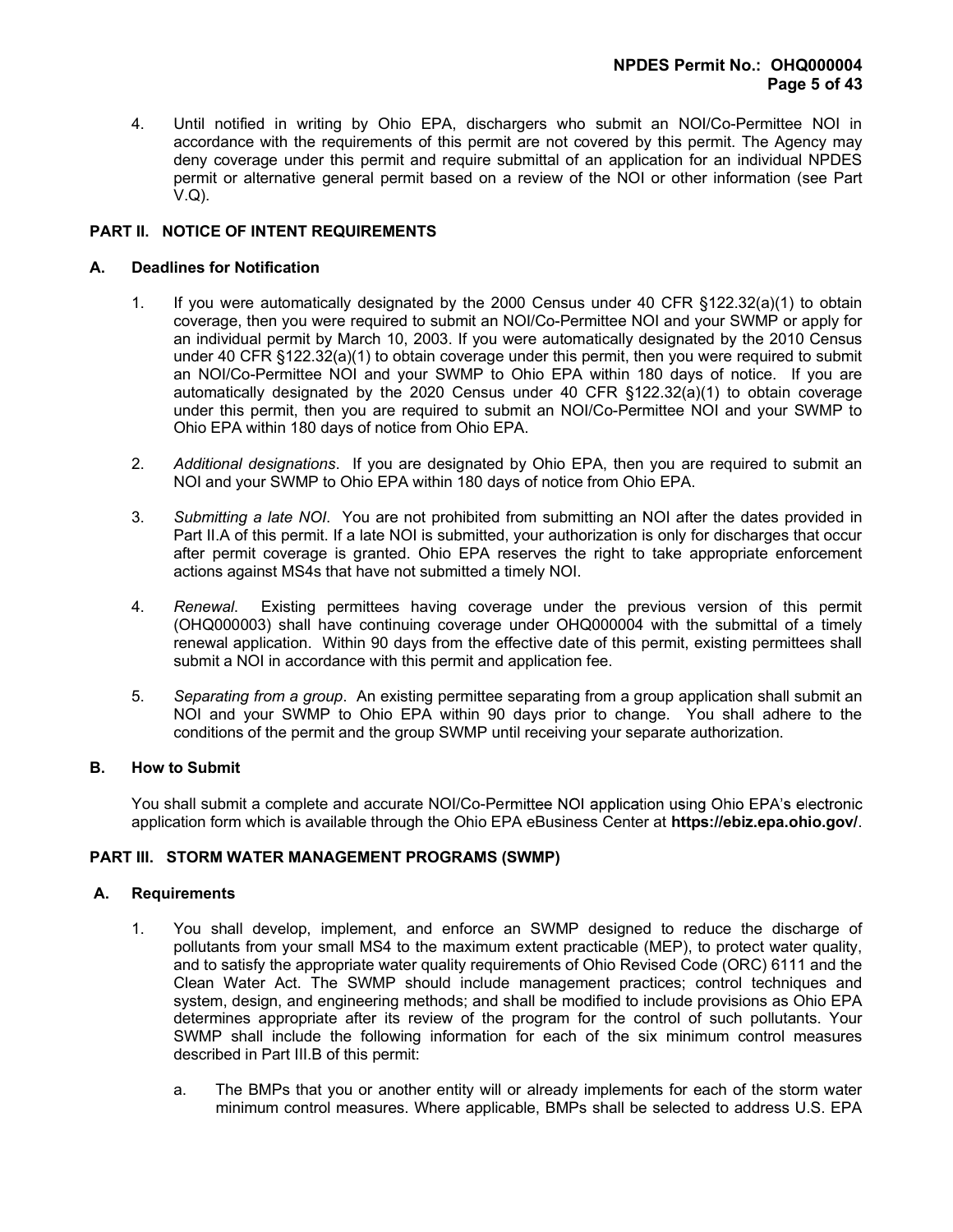4. Until notified in writing by Ohio EPA, dischargers who submit an NOI/Co-Permittee NOI in accordance with the requirements of this permit are not covered by this permit. The Agency may deny coverage under this permit and require submittal of an application for an individual NPDES permit or alternative general permit based on a review of the NOI or other information (see Part V.Q).

## PART II. NOTICE OF INTENT REQUIREMENTS

### A. Deadlines for Notification

1. If you were automatically designated by the 2000 Census under 40 CFR §122.32(a)(1) to obtain coverage, then you were required to submit an NOI/Co-Permittee NOI and your SWMP or apply for an individual permit by March 10, 2003. If you were automatically designated by the 2010 Census under 40 CFR §122.32(a)(1) to obtain coverage under this permit, then you were required to submit an NOI/Co-Permittee NOI and your SWMP to Ohio EPA within 180 days of notice. If you are automatically designated by the 2020 Census under 40 CFR §122.32(a)(1) to obtain coverage under this permit, then you are required to submit an NOI/Co-Permittee NOI and your SWMP to Ohio EPA within 180 days of notice from Ohio EPA.

2. *Additional designations*. If you are designated by Ohio EPA, then you are required to submit an NOI and your SWMP to Ohio EPA within 180 days of notice from Ohio EPA.

3. *Submitting a late NOI*. You are not prohibited from submitting an NOI after the dates provided in Part II.A of this permit. If a late NOI is submitted, your authorization is only for discharges that occur after permit coverage is granted. Ohio EPA reserves the right to take appropriate enforcement actions against MS4s that have not submitted a timely NOI.

4. *Renewal*. Existing permittees having coverage under the previous version of this permit (OHQ000003) shall have continuing coverage under OHQ000004 with the submittal of a timely renewal application. Within 90 days from the effective date of this permit, existing permittees shall submit a NOI in accordance with this permit and application fee.

5. *Separating from a group*. An existing permittee separating from a group application shall submit an NOI and your SWMP to Ohio EPA within 90 days prior to change. You shall adhere to the conditions of the permit and the group SWMP until receiving your separate authorization.

### B. How to Submit

You shall submit a complete and accurate NOI/Co-Permittee NOI application using Ohio EPA's electronic application form which is available through the Ohio EPA eBusiness Center at **https://ebiz.epa.ohio.gov/**.

## PART III. STORM WATER MANAGEMENT PROGRAMS (SWMP)

### A. Requirements

1. You shall develop, implement, and enforce an SWMP designed to reduce the discharge of pollutants from your small MS4 to the maximum extent practicable (MEP), to protect water quality, and to satisfy the appropriate water quality requirements of Ohio Revised Code (ORC) 6111 and the Clean Water Act. The SWMP should include management practices; control techniques and system, design, and engineering methods; and shall be modified to include provisions as Ohio EPA determines appropriate after its review of the program for the control of such pollutants. Your SWMP shall include the following information for each of the six minimum control measures described in Part III.B of this permit:

   a. The BMPs that you or another entity will or already implements for each of the storm water minimum control measures. Where applicable, BMPs shall be selected to address U.S. EPA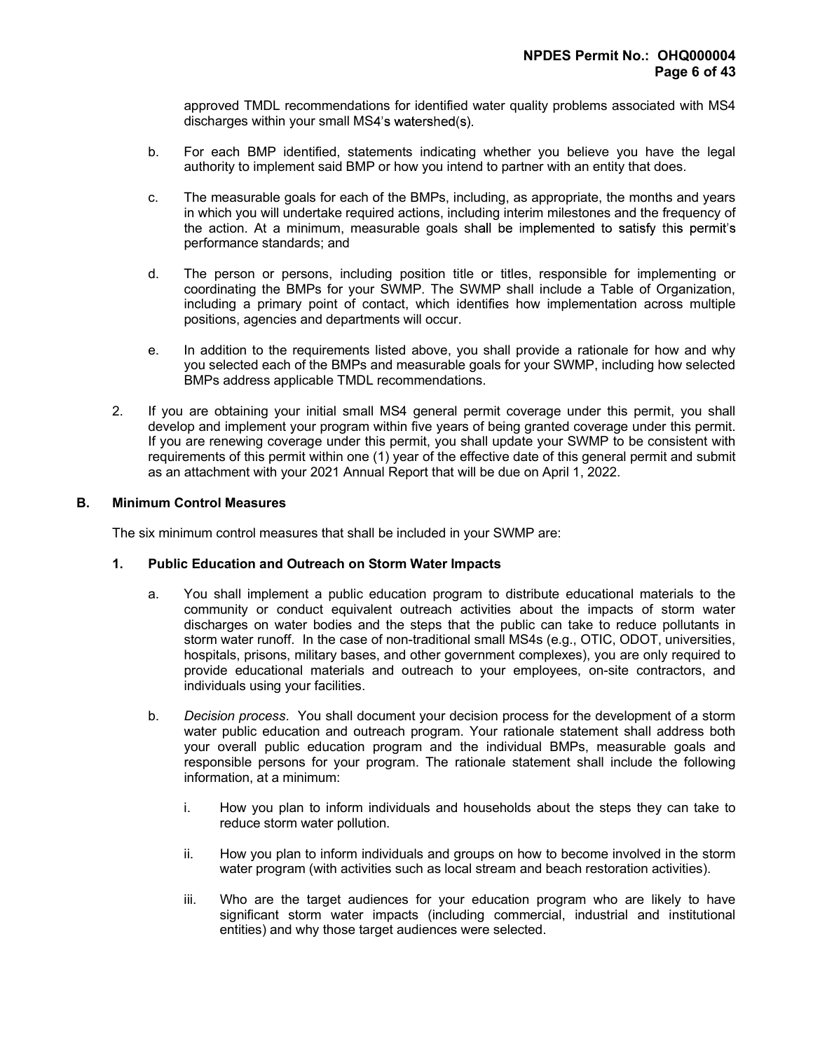approved TMDL recommendations for identified water quality problems associated with MS4 discharges within your small MS4's watershed(s).

b. For each BMP identified, statements indicating whether you believe you have the legal authority to implement said BMP or how you intend to partner with an entity that does.

c. The measurable goals for each of the BMPs, including, as appropriate, the months and years in which you will undertake required actions, including interim milestones and the frequency of the action. At a minimum, measurable goals shall be implemented to satisfy this permit's performance standards; and

d. The person or persons, including position title or titles, responsible for implementing or coordinating the BMPs for your SWMP. The SWMP shall include a Table of Organization, including a primary point of contact, which identifies how implementation across multiple positions, agencies and departments will occur.

e. In addition to the requirements listed above, you shall provide a rationale for how and why you selected each of the BMPs and measurable goals for your SWMP, including how selected BMPs address applicable TMDL recommendations.

2. If you are obtaining your initial small MS4 general permit coverage under this permit, you shall develop and implement your program within five years of being granted coverage under this permit. If you are renewing coverage under this permit, you shall update your SWMP to be consistent with requirements of this permit within one (1) year of the effective date of this general permit and submit as an attachment with your 2021 Annual Report that will be due on April 1, 2022.

## B. Minimum Control Measures

The six minimum control measures that shall be included in your SWMP are:

### 1. Public Education and Outreach on Storm Water Impacts

a. You shall implement a public education program to distribute educational materials to the community or conduct equivalent outreach activities about the impacts of storm water discharges on water bodies and the steps that the public can take to reduce pollutants in storm water runoff. In the case of non-traditional small MS4s (e.g., OTIC, ODOT, universities, hospitals, prisons, military bases, and other government complexes), you are only required to provide educational materials and outreach to your employees, on-site contractors, and individuals using your facilities.

b. *Decision process*. You shall document your decision process for the development of a storm water public education and outreach program. Your rationale statement shall address both your overall public education program and the individual BMPs, measurable goals and responsible persons for your program. The rationale statement shall include the following information, at a minimum:

   i. How you plan to inform individuals and households about the steps they can take to reduce storm water pollution.

   ii. How you plan to inform individuals and groups on how to become involved in the storm water program (with activities such as local stream and beach restoration activities).

   iii. Who are the target audiences for your education program who are likely to have significant storm water impacts (including commercial, industrial and institutional entities) and why those target audiences were selected.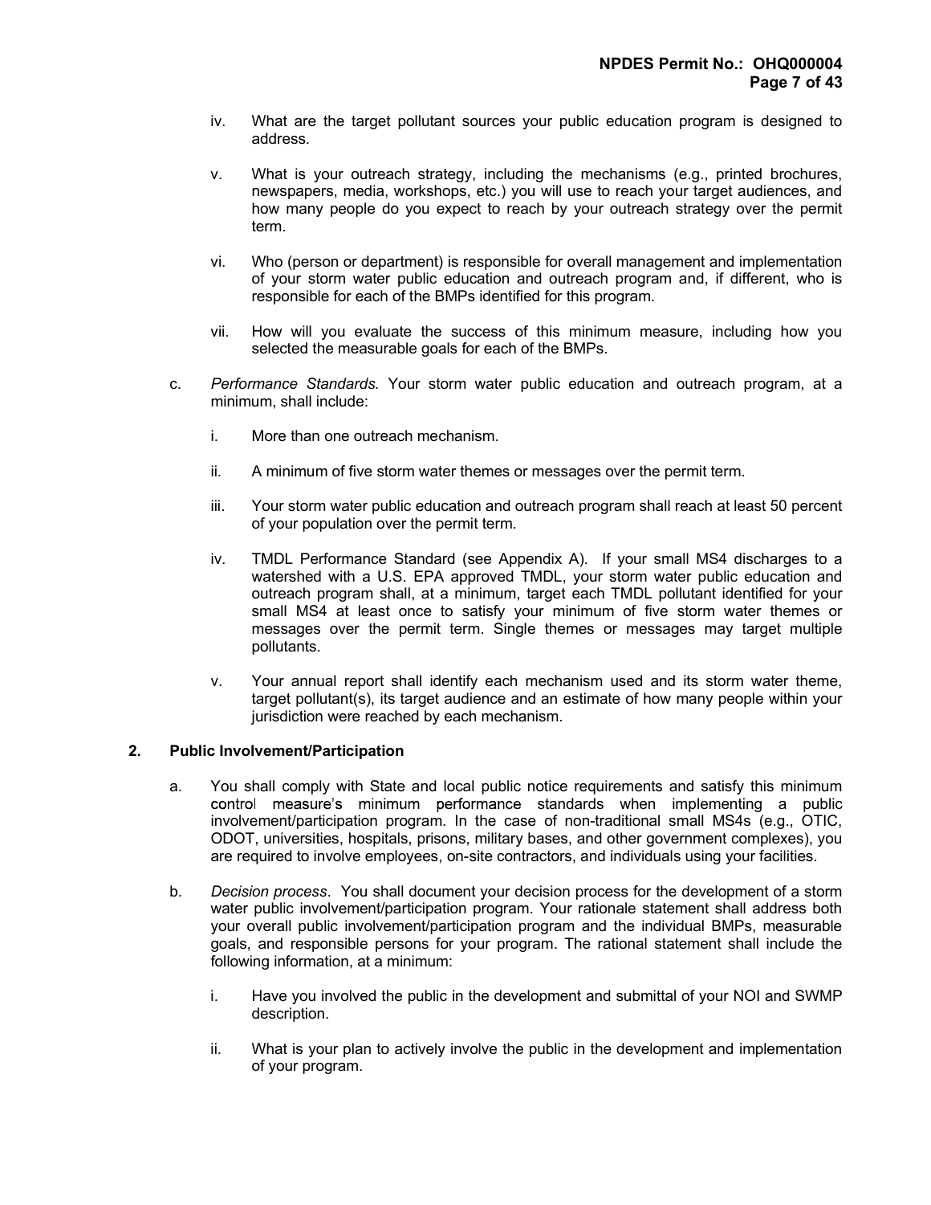iv. What are the target pollutant sources your public education program is designed to address.

v. What is your outreach strategy, including the mechanisms (e.g., printed brochures, newspapers, media, workshops, etc.) you will use to reach your target audiences, and how many people do you expect to reach by your outreach strategy over the permit term.

vi. Who (person or department) is responsible for overall management and implementation of your storm water public education and outreach program and, if different, who is responsible for each of the BMPs identified for this program.

vii. How will you evaluate the success of this minimum measure, including how you selected the measurable goals for each of the BMPs.

c. *Performance Standards.* Your storm water public education and outreach program, at a minimum, shall include:

i. More than one outreach mechanism.

ii. A minimum of five storm water themes or messages over the permit term.

iii. Your storm water public education and outreach program shall reach at least 50 percent of your population over the permit term.

iv. TMDL Performance Standard (see Appendix A). If your small MS4 discharges to a watershed with a U.S. EPA approved TMDL, your storm water public education and outreach program shall, at a minimum, target each TMDL pollutant identified for your small MS4 at least once to satisfy your minimum of five storm water themes or messages over the permit term. Single themes or messages may target multiple pollutants.

v. Your annual report shall identify each mechanism used and its storm water theme, target pollutant(s), its target audience and an estimate of how many people within your jurisdiction were reached by each mechanism.

## 2. Public Involvement/Participation

a. You shall comply with State and local public notice requirements and satisfy this minimum control measure's minimum performance standards when implementing a public involvement/participation program. In the case of non-traditional small MS4s (e.g., OTIC, ODOT, universities, hospitals, prisons, military bases, and other government complexes), you are required to involve employees, on-site contractors, and individuals using your facilities.

b. *Decision process*. You shall document your decision process for the development of a storm water public involvement/participation program. Your rationale statement shall address both your overall public involvement/participation program and the individual BMPs, measurable goals, and responsible persons for your program. The rational statement shall include the following information, at a minimum:

i. Have you involved the public in the development and submittal of your NOI and SWMP description.

ii. What is your plan to actively involve the public in the development and implementation of your program.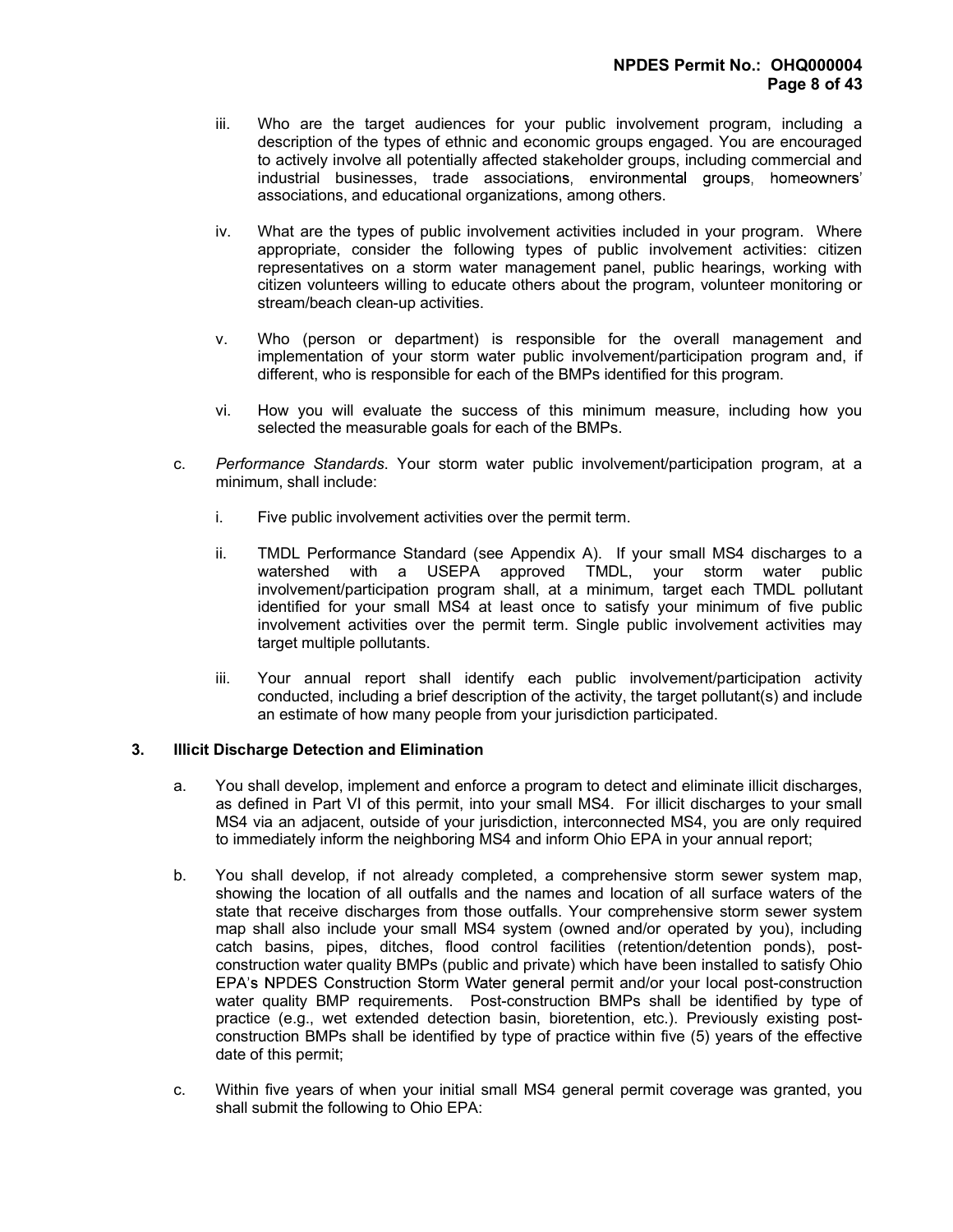iii. Who are the target audiences for your public involvement program, including a description of the types of ethnic and economic groups engaged. You are encouraged to actively involve all potentially affected stakeholder groups, including commercial and industrial businesses, trade associations, environmental groups, homeowners' associations, and educational organizations, among others.

iv. What are the types of public involvement activities included in your program. Where appropriate, consider the following types of public involvement activities: citizen representatives on a storm water management panel, public hearings, working with citizen volunteers willing to educate others about the program, volunteer monitoring or stream/beach clean-up activities.

v. Who (person or department) is responsible for the overall management and implementation of your storm water public involvement/participation program and, if different, who is responsible for each of the BMPs identified for this program.

vi. How you will evaluate the success of this minimum measure, including how you selected the measurable goals for each of the BMPs.

c. *Performance Standards*. Your storm water public involvement/participation program, at a minimum, shall include:

i. Five public involvement activities over the permit term.

ii. TMDL Performance Standard (see Appendix A). If your small MS4 discharges to a watershed with a USEPA approved TMDL, your storm water public involvement/participation program shall, at a minimum, target each TMDL pollutant identified for your small MS4 at least once to satisfy your minimum of five public involvement activities over the permit term. Single public involvement activities may target multiple pollutants.

iii. Your annual report shall identify each public involvement/participation activity conducted, including a brief description of the activity, the target pollutant(s) and include an estimate of how many people from your jurisdiction participated.

### 3. Illicit Discharge Detection and Elimination

a. You shall develop, implement and enforce a program to detect and eliminate illicit discharges, as defined in Part VI of this permit, into your small MS4. For illicit discharges to your small MS4 via an adjacent, outside of your jurisdiction, interconnected MS4, you are only required to immediately inform the neighboring MS4 and inform Ohio EPA in your annual report;

b. You shall develop, if not already completed, a comprehensive storm sewer system map, showing the location of all outfalls and the names and location of all surface waters of the state that receive discharges from those outfalls. Your comprehensive storm sewer system map shall also include your small MS4 system (owned and/or operated by you), including catch basins, pipes, ditches, flood control facilities (retention/detention ponds), post-construction water quality BMPs (public and private) which have been installed to satisfy Ohio EPA's NPDES Construction Storm Water general permit and/or your local post-construction water quality BMP requirements. Post-construction BMPs shall be identified by type of practice (e.g., wet extended detection basin, bioretention, etc.). Previously existing post-construction BMPs shall be identified by type of practice within five (5) years of the effective date of this permit;

c. Within five years of when your initial small MS4 general permit coverage was granted, you shall submit the following to Ohio EPA: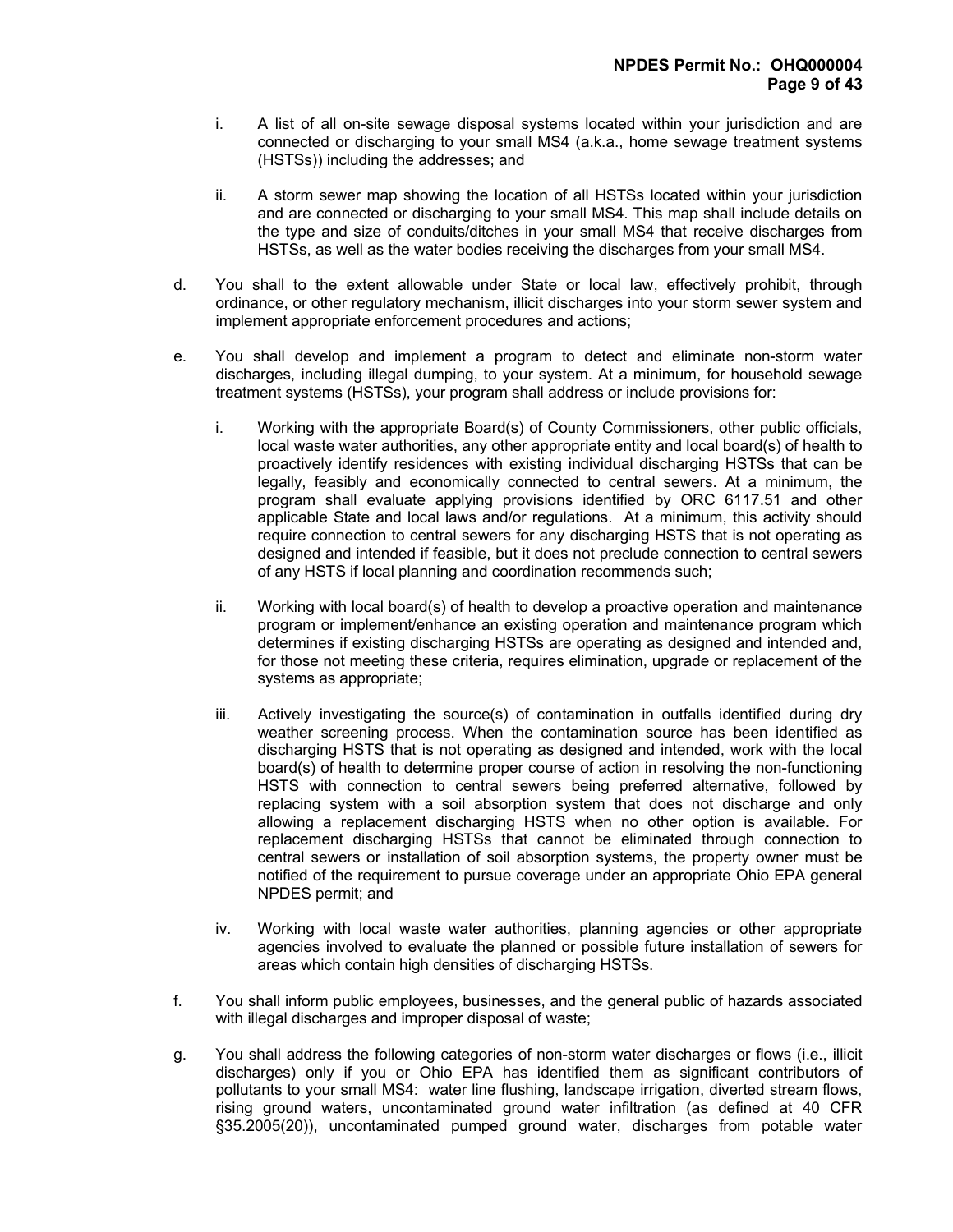i. A list of all on-site sewage disposal systems located within your jurisdiction and are connected or discharging to your small MS4 (a.k.a., home sewage treatment systems (HSTSs)) including the addresses; and

ii. A storm sewer map showing the location of all HSTSs located within your jurisdiction and are connected or discharging to your small MS4. This map shall include details on the type and size of conduits/ditches in your small MS4 that receive discharges from HSTSs, as well as the water bodies receiving the discharges from your small MS4.

d. You shall to the extent allowable under State or local law, effectively prohibit, through ordinance, or other regulatory mechanism, illicit discharges into your storm sewer system and implement appropriate enforcement procedures and actions;

e. You shall develop and implement a program to detect and eliminate non-storm water discharges, including illegal dumping, to your system. At a minimum, for household sewage treatment systems (HSTSs), your program shall address or include provisions for:

   i. Working with the appropriate Board(s) of County Commissioners, other public officials, local waste water authorities, any other appropriate entity and local board(s) of health to proactively identify residences with existing individual discharging HSTSs that can be legally, feasibly and economically connected to central sewers. At a minimum, the program shall evaluate applying provisions identified by ORC 6117.51 and other applicable State and local laws and/or regulations. At a minimum, this activity should require connection to central sewers for any discharging HSTS that is not operating as designed and intended if feasible, but it does not preclude connection to central sewers of any HSTS if local planning and coordination recommends such;

   ii. Working with local board(s) of health to develop a proactive operation and maintenance program or implement/enhance an existing operation and maintenance program which determines if existing discharging HSTSs are operating as designed and intended and, for those not meeting these criteria, requires elimination, upgrade or replacement of the systems as appropriate;

   iii. Actively investigating the source(s) of contamination in outfalls identified during dry weather screening process. When the contamination source has been identified as discharging HSTS that is not operating as designed and intended, work with the local board(s) of health to determine proper course of action in resolving the non-functioning HSTS with connection to central sewers being preferred alternative, followed by replacing system with a soil absorption system that does not discharge and only allowing a replacement discharging HSTS when no other option is available. For replacement discharging HSTSs that cannot be eliminated through connection to central sewers or installation of soil absorption systems, the property owner must be notified of the requirement to pursue coverage under an appropriate Ohio EPA general NPDES permit; and

   iv. Working with local waste water authorities, planning agencies or other appropriate agencies involved to evaluate the planned or possible future installation of sewers for areas which contain high densities of discharging HSTSs.

f. You shall inform public employees, businesses, and the general public of hazards associated with illegal discharges and improper disposal of waste;

g. You shall address the following categories of non-storm water discharges or flows (i.e., illicit discharges) only if you or Ohio EPA has identified them as significant contributors of pollutants to your small MS4: water line flushing, landscape irrigation, diverted stream flows, rising ground waters, uncontaminated ground water infiltration (as defined at 40 CFR §35.2005(20)), uncontaminated pumped ground water, discharges from potable water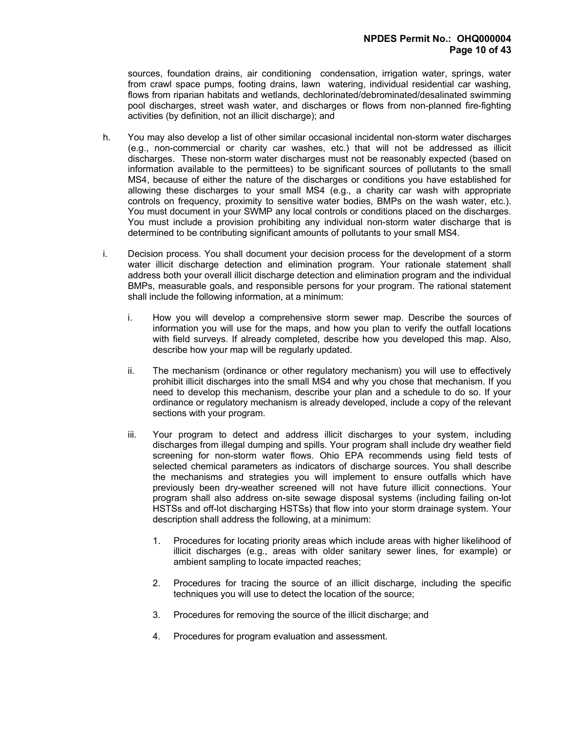sources, foundation drains, air conditioning condensation, irrigation water, springs, water from crawl space pumps, footing drains, lawn watering, individual residential car washing, flows from riparian habitats and wetlands, dechlorinated/debrominated/desalinated swimming pool discharges, street wash water, and discharges or flows from non-planned fire-fighting activities (by definition, not an illicit discharge); and

h. You may also develop a list of other similar occasional incidental non-storm water discharges (e.g., non-commercial or charity car washes, etc.) that will not be addressed as illicit discharges. These non-storm water discharges must not be reasonably expected (based on information available to the permittees) to be significant sources of pollutants to the small MS4, because of either the nature of the discharges or conditions you have established for allowing these discharges to your small MS4 (e.g., a charity car wash with appropriate controls on frequency, proximity to sensitive water bodies, BMPs on the wash water, etc.). You must document in your SWMP any local controls or conditions placed on the discharges. You must include a provision prohibiting any individual non-storm water discharge that is determined to be contributing significant amounts of pollutants to your small MS4.

i. Decision process. You shall document your decision process for the development of a storm water illicit discharge detection and elimination program. Your rationale statement shall address both your overall illicit discharge detection and elimination program and the individual BMPs, measurable goals, and responsible persons for your program. The rational statement shall include the following information, at a minimum:

   i. How you will develop a comprehensive storm sewer map. Describe the sources of information you will use for the maps, and how you plan to verify the outfall locations with field surveys. If already completed, describe how you developed this map. Also, describe how your map will be regularly updated.

   ii. The mechanism (ordinance or other regulatory mechanism) you will use to effectively prohibit illicit discharges into the small MS4 and why you chose that mechanism. If you need to develop this mechanism, describe your plan and a schedule to do so. If your ordinance or regulatory mechanism is already developed, include a copy of the relevant sections with your program.

   iii. Your program to detect and address illicit discharges to your system, including discharges from illegal dumping and spills. Your program shall include dry weather field screening for non-storm water flows. Ohio EPA recommends using field tests of selected chemical parameters as indicators of discharge sources. You shall describe the mechanisms and strategies you will implement to ensure outfalls which have previously been dry-weather screened will not have future illicit connections. Your program shall also address on-site sewage disposal systems (including failing on-lot HSTSs and off-lot discharging HSTSs) that flow into your storm drainage system. Your description shall address the following, at a minimum:

      1. Procedures for locating priority areas which include areas with higher likelihood of illicit discharges (e.g., areas with older sanitary sewer lines, for example) or ambient sampling to locate impacted reaches;

      2. Procedures for tracing the source of an illicit discharge, including the specific techniques you will use to detect the location of the source;

      3. Procedures for removing the source of the illicit discharge; and

      4. Procedures for program evaluation and assessment.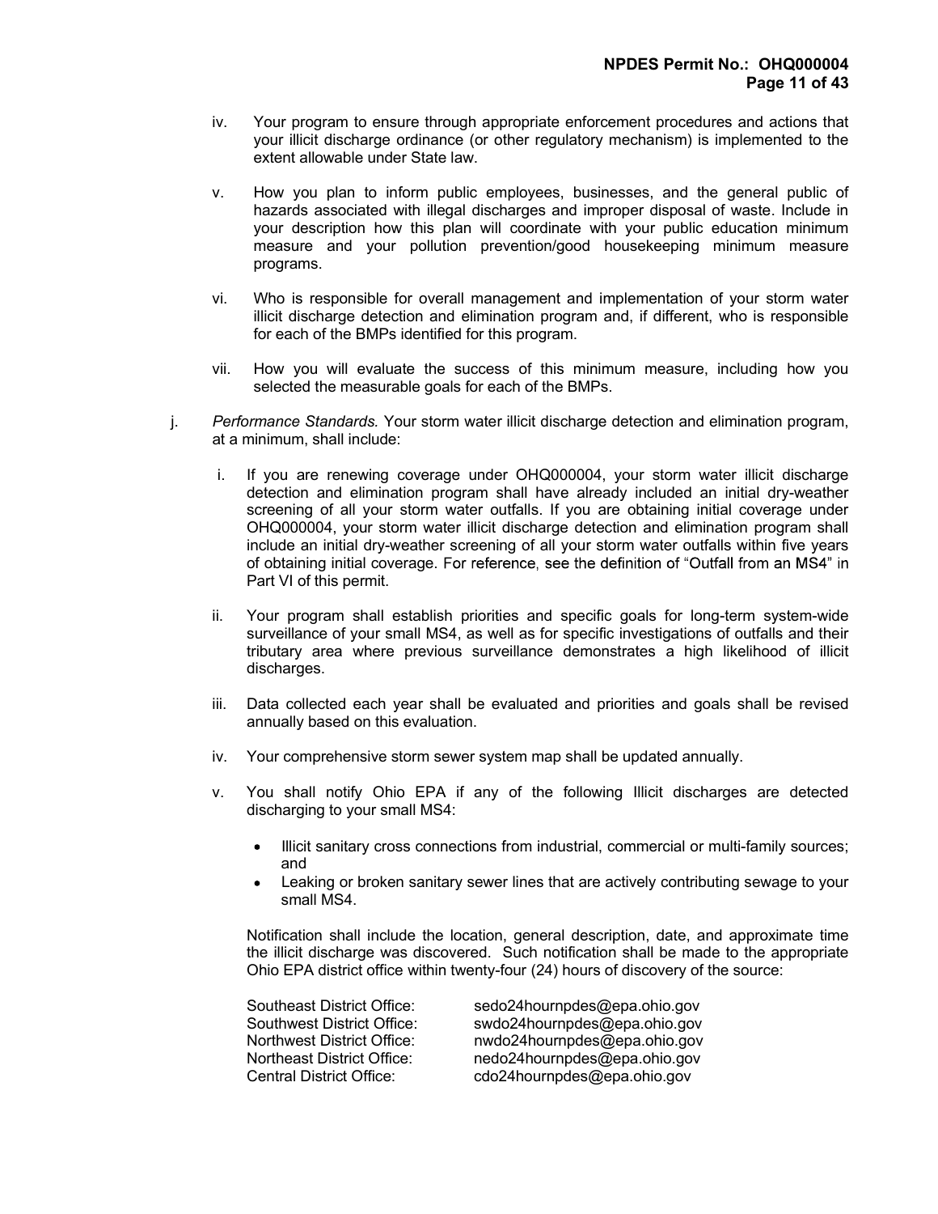iv. Your program to ensure through appropriate enforcement procedures and actions that your illicit discharge ordinance (or other regulatory mechanism) is implemented to the extent allowable under State law.

v. How you plan to inform public employees, businesses, and the general public of hazards associated with illegal discharges and improper disposal of waste. Include in your description how this plan will coordinate with your public education minimum measure and your pollution prevention/good housekeeping minimum measure programs.

vi. Who is responsible for overall management and implementation of your storm water illicit discharge detection and elimination program and, if different, who is responsible for each of the BMPs identified for this program.

vii. How you will evaluate the success of this minimum measure, including how you selected the measurable goals for each of the BMPs.

j. *Performance Standards.* Your storm water illicit discharge detection and elimination program, at a minimum, shall include:

i. If you are renewing coverage under OHQ000004, your storm water illicit discharge detection and elimination program shall have already included an initial dry-weather screening of all your storm water outfalls. If you are obtaining initial coverage under OHQ000004, your storm water illicit discharge detection and elimination program shall include an initial dry-weather screening of all your storm water outfalls within five years of obtaining initial coverage. For reference, see the definition of "Outfall from an MS4" in Part VI of this permit.

ii. Your program shall establish priorities and specific goals for long-term system-wide surveillance of your small MS4, as well as for specific investigations of outfalls and their tributary area where previous surveillance demonstrates a high likelihood of illicit discharges.

iii. Data collected each year shall be evaluated and priorities and goals shall be revised annually based on this evaluation.

iv. Your comprehensive storm sewer system map shall be updated annually.

v. You shall notify Ohio EPA if any of the following Illicit discharges are detected discharging to your small MS4:

- Illicit sanitary cross connections from industrial, commercial or multi-family sources; and
- Leaking or broken sanitary sewer lines that are actively contributing sewage to your small MS4.

Notification shall include the location, general description, date, and approximate time the illicit discharge was discovered. Such notification shall be made to the appropriate Ohio EPA district office within twenty-four (24) hours of discovery of the source:

| | |
|---|---|
| Southeast District Office: | sedo24hournpdes@epa.ohio.gov |
| Southwest District Office: | swdo24hournpdes@epa.ohio.gov |
| Northwest District Office: | nwdo24hournpdes@epa.ohio.gov |
| Northeast District Office: | nedo24hournpdes@epa.ohio.gov |
| Central District Office: | cdo24hournpdes@epa.ohio.gov |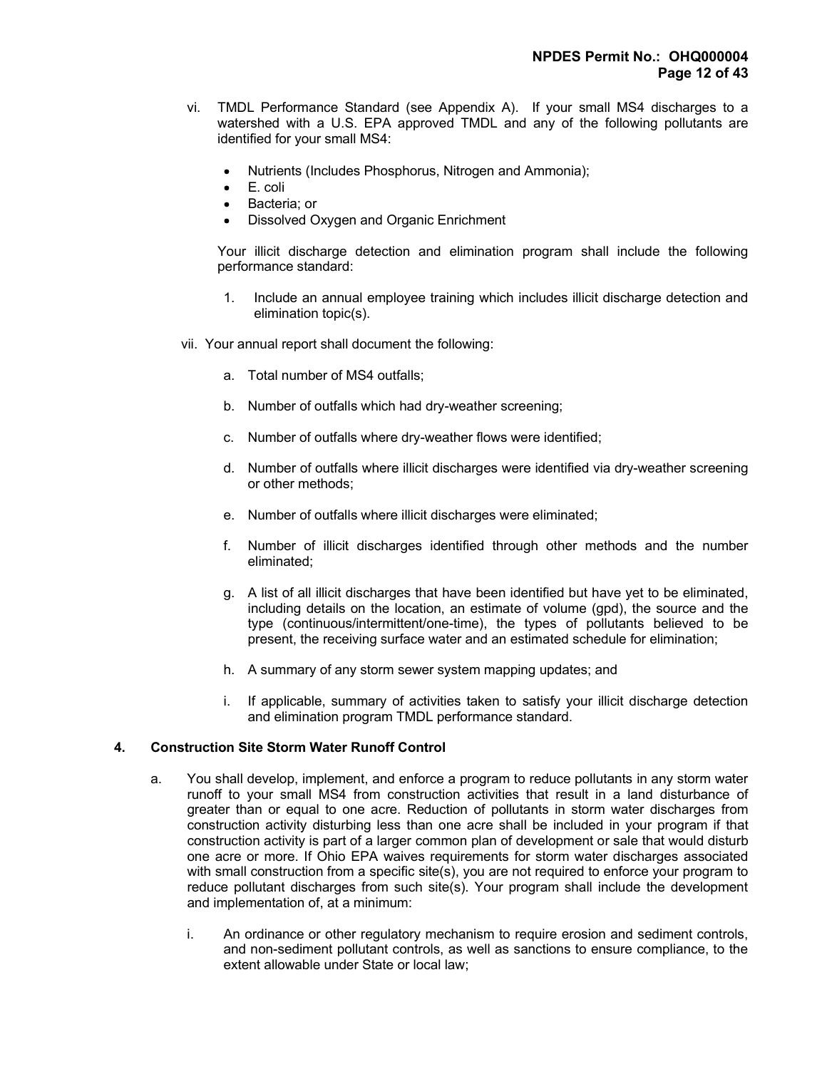vi. TMDL Performance Standard (see Appendix A). If your small MS4 discharges to a watershed with a U.S. EPA approved TMDL and any of the following pollutants are identified for your small MS4:

- Nutrients (Includes Phosphorus, Nitrogen and Ammonia);
- E. coli
- Bacteria; or
- Dissolved Oxygen and Organic Enrichment

Your illicit discharge detection and elimination program shall include the following performance standard:

1. Include an annual employee training which includes illicit discharge detection and elimination topic(s).

vii. Your annual report shall document the following:

a. Total number of MS4 outfalls;

b. Number of outfalls which had dry-weather screening;

c. Number of outfalls where dry-weather flows were identified;

d. Number of outfalls where illicit discharges were identified via dry-weather screening or other methods;

e. Number of outfalls where illicit discharges were eliminated;

f. Number of illicit discharges identified through other methods and the number eliminated;

g. A list of all illicit discharges that have been identified but have yet to be eliminated, including details on the location, an estimate of volume (gpd), the source and the type (continuous/intermittent/one-time), the types of pollutants believed to be present, the receiving surface water and an estimated schedule for elimination;

h. A summary of any storm sewer system mapping updates; and

i. If applicable, summary of activities taken to satisfy your illicit discharge detection and elimination program TMDL performance standard.

**4. Construction Site Storm Water Runoff Control**

a. You shall develop, implement, and enforce a program to reduce pollutants in any storm water runoff to your small MS4 from construction activities that result in a land disturbance of greater than or equal to one acre. Reduction of pollutants in storm water discharges from construction activity disturbing less than one acre shall be included in your program if that construction activity is part of a larger common plan of development or sale that would disturb one acre or more. If Ohio EPA waives requirements for storm water discharges associated with small construction from a specific site(s), you are not required to enforce your program to reduce pollutant discharges from such site(s). Your program shall include the development and implementation of, at a minimum:

i. An ordinance or other regulatory mechanism to require erosion and sediment controls, and non-sediment pollutant controls, as well as sanctions to ensure compliance, to the extent allowable under State or local law;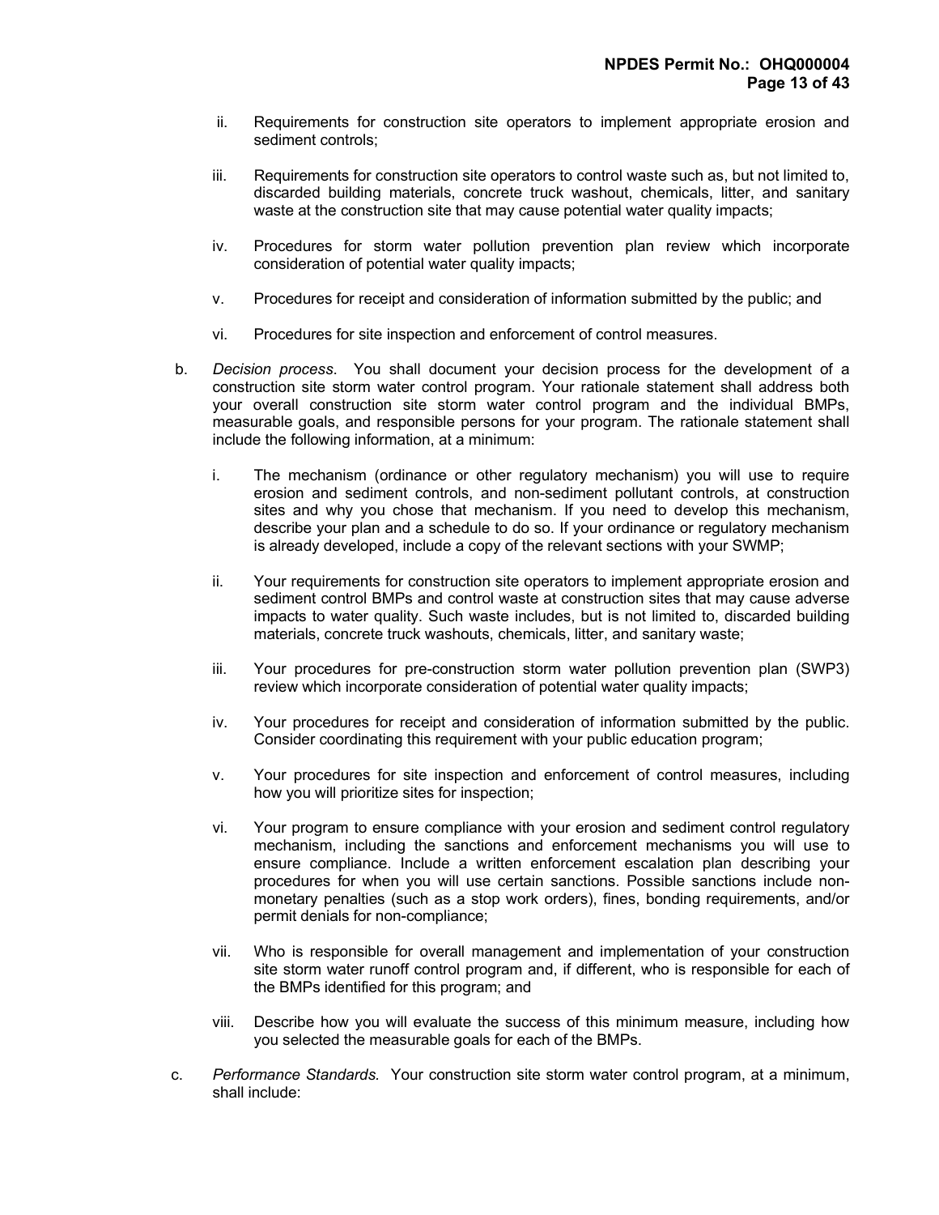ii. Requirements for construction site operators to implement appropriate erosion and sediment controls;

iii. Requirements for construction site operators to control waste such as, but not limited to, discarded building materials, concrete truck washout, chemicals, litter, and sanitary waste at the construction site that may cause potential water quality impacts;

iv. Procedures for storm water pollution prevention plan review which incorporate consideration of potential water quality impacts;

v. Procedures for receipt and consideration of information submitted by the public; and

vi. Procedures for site inspection and enforcement of control measures.

b. *Decision process.* You shall document your decision process for the development of a construction site storm water control program. Your rationale statement shall address both your overall construction site storm water control program and the individual BMPs, measurable goals, and responsible persons for your program. The rationale statement shall include the following information, at a minimum:

i. The mechanism (ordinance or other regulatory mechanism) you will use to require erosion and sediment controls, and non-sediment pollutant controls, at construction sites and why you chose that mechanism. If you need to develop this mechanism, describe your plan and a schedule to do so. If your ordinance or regulatory mechanism is already developed, include a copy of the relevant sections with your SWMP;

ii. Your requirements for construction site operators to implement appropriate erosion and sediment control BMPs and control waste at construction sites that may cause adverse impacts to water quality. Such waste includes, but is not limited to, discarded building materials, concrete truck washouts, chemicals, litter, and sanitary waste;

iii. Your procedures for pre-construction storm water pollution prevention plan (SWP3) review which incorporate consideration of potential water quality impacts;

iv. Your procedures for receipt and consideration of information submitted by the public. Consider coordinating this requirement with your public education program;

v. Your procedures for site inspection and enforcement of control measures, including how you will prioritize sites for inspection;

vi. Your program to ensure compliance with your erosion and sediment control regulatory mechanism, including the sanctions and enforcement mechanisms you will use to ensure compliance. Include a written enforcement escalation plan describing your procedures for when you will use certain sanctions. Possible sanctions include non-monetary penalties (such as a stop work orders), fines, bonding requirements, and/or permit denials for non-compliance;

vii. Who is responsible for overall management and implementation of your construction site storm water runoff control program and, if different, who is responsible for each of the BMPs identified for this program; and

viii. Describe how you will evaluate the success of this minimum measure, including how you selected the measurable goals for each of the BMPs.

c. *Performance Standards.* Your construction site storm water control program, at a minimum, shall include: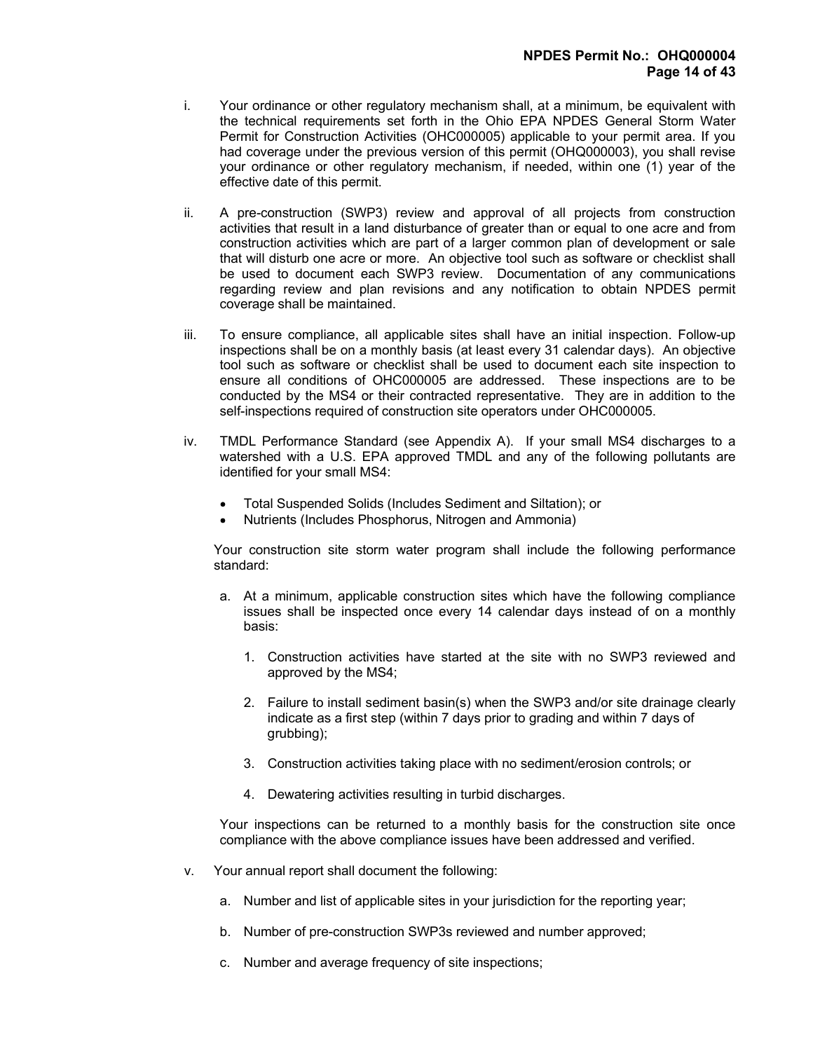i. Your ordinance or other regulatory mechanism shall, at a minimum, be equivalent with the technical requirements set forth in the Ohio EPA NPDES General Storm Water Permit for Construction Activities (OHC000005) applicable to your permit area. If you had coverage under the previous version of this permit (OHQ000003), you shall revise your ordinance or other regulatory mechanism, if needed, within one (1) year of the effective date of this permit.

ii. A pre-construction (SWP3) review and approval of all projects from construction activities that result in a land disturbance of greater than or equal to one acre and from construction activities which are part of a larger common plan of development or sale that will disturb one acre or more. An objective tool such as software or checklist shall be used to document each SWP3 review. Documentation of any communications regarding review and plan revisions and any notification to obtain NPDES permit coverage shall be maintained.

iii. To ensure compliance, all applicable sites shall have an initial inspection. Follow-up inspections shall be on a monthly basis (at least every 31 calendar days). An objective tool such as software or checklist shall be used to document each site inspection to ensure all conditions of OHC000005 are addressed. These inspections are to be conducted by the MS4 or their contracted representative. They are in addition to the self-inspections required of construction site operators under OHC000005.

iv. TMDL Performance Standard (see Appendix A). If your small MS4 discharges to a watershed with a U.S. EPA approved TMDL and any of the following pollutants are identified for your small MS4:

- Total Suspended Solids (Includes Sediment and Siltation); or
- Nutrients (Includes Phosphorus, Nitrogen and Ammonia)

Your construction site storm water program shall include the following performance standard:

a. At a minimum, applicable construction sites which have the following compliance issues shall be inspected once every 14 calendar days instead of on a monthly basis:

1. Construction activities have started at the site with no SWP3 reviewed and approved by the MS4;

2. Failure to install sediment basin(s) when the SWP3 and/or site drainage clearly indicate as a first step (within 7 days prior to grading and within 7 days of grubbing);

3. Construction activities taking place with no sediment/erosion controls; or

4. Dewatering activities resulting in turbid discharges.

Your inspections can be returned to a monthly basis for the construction site once compliance with the above compliance issues have been addressed and verified.

v. Your annual report shall document the following:

a. Number and list of applicable sites in your jurisdiction for the reporting year;

b. Number of pre-construction SWP3s reviewed and number approved;

c. Number and average frequency of site inspections;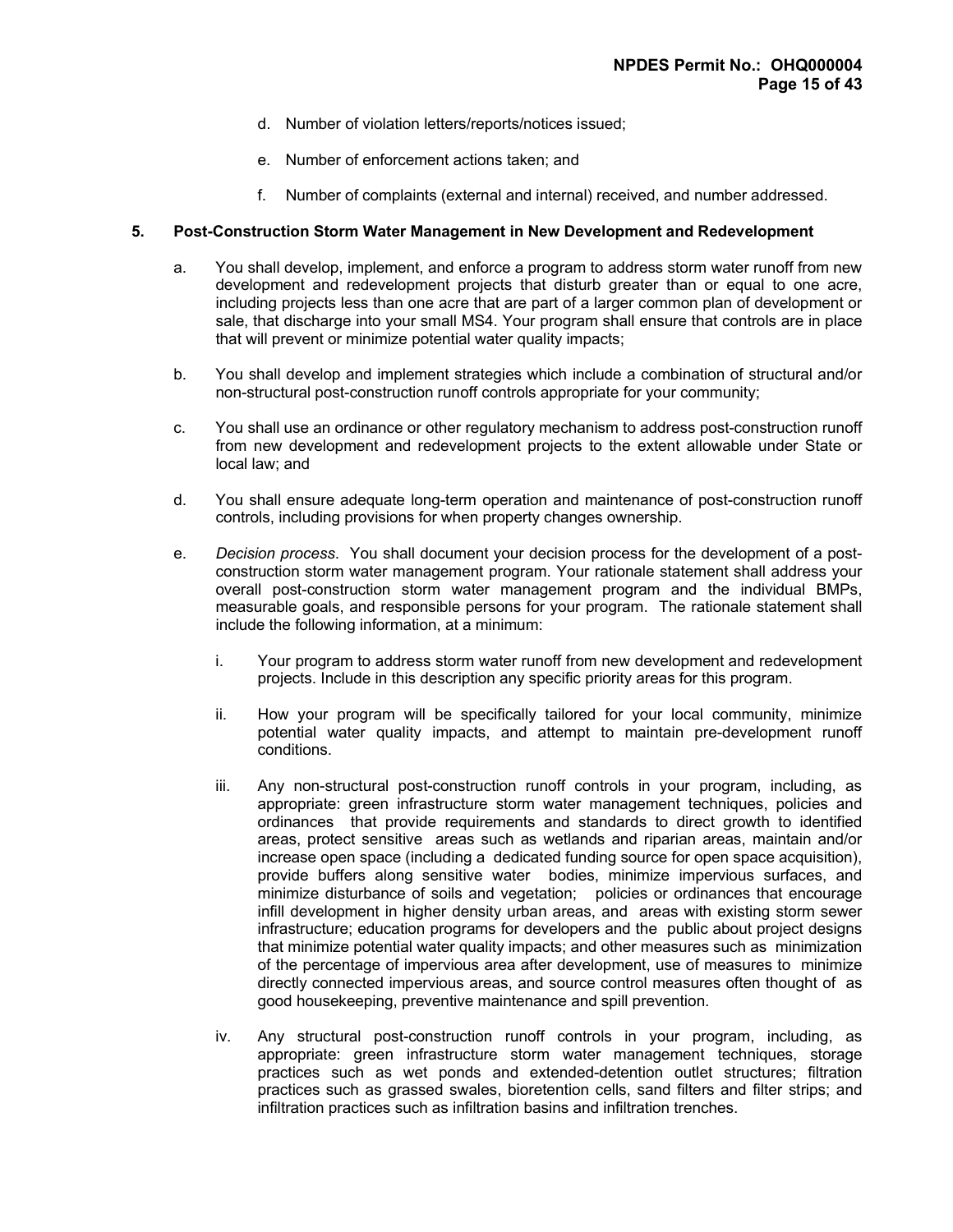d. Number of violation letters/reports/notices issued;

e. Number of enforcement actions taken; and

f. Number of complaints (external and internal) received, and number addressed.

**5. Post-Construction Storm Water Management in New Development and Redevelopment**

a. You shall develop, implement, and enforce a program to address storm water runoff from new development and redevelopment projects that disturb greater than or equal to one acre, including projects less than one acre that are part of a larger common plan of development or sale, that discharge into your small MS4. Your program shall ensure that controls are in place that will prevent or minimize potential water quality impacts;

b. You shall develop and implement strategies which include a combination of structural and/or non-structural post-construction runoff controls appropriate for your community;

c. You shall use an ordinance or other regulatory mechanism to address post-construction runoff from new development and redevelopment projects to the extent allowable under State or local law; and

d. You shall ensure adequate long-term operation and maintenance of post-construction runoff controls, including provisions for when property changes ownership.

e. *Decision process*. You shall document your decision process for the development of a post-construction storm water management program. Your rationale statement shall address your overall post-construction storm water management program and the individual BMPs, measurable goals, and responsible persons for your program. The rationale statement shall include the following information, at a minimum:

   i. Your program to address storm water runoff from new development and redevelopment projects. Include in this description any specific priority areas for this program.

   ii. How your program will be specifically tailored for your local community, minimize potential water quality impacts, and attempt to maintain pre-development runoff conditions.

   iii. Any non-structural post-construction runoff controls in your program, including, as appropriate: green infrastructure storm water management techniques, policies and ordinances that provide requirements and standards to direct growth to identified areas, protect sensitive areas such as wetlands and riparian areas, maintain and/or increase open space (including a dedicated funding source for open space acquisition), provide buffers along sensitive water bodies, minimize impervious surfaces, and minimize disturbance of soils and vegetation; policies or ordinances that encourage infill development in higher density urban areas, and areas with existing storm sewer infrastructure; education programs for developers and the public about project designs that minimize potential water quality impacts; and other measures such as minimization of the percentage of impervious area after development, use of measures to minimize directly connected impervious areas, and source control measures often thought of as good housekeeping, preventive maintenance and spill prevention.

   iv. Any structural post-construction runoff controls in your program, including, as appropriate: green infrastructure storm water management techniques, storage practices such as wet ponds and extended-detention outlet structures; filtration practices such as grassed swales, bioretention cells, sand filters and filter strips; and infiltration practices such as infiltration basins and infiltration trenches.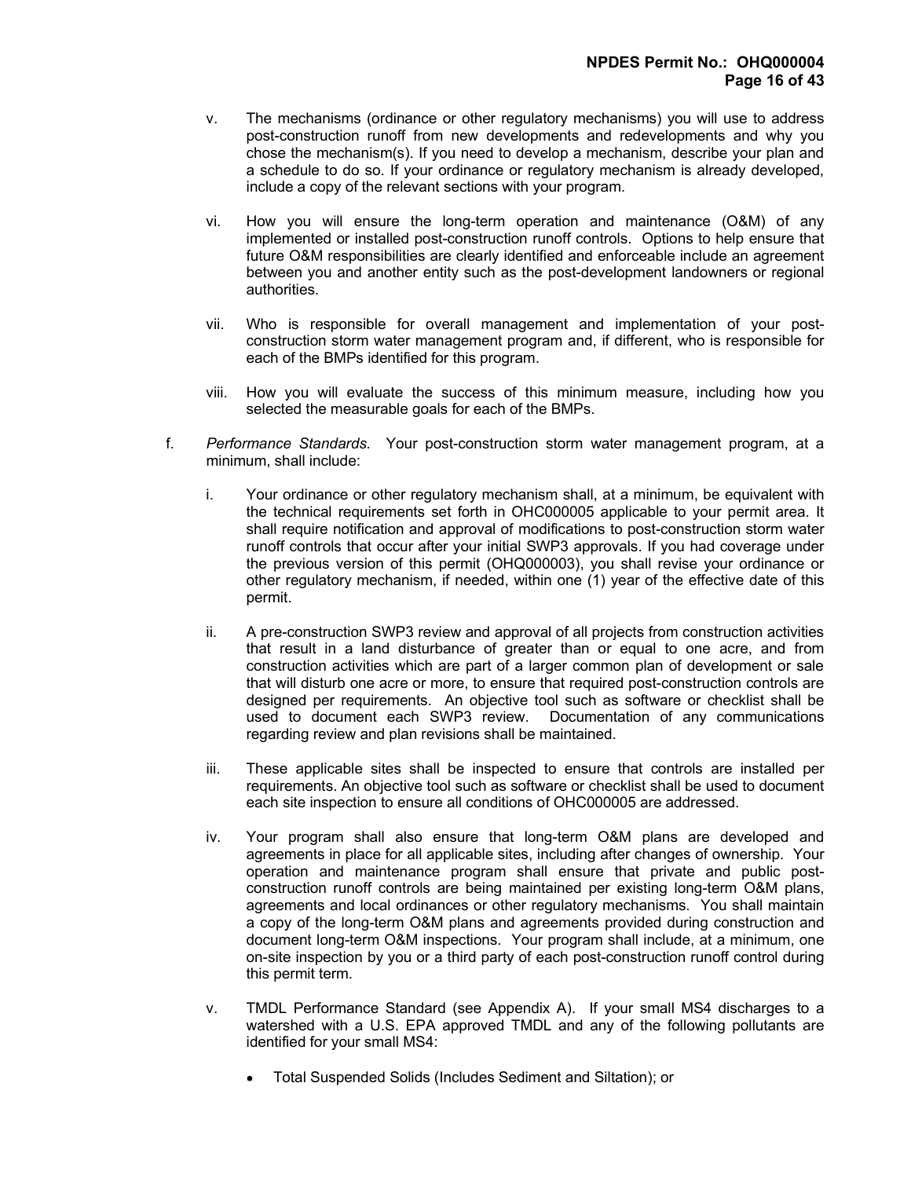v. The mechanisms (ordinance or other regulatory mechanisms) you will use to address post-construction runoff from new developments and redevelopments and why you chose the mechanism(s). If you need to develop a mechanism, describe your plan and a schedule to do so. If your ordinance or regulatory mechanism is already developed, include a copy of the relevant sections with your program.

vi. How you will ensure the long-term operation and maintenance (O&M) of any implemented or installed post-construction runoff controls. Options to help ensure that future O&M responsibilities are clearly identified and enforceable include an agreement between you and another entity such as the post-development landowners or regional authorities.

vii. Who is responsible for overall management and implementation of your post-construction storm water management program and, if different, who is responsible for each of the BMPs identified for this program.

viii. How you will evaluate the success of this minimum measure, including how you selected the measurable goals for each of the BMPs.

f. *Performance Standards.* Your post-construction storm water management program, at a minimum, shall include:

i. Your ordinance or other regulatory mechanism shall, at a minimum, be equivalent with the technical requirements set forth in OHC000005 applicable to your permit area. It shall require notification and approval of modifications to post-construction storm water runoff controls that occur after your initial SWP3 approvals. If you had coverage under the previous version of this permit (OHQ000003), you shall revise your ordinance or other regulatory mechanism, if needed, within one (1) year of the effective date of this permit.

ii. A pre-construction SWP3 review and approval of all projects from construction activities that result in a land disturbance of greater than or equal to one acre, and from construction activities which are part of a larger common plan of development or sale that will disturb one acre or more, to ensure that required post-construction controls are designed per requirements. An objective tool such as software or checklist shall be used to document each SWP3 review. Documentation of any communications regarding review and plan revisions shall be maintained.

iii. These applicable sites shall be inspected to ensure that controls are installed per requirements. An objective tool such as software or checklist shall be used to document each site inspection to ensure all conditions of OHC000005 are addressed.

iv. Your program shall also ensure that long-term O&M plans are developed and agreements in place for all applicable sites, including after changes of ownership. Your operation and maintenance program shall ensure that private and public post-construction runoff controls are being maintained per existing long-term O&M plans, agreements and local ordinances or other regulatory mechanisms. You shall maintain a copy of the long-term O&M plans and agreements provided during construction and document long-term O&M inspections. Your program shall include, at a minimum, one on-site inspection by you or a third party of each post-construction runoff control during this permit term.

v. TMDL Performance Standard (see Appendix A). If your small MS4 discharges to a watershed with a U.S. EPA approved TMDL and any of the following pollutants are identified for your small MS4:

- Total Suspended Solids (Includes Sediment and Siltation); or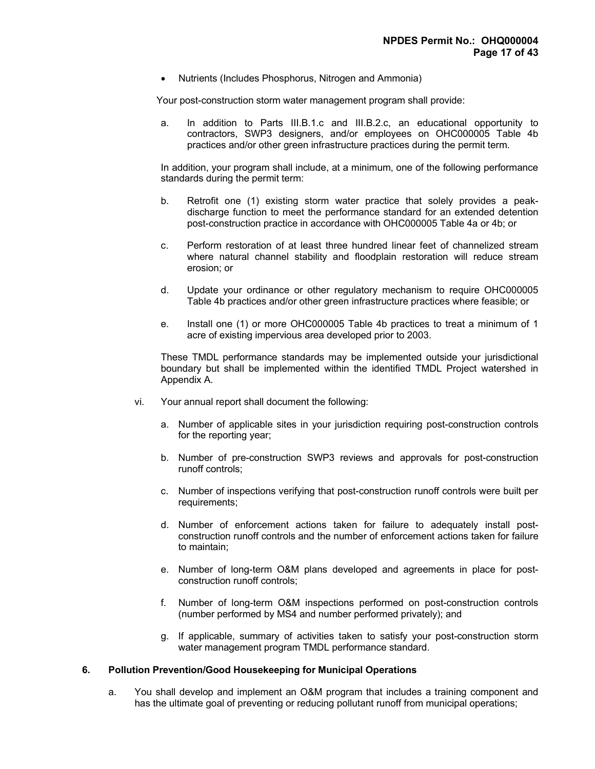- Nutrients (Includes Phosphorus, Nitrogen and Ammonia)

Your post-construction storm water management program shall provide:

a. In addition to Parts III.B.1.c and III.B.2.c, an educational opportunity to contractors, SWP3 designers, and/or employees on OHC000005 Table 4b practices and/or other green infrastructure practices during the permit term.

In addition, your program shall include, at a minimum, one of the following performance standards during the permit term:

b. Retrofit one (1) existing storm water practice that solely provides a peak-discharge function to meet the performance standard for an extended detention post-construction practice in accordance with OHC000005 Table 4a or 4b; or

c. Perform restoration of at least three hundred linear feet of channelized stream where natural channel stability and floodplain restoration will reduce stream erosion; or

d. Update your ordinance or other regulatory mechanism to require OHC000005 Table 4b practices and/or other green infrastructure practices where feasible; or

e. Install one (1) or more OHC000005 Table 4b practices to treat a minimum of 1 acre of existing impervious area developed prior to 2003.

These TMDL performance standards may be implemented outside your jurisdictional boundary but shall be implemented within the identified TMDL Project watershed in Appendix A.

vi. Your annual report shall document the following:

a. Number of applicable sites in your jurisdiction requiring post-construction controls for the reporting year;

b. Number of pre-construction SWP3 reviews and approvals for post-construction runoff controls;

c. Number of inspections verifying that post-construction runoff controls were built per requirements;

d. Number of enforcement actions taken for failure to adequately install post-construction runoff controls and the number of enforcement actions taken for failure to maintain;

e. Number of long-term O&M plans developed and agreements in place for post-construction runoff controls;

f. Number of long-term O&M inspections performed on post-construction controls (number performed by MS4 and number performed privately); and

g. If applicable, summary of activities taken to satisfy your post-construction storm water management program TMDL performance standard.

**6. Pollution Prevention/Good Housekeeping for Municipal Operations**

a. You shall develop and implement an O&M program that includes a training component and has the ultimate goal of preventing or reducing pollutant runoff from municipal operations;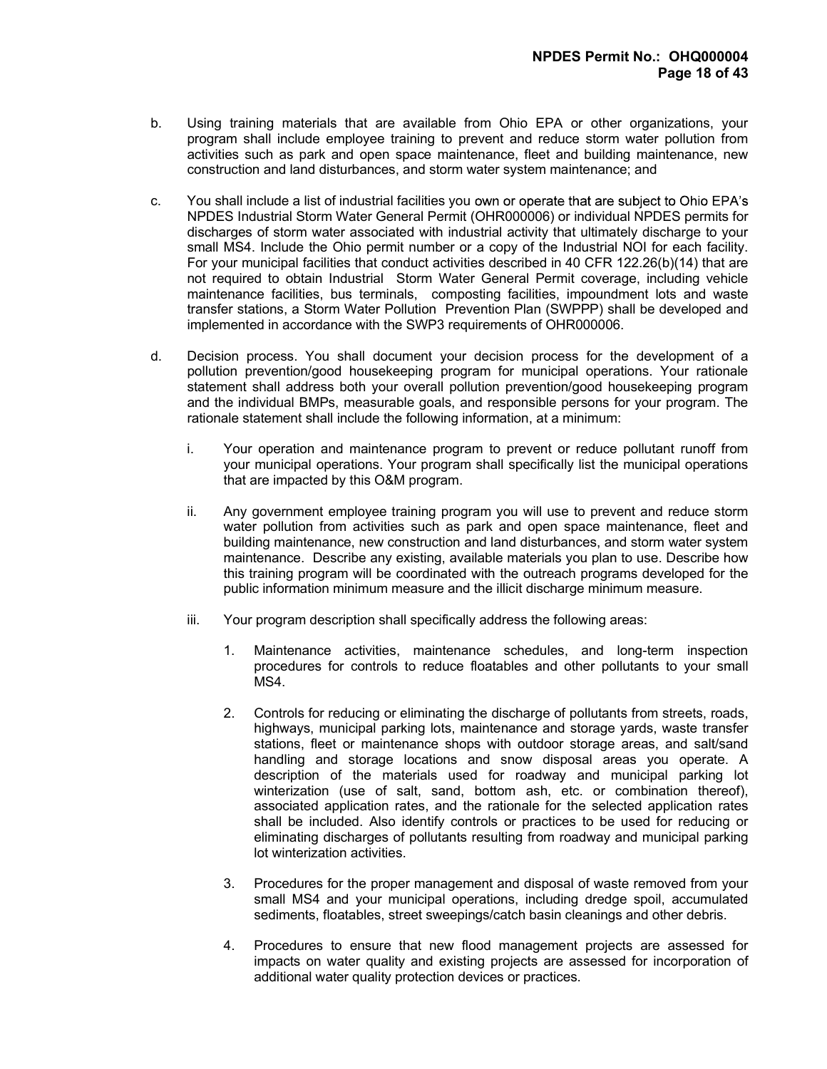b. Using training materials that are available from Ohio EPA or other organizations, your program shall include employee training to prevent and reduce storm water pollution from activities such as park and open space maintenance, fleet and building maintenance, new construction and land disturbances, and storm water system maintenance; and

c. You shall include a list of industrial facilities you own or operate that are subject to Ohio EPA's NPDES Industrial Storm Water General Permit (OHR000006) or individual NPDES permits for discharges of storm water associated with industrial activity that ultimately discharge to your small MS4. Include the Ohio permit number or a copy of the Industrial NOI for each facility. For your municipal facilities that conduct activities described in 40 CFR 122.26(b)(14) that are not required to obtain Industrial Storm Water General Permit coverage, including vehicle maintenance facilities, bus terminals, composting facilities, impoundment lots and waste transfer stations, a Storm Water Pollution Prevention Plan (SWPPP) shall be developed and implemented in accordance with the SWP3 requirements of OHR000006.

d. Decision process. You shall document your decision process for the development of a pollution prevention/good housekeeping program for municipal operations. Your rationale statement shall address both your overall pollution prevention/good housekeeping program and the individual BMPs, measurable goals, and responsible persons for your program. The rationale statement shall include the following information, at a minimum:

   i. Your operation and maintenance program to prevent or reduce pollutant runoff from your municipal operations. Your program shall specifically list the municipal operations that are impacted by this O&M program.

   ii. Any government employee training program you will use to prevent and reduce storm water pollution from activities such as park and open space maintenance, fleet and building maintenance, new construction and land disturbances, and storm water system maintenance. Describe any existing, available materials you plan to use. Describe how this training program will be coordinated with the outreach programs developed for the public information minimum measure and the illicit discharge minimum measure.

   iii. Your program description shall specifically address the following areas:

      1. Maintenance activities, maintenance schedules, and long-term inspection procedures for controls to reduce floatables and other pollutants to your small MS4.

      2. Controls for reducing or eliminating the discharge of pollutants from streets, roads, highways, municipal parking lots, maintenance and storage yards, waste transfer stations, fleet or maintenance shops with outdoor storage areas, and salt/sand handling and storage locations and snow disposal areas you operate. A description of the materials used for roadway and municipal parking lot winterization (use of salt, sand, bottom ash, etc. or combination thereof), associated application rates, and the rationale for the selected application rates shall be included. Also identify controls or practices to be used for reducing or eliminating discharges of pollutants resulting from roadway and municipal parking lot winterization activities.

      3. Procedures for the proper management and disposal of waste removed from your small MS4 and your municipal operations, including dredge spoil, accumulated sediments, floatables, street sweepings/catch basin cleanings and other debris.

      4. Procedures to ensure that new flood management projects are assessed for impacts on water quality and existing projects are assessed for incorporation of additional water quality protection devices or practices.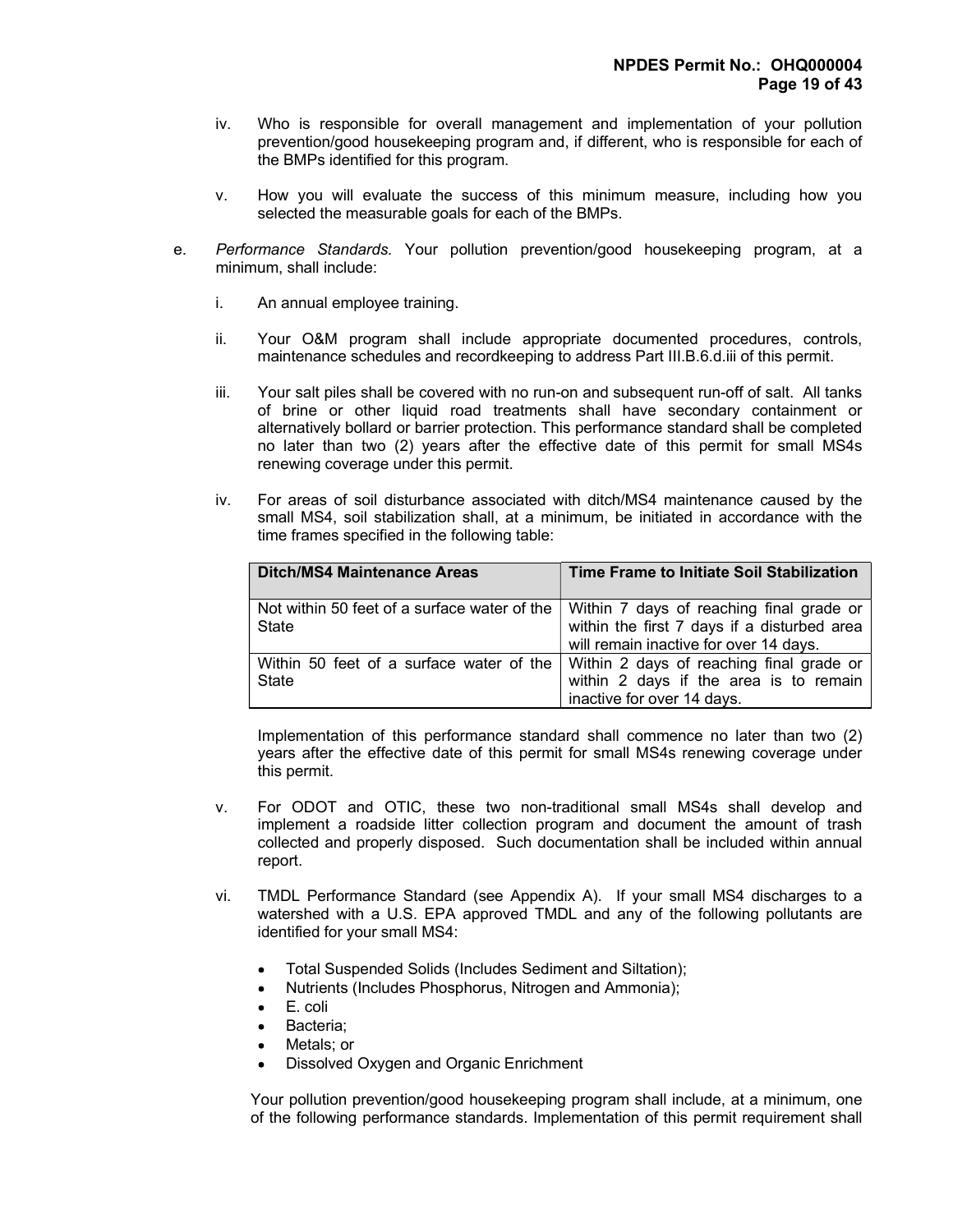iv. Who is responsible for overall management and implementation of your pollution prevention/good housekeeping program and, if different, who is responsible for each of the BMPs identified for this program.

v. How you will evaluate the success of this minimum measure, including how you selected the measurable goals for each of the BMPs.

e. *Performance Standards.* Your pollution prevention/good housekeeping program, at a minimum, shall include:

i. An annual employee training.

ii. Your O&M program shall include appropriate documented procedures, controls, maintenance schedules and recordkeeping to address Part III.B.6.d.iii of this permit.

iii. Your salt piles shall be covered with no run-on and subsequent run-off of salt. All tanks of brine or other liquid road treatments shall have secondary containment or alternatively bollard or barrier protection. This performance standard shall be completed no later than two (2) years after the effective date of this permit for small MS4s renewing coverage under this permit.

iv. For areas of soil disturbance associated with ditch/MS4 maintenance caused by the small MS4, soil stabilization shall, at a minimum, be initiated in accordance with the time frames specified in the following table:

| Ditch/MS4 Maintenance Areas | Time Frame to Initiate Soil Stabilization |
|---|---|
| Not within 50 feet of a surface water of the State | Within 7 days of reaching final grade or within the first 7 days if a disturbed area will remain inactive for over 14 days. |
| Within 50 feet of a surface water of the State | Within 2 days of reaching final grade or within 2 days if the area is to remain inactive for over 14 days. |

Implementation of this performance standard shall commence no later than two (2) years after the effective date of this permit for small MS4s renewing coverage under this permit.

v. For ODOT and OTIC, these two non-traditional small MS4s shall develop and implement a roadside litter collection program and document the amount of trash collected and properly disposed. Such documentation shall be included within annual report.

vi. TMDL Performance Standard (see Appendix A). If your small MS4 discharges to a watershed with a U.S. EPA approved TMDL and any of the following pollutants are identified for your small MS4:

- Total Suspended Solids (Includes Sediment and Siltation);
- Nutrients (Includes Phosphorus, Nitrogen and Ammonia);
- E. coli
- Bacteria;
- Metals; or
- Dissolved Oxygen and Organic Enrichment

Your pollution prevention/good housekeeping program shall include, at a minimum, one of the following performance standards. Implementation of this permit requirement shall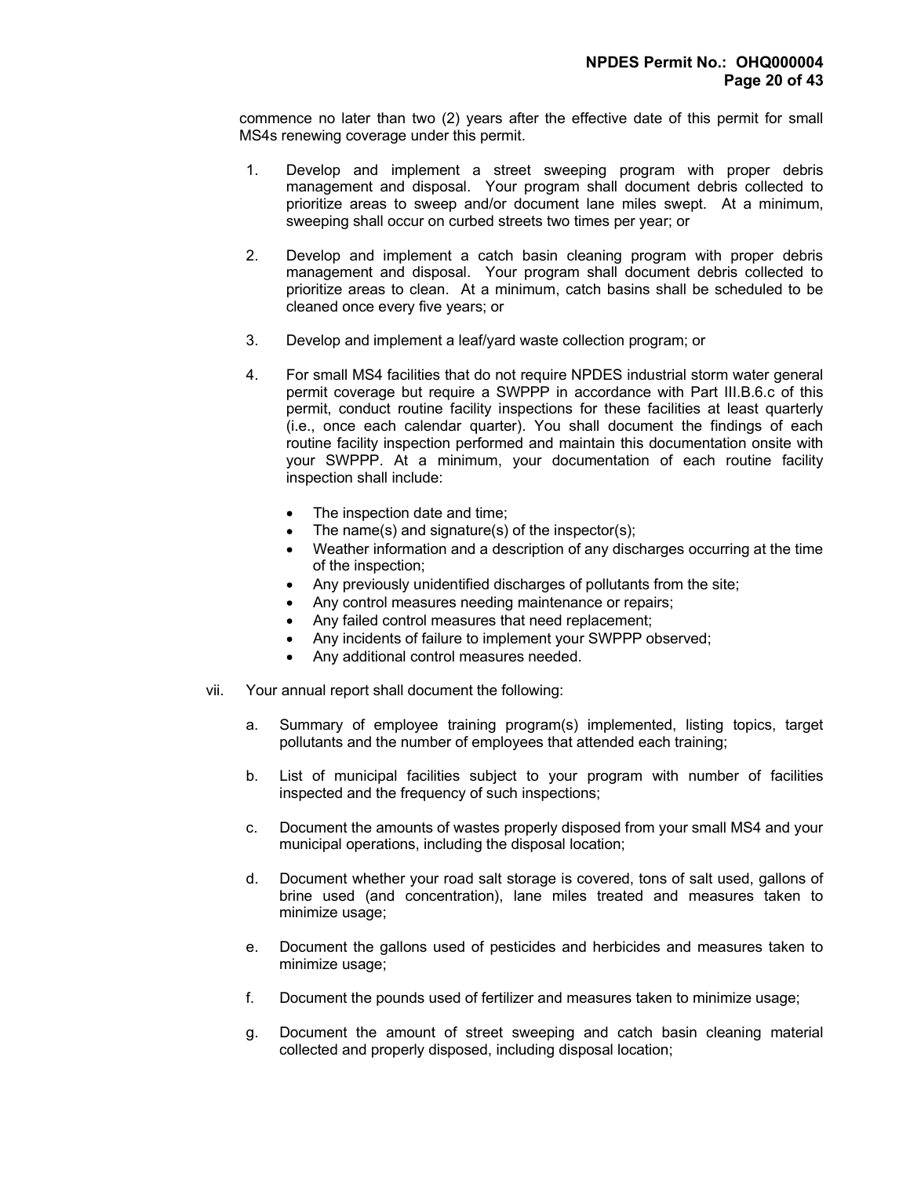commence no later than two (2) years after the effective date of this permit for small MS4s renewing coverage under this permit.

1. Develop and implement a street sweeping program with proper debris management and disposal. Your program shall document debris collected to prioritize areas to sweep and/or document lane miles swept. At a minimum, sweeping shall occur on curbed streets two times per year; or

2. Develop and implement a catch basin cleaning program with proper debris management and disposal. Your program shall document debris collected to prioritize areas to clean. At a minimum, catch basins shall be scheduled to be cleaned once every five years; or

3. Develop and implement a leaf/yard waste collection program; or

4. For small MS4 facilities that do not require NPDES industrial storm water general permit coverage but require a SWPPP in accordance with Part III.B.6.c of this permit, conduct routine facility inspections for these facilities at least quarterly (i.e., once each calendar quarter). You shall document the findings of each routine facility inspection performed and maintain this documentation onsite with your SWPPP. At a minimum, your documentation of each routine facility inspection shall include:

   - The inspection date and time;
   - The name(s) and signature(s) of the inspector(s);
   - Weather information and a description of any discharges occurring at the time of the inspection;
   - Any previously unidentified discharges of pollutants from the site;
   - Any control measures needing maintenance or repairs;
   - Any failed control measures that need replacement;
   - Any incidents of failure to implement your SWPPP observed;
   - Any additional control measures needed.

vii. Your annual report shall document the following:

   a. Summary of employee training program(s) implemented, listing topics, target pollutants and the number of employees that attended each training;

   b. List of municipal facilities subject to your program with number of facilities inspected and the frequency of such inspections;

   c. Document the amounts of wastes properly disposed from your small MS4 and your municipal operations, including the disposal location;

   d. Document whether your road salt storage is covered, tons of salt used, gallons of brine used (and concentration), lane miles treated and measures taken to minimize usage;

   e. Document the gallons used of pesticides and herbicides and measures taken to minimize usage;

   f. Document the pounds used of fertilizer and measures taken to minimize usage;

   g. Document the amount of street sweeping and catch basin cleaning material collected and properly disposed, including disposal location;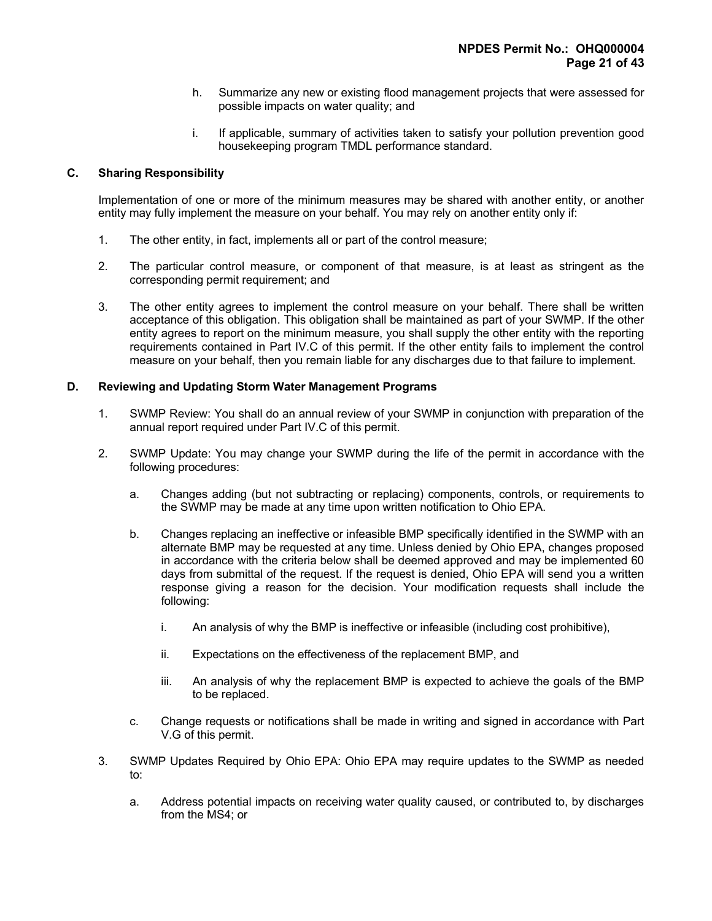h. Summarize any new or existing flood management projects that were assessed for possible impacts on water quality; and

i. If applicable, summary of activities taken to satisfy your pollution prevention good housekeeping program TMDL performance standard.

## C. Sharing Responsibility

Implementation of one or more of the minimum measures may be shared with another entity, or another entity may fully implement the measure on your behalf. You may rely on another entity only if:

1. The other entity, in fact, implements all or part of the control measure;

2. The particular control measure, or component of that measure, is at least as stringent as the corresponding permit requirement; and

3. The other entity agrees to implement the control measure on your behalf. There shall be written acceptance of this obligation. This obligation shall be maintained as part of your SWMP. If the other entity agrees to report on the minimum measure, you shall supply the other entity with the reporting requirements contained in Part IV.C of this permit. If the other entity fails to implement the control measure on your behalf, then you remain liable for any discharges due to that failure to implement.

## D. Reviewing and Updating Storm Water Management Programs

1. SWMP Review: You shall do an annual review of your SWMP in conjunction with preparation of the annual report required under Part IV.C of this permit.

2. SWMP Update: You may change your SWMP during the life of the permit in accordance with the following procedures:

   a. Changes adding (but not subtracting or replacing) components, controls, or requirements to the SWMP may be made at any time upon written notification to Ohio EPA.

   b. Changes replacing an ineffective or infeasible BMP specifically identified in the SWMP with an alternate BMP may be requested at any time. Unless denied by Ohio EPA, changes proposed in accordance with the criteria below shall be deemed approved and may be implemented 60 days from submittal of the request. If the request is denied, Ohio EPA will send you a written response giving a reason for the decision. Your modification requests shall include the following:

      i. An analysis of why the BMP is ineffective or infeasible (including cost prohibitive),

      ii. Expectations on the effectiveness of the replacement BMP, and

      iii. An analysis of why the replacement BMP is expected to achieve the goals of the BMP to be replaced.

   c. Change requests or notifications shall be made in writing and signed in accordance with Part V.G of this permit.

3. SWMP Updates Required by Ohio EPA: Ohio EPA may require updates to the SWMP as needed to:

   a. Address potential impacts on receiving water quality caused, or contributed to, by discharges from the MS4; or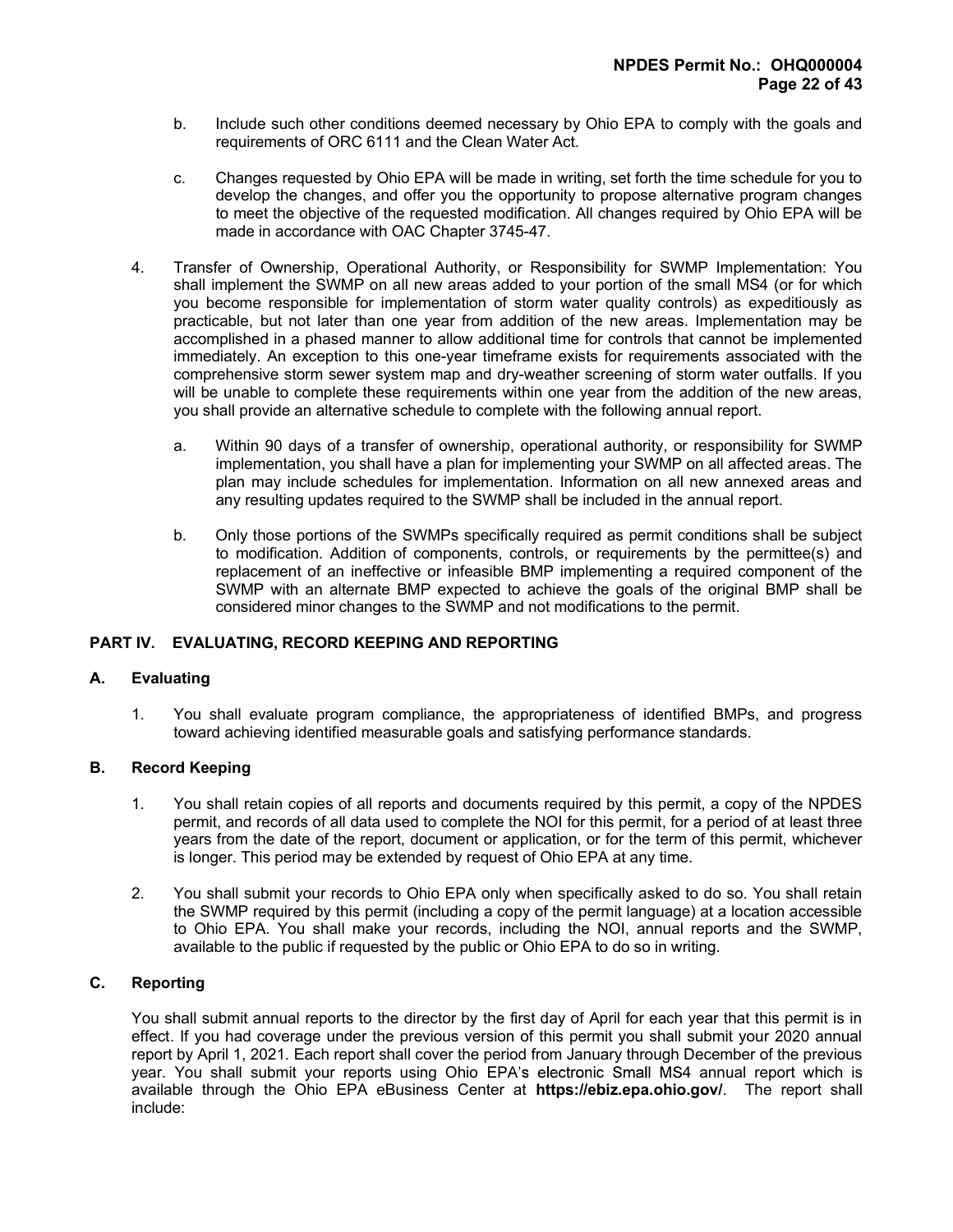b. Include such other conditions deemed necessary by Ohio EPA to comply with the goals and requirements of ORC 6111 and the Clean Water Act.

c. Changes requested by Ohio EPA will be made in writing, set forth the time schedule for you to develop the changes, and offer you the opportunity to propose alternative program changes to meet the objective of the requested modification. All changes required by Ohio EPA will be made in accordance with OAC Chapter 3745-47.

4. Transfer of Ownership, Operational Authority, or Responsibility for SWMP Implementation: You shall implement the SWMP on all new areas added to your portion of the small MS4 (or for which you become responsible for implementation of storm water quality controls) as expeditiously as practicable, but not later than one year from addition of the new areas. Implementation may be accomplished in a phased manner to allow additional time for controls that cannot be implemented immediately. An exception to this one-year timeframe exists for requirements associated with the comprehensive storm sewer system map and dry-weather screening of storm water outfalls. If you will be unable to complete these requirements within one year from the addition of the new areas, you shall provide an alternative schedule to complete with the following annual report.

   a. Within 90 days of a transfer of ownership, operational authority, or responsibility for SWMP implementation, you shall have a plan for implementing your SWMP on all affected areas. The plan may include schedules for implementation. Information on all new annexed areas and any resulting updates required to the SWMP shall be included in the annual report.

   b. Only those portions of the SWMPs specifically required as permit conditions shall be subject to modification. Addition of components, controls, or requirements by the permittee(s) and replacement of an ineffective or infeasible BMP implementing a required component of the SWMP with an alternate BMP expected to achieve the goals of the original BMP shall be considered minor changes to the SWMP and not modifications to the permit.

## PART IV. EVALUATING, RECORD KEEPING AND REPORTING

### A. Evaluating

1. You shall evaluate program compliance, the appropriateness of identified BMPs, and progress toward achieving identified measurable goals and satisfying performance standards.

### B. Record Keeping

1. You shall retain copies of all reports and documents required by this permit, a copy of the NPDES permit, and records of all data used to complete the NOI for this permit, for a period of at least three years from the date of the report, document or application, or for the term of this permit, whichever is longer. This period may be extended by request of Ohio EPA at any time.

2. You shall submit your records to Ohio EPA only when specifically asked to do so. You shall retain the SWMP required by this permit (including a copy of the permit language) at a location accessible to Ohio EPA. You shall make your records, including the NOI, annual reports and the SWMP, available to the public if requested by the public or Ohio EPA to do so in writing.

### C. Reporting

You shall submit annual reports to the director by the first day of April for each year that this permit is in effect. If you had coverage under the previous version of this permit you shall submit your 2020 annual report by April 1, 2021. Each report shall cover the period from January through December of the previous year. You shall submit your reports using Ohio EPA's electronic Small MS4 annual report which is available through the Ohio EPA eBusiness Center at **https://ebiz.epa.ohio.gov/**. The report shall include: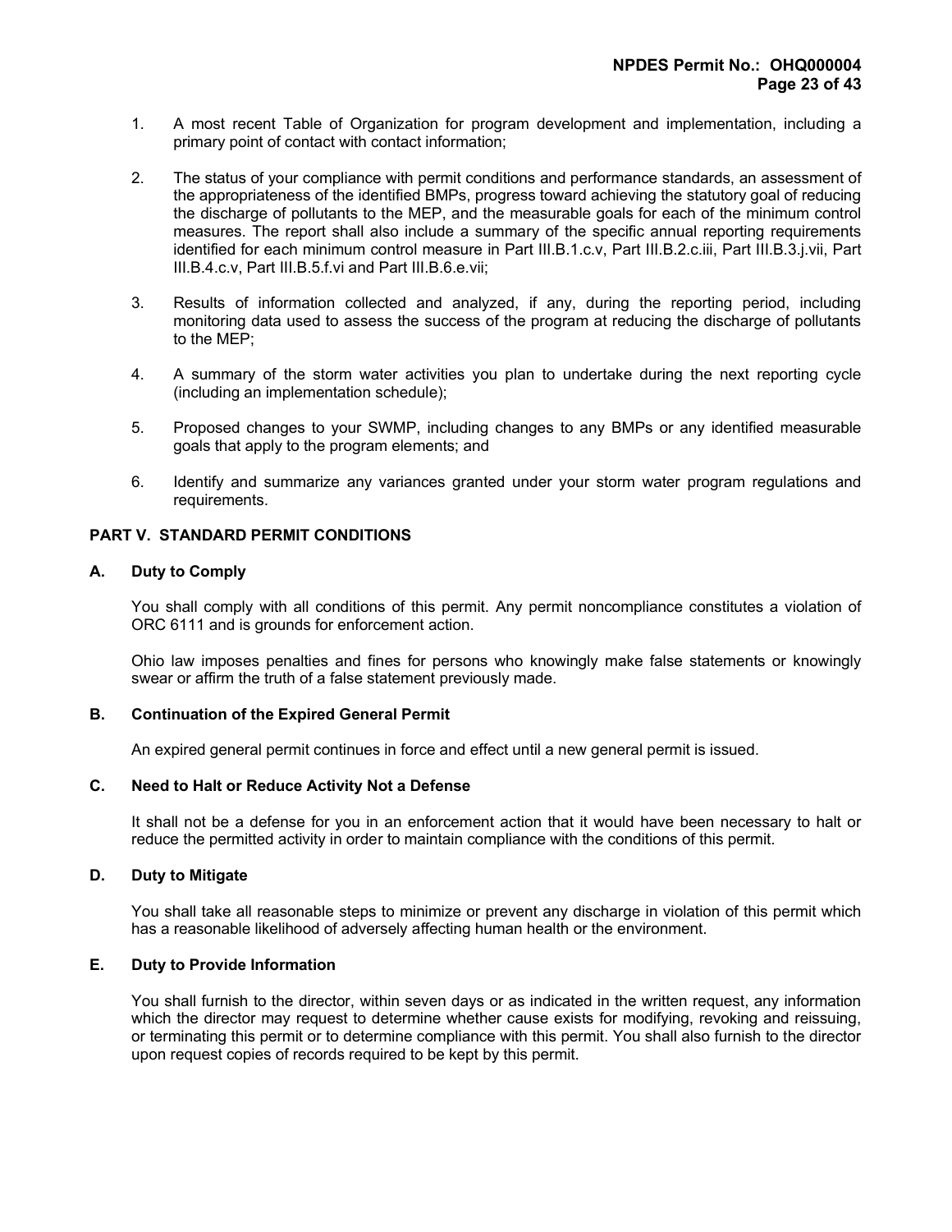1. A most recent Table of Organization for program development and implementation, including a primary point of contact with contact information;

2. The status of your compliance with permit conditions and performance standards, an assessment of the appropriateness of the identified BMPs, progress toward achieving the statutory goal of reducing the discharge of pollutants to the MEP, and the measurable goals for each of the minimum control measures. The report shall also include a summary of the specific annual reporting requirements identified for each minimum control measure in Part III.B.1.c.v, Part III.B.2.c.iii, Part III.B.3.j.vii, Part III.B.4.c.v, Part III.B.5.f.vi and Part III.B.6.e.vii;

3. Results of information collected and analyzed, if any, during the reporting period, including monitoring data used to assess the success of the program at reducing the discharge of pollutants to the MEP;

4. A summary of the storm water activities you plan to undertake during the next reporting cycle (including an implementation schedule);

5. Proposed changes to your SWMP, including changes to any BMPs or any identified measurable goals that apply to the program elements; and

6. Identify and summarize any variances granted under your storm water program regulations and requirements.

## PART V. STANDARD PERMIT CONDITIONS

### A. Duty to Comply

You shall comply with all conditions of this permit. Any permit noncompliance constitutes a violation of ORC 6111 and is grounds for enforcement action.

Ohio law imposes penalties and fines for persons who knowingly make false statements or knowingly swear or affirm the truth of a false statement previously made.

### B. Continuation of the Expired General Permit

An expired general permit continues in force and effect until a new general permit is issued.

### C. Need to Halt or Reduce Activity Not a Defense

It shall not be a defense for you in an enforcement action that it would have been necessary to halt or reduce the permitted activity in order to maintain compliance with the conditions of this permit.

### D. Duty to Mitigate

You shall take all reasonable steps to minimize or prevent any discharge in violation of this permit which has a reasonable likelihood of adversely affecting human health or the environment.

### E. Duty to Provide Information

You shall furnish to the director, within seven days or as indicated in the written request, any information which the director may request to determine whether cause exists for modifying, revoking and reissuing, or terminating this permit or to determine compliance with this permit. You shall also furnish to the director upon request copies of records required to be kept by this permit.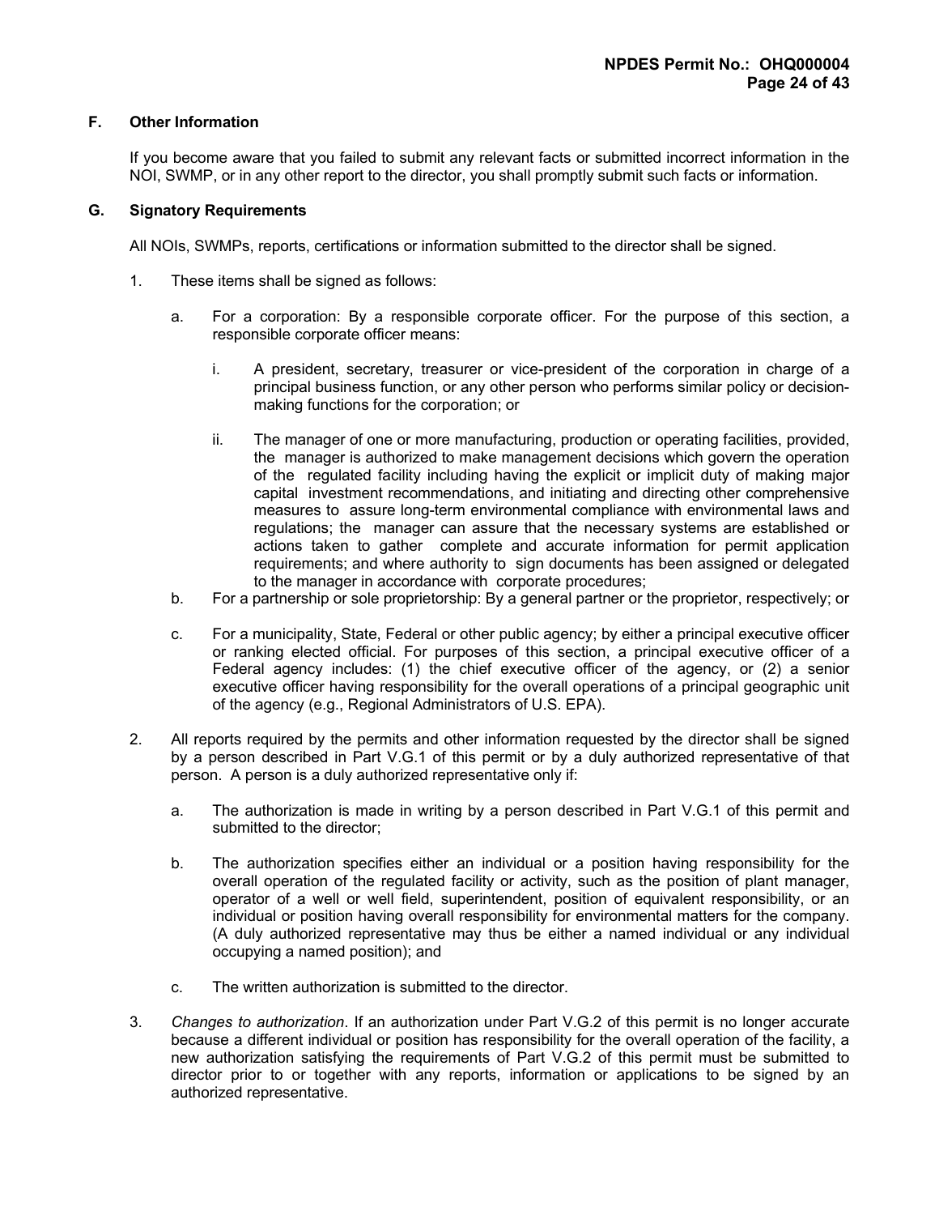### F. Other Information

If you become aware that you failed to submit any relevant facts or submitted incorrect information in the NOI, SWMP, or in any other report to the director, you shall promptly submit such facts or information.

### G. Signatory Requirements

All NOIs, SWMPs, reports, certifications or information submitted to the director shall be signed.

1. These items shall be signed as follows:

   a. For a corporation: By a responsible corporate officer. For the purpose of this section, a responsible corporate officer means:

      i. A president, secretary, treasurer or vice-president of the corporation in charge of a principal business function, or any other person who performs similar policy or decision-making functions for the corporation; or

      ii. The manager of one or more manufacturing, production or operating facilities, provided, the manager is authorized to make management decisions which govern the operation of the regulated facility including having the explicit or implicit duty of making major capital investment recommendations, and initiating and directing other comprehensive measures to assure long-term environmental compliance with environmental laws and regulations; the manager can assure that the necessary systems are established or actions taken to gather complete and accurate information for permit application requirements; and where authority to sign documents has been assigned or delegated to the manager in accordance with corporate procedures;

   b. For a partnership or sole proprietorship: By a general partner or the proprietor, respectively; or

   c. For a municipality, State, Federal or other public agency; by either a principal executive officer or ranking elected official. For purposes of this section, a principal executive officer of a Federal agency includes: (1) the chief executive officer of the agency, or (2) a senior executive officer having responsibility for the overall operations of a principal geographic unit of the agency (e.g., Regional Administrators of U.S. EPA).

2. All reports required by the permits and other information requested by the director shall be signed by a person described in Part V.G.1 of this permit or by a duly authorized representative of that person. A person is a duly authorized representative only if:

   a. The authorization is made in writing by a person described in Part V.G.1 of this permit and submitted to the director;

   b. The authorization specifies either an individual or a position having responsibility for the overall operation of the regulated facility or activity, such as the position of plant manager, operator of a well or well field, superintendent, position of equivalent responsibility, or an individual or position having overall responsibility for environmental matters for the company. (A duly authorized representative may thus be either a named individual or any individual occupying a named position); and

   c. The written authorization is submitted to the director.

3. *Changes to authorization*. If an authorization under Part V.G.2 of this permit is no longer accurate because a different individual or position has responsibility for the overall operation of the facility, a new authorization satisfying the requirements of Part V.G.2 of this permit must be submitted to director prior to or together with any reports, information or applications to be signed by an authorized representative.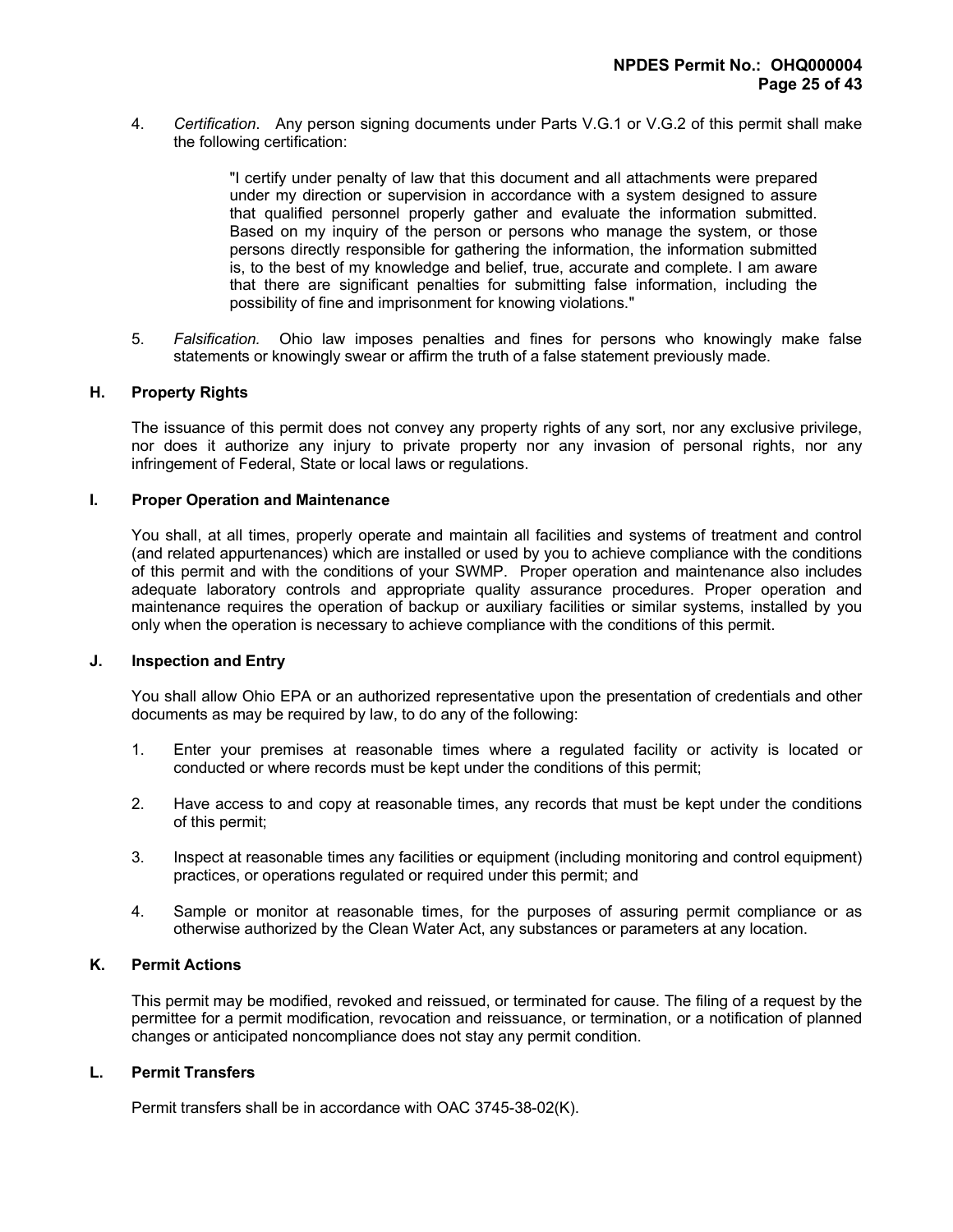4. *Certification*. Any person signing documents under Parts V.G.1 or V.G.2 of this permit shall make the following certification:

   > "I certify under penalty of law that this document and all attachments were prepared under my direction or supervision in accordance with a system designed to assure that qualified personnel properly gather and evaluate the information submitted. Based on my inquiry of the person or persons who manage the system, or those persons directly responsible for gathering the information, the information submitted is, to the best of my knowledge and belief, true, accurate and complete. I am aware that there are significant penalties for submitting false information, including the possibility of fine and imprisonment for knowing violations."

5. *Falsification.* Ohio law imposes penalties and fines for persons who knowingly make false statements or knowingly swear or affirm the truth of a false statement previously made.

### H. Property Rights

The issuance of this permit does not convey any property rights of any sort, nor any exclusive privilege, nor does it authorize any injury to private property nor any invasion of personal rights, nor any infringement of Federal, State or local laws or regulations.

### I. Proper Operation and Maintenance

You shall, at all times, properly operate and maintain all facilities and systems of treatment and control (and related appurtenances) which are installed or used by you to achieve compliance with the conditions of this permit and with the conditions of your SWMP. Proper operation and maintenance also includes adequate laboratory controls and appropriate quality assurance procedures. Proper operation and maintenance requires the operation of backup or auxiliary facilities or similar systems, installed by you only when the operation is necessary to achieve compliance with the conditions of this permit.

### J. Inspection and Entry

You shall allow Ohio EPA or an authorized representative upon the presentation of credentials and other documents as may be required by law, to do any of the following:

1. Enter your premises at reasonable times where a regulated facility or activity is located or conducted or where records must be kept under the conditions of this permit;

2. Have access to and copy at reasonable times, any records that must be kept under the conditions of this permit;

3. Inspect at reasonable times any facilities or equipment (including monitoring and control equipment) practices, or operations regulated or required under this permit; and

4. Sample or monitor at reasonable times, for the purposes of assuring permit compliance or as otherwise authorized by the Clean Water Act, any substances or parameters at any location.

### K. Permit Actions

This permit may be modified, revoked and reissued, or terminated for cause. The filing of a request by the permittee for a permit modification, revocation and reissuance, or termination, or a notification of planned changes or anticipated noncompliance does not stay any permit condition.

### L. Permit Transfers

Permit transfers shall be in accordance with OAC 3745-38-02(K).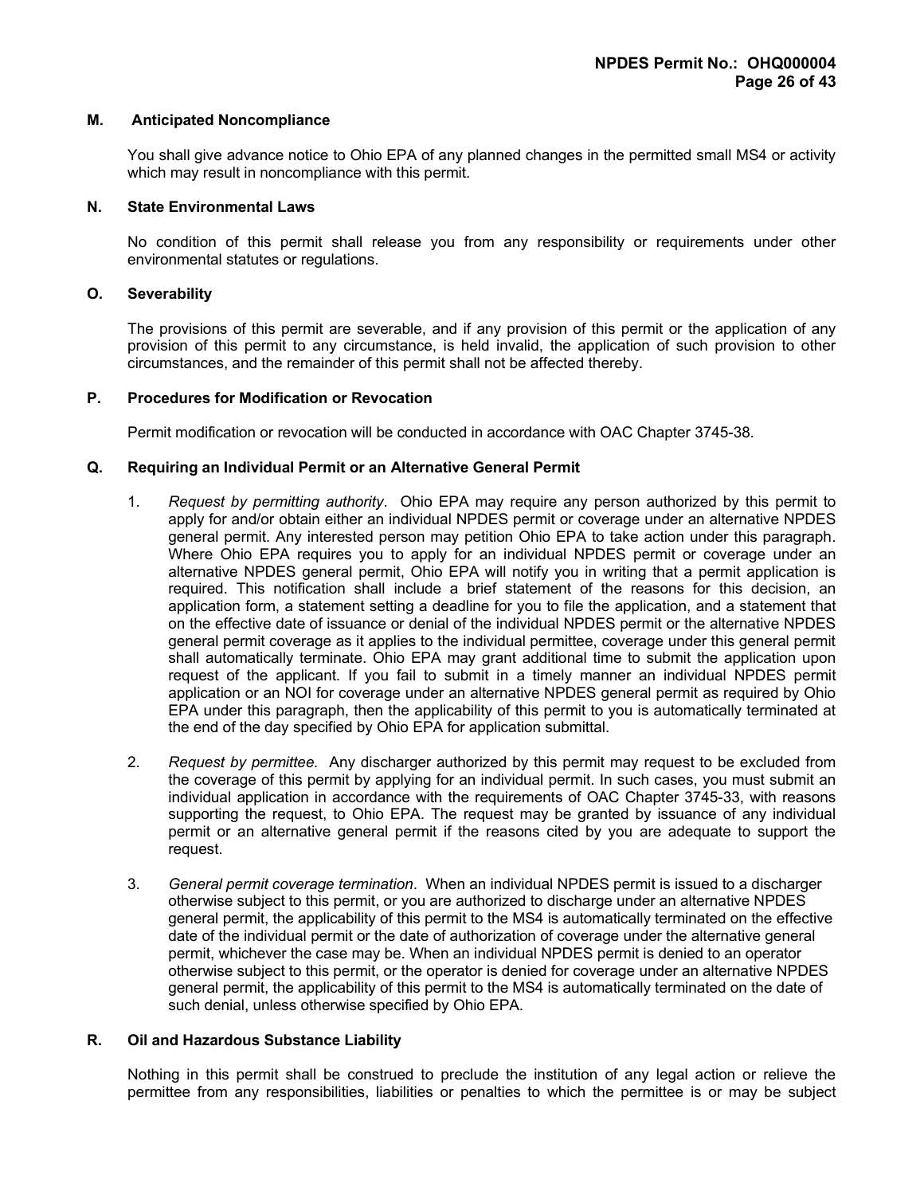### M. Anticipated Noncompliance

You shall give advance notice to Ohio EPA of any planned changes in the permitted small MS4 or activity which may result in noncompliance with this permit.

### N. State Environmental Laws

No condition of this permit shall release you from any responsibility or requirements under other environmental statutes or regulations.

### O. Severability

The provisions of this permit are severable, and if any provision of this permit or the application of any provision of this permit to any circumstance, is held invalid, the application of such provision to other circumstances, and the remainder of this permit shall not be affected thereby.

### P. Procedures for Modification or Revocation

Permit modification or revocation will be conducted in accordance with OAC Chapter 3745-38.

### Q. Requiring an Individual Permit or an Alternative General Permit

1. *Request by permitting authority*. Ohio EPA may require any person authorized by this permit to apply for and/or obtain either an individual NPDES permit or coverage under an alternative NPDES general permit. Any interested person may petition Ohio EPA to take action under this paragraph. Where Ohio EPA requires you to apply for an individual NPDES permit or coverage under an alternative NPDES general permit, Ohio EPA will notify you in writing that a permit application is required. This notification shall include a brief statement of the reasons for this decision, an application form, a statement setting a deadline for you to file the application, and a statement that on the effective date of issuance or denial of the individual NPDES permit or the alternative NPDES general permit coverage as it applies to the individual permittee, coverage under this general permit shall automatically terminate. Ohio EPA may grant additional time to submit the application upon request of the applicant. If you fail to submit in a timely manner an individual NPDES permit application or an NOI for coverage under an alternative NPDES general permit as required by Ohio EPA under this paragraph, then the applicability of this permit to you is automatically terminated at the end of the day specified by Ohio EPA for application submittal.

2. *Request by permittee.* Any discharger authorized by this permit may request to be excluded from the coverage of this permit by applying for an individual permit. In such cases, you must submit an individual application in accordance with the requirements of OAC Chapter 3745-33, with reasons supporting the request, to Ohio EPA. The request may be granted by issuance of any individual permit or an alternative general permit if the reasons cited by you are adequate to support the request.

3. *General permit coverage termination*. When an individual NPDES permit is issued to a discharger otherwise subject to this permit, or you are authorized to discharge under an alternative NPDES general permit, the applicability of this permit to the MS4 is automatically terminated on the effective date of the individual permit or the date of authorization of coverage under the alternative general permit, whichever the case may be. When an individual NPDES permit is denied to an operator otherwise subject to this permit, or the operator is denied for coverage under an alternative NPDES general permit, the applicability of this permit to the MS4 is automatically terminated on the date of such denial, unless otherwise specified by Ohio EPA.

### R. Oil and Hazardous Substance Liability

Nothing in this permit shall be construed to preclude the institution of any legal action or relieve the permittee from any responsibilities, liabilities or penalties to which the permittee is or may be subject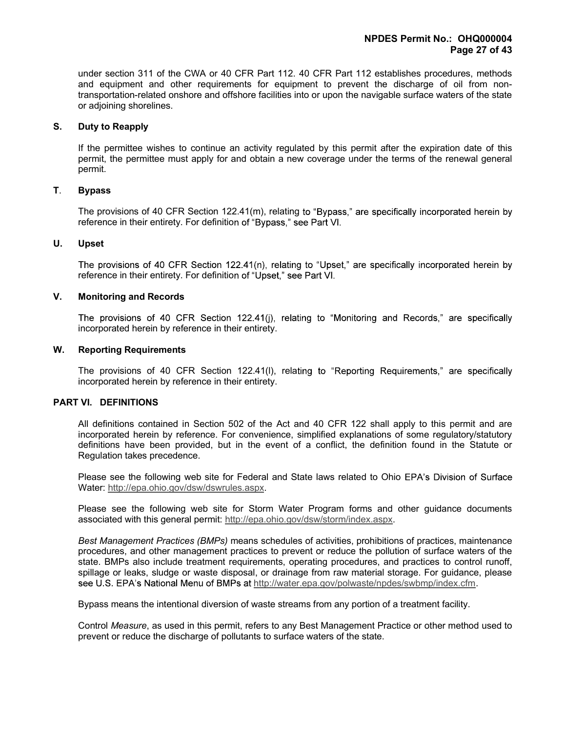under section 311 of the CWA or 40 CFR Part 112. 40 CFR Part 112 establishes procedures, methods and equipment and other requirements for equipment to prevent the discharge of oil from non-transportation-related onshore and offshore facilities into or upon the navigable surface waters of the state or adjoining shorelines.

### S. Duty to Reapply

If the permittee wishes to continue an activity regulated by this permit after the expiration date of this permit, the permittee must apply for and obtain a new coverage under the terms of the renewal general permit.

### T. Bypass

The provisions of 40 CFR Section 122.41(m), relating to "Bypass," are specifically incorporated herein by reference in their entirety. For definition of "Bypass," see Part VI.

### U. Upset

The provisions of 40 CFR Section 122.41(n), relating to "Upset," are specifically incorporated herein by reference in their entirety. For definition of "Upset," see Part VI.

### V. Monitoring and Records

The provisions of 40 CFR Section 122.41(j), relating to "Monitoring and Records," are specifically incorporated herein by reference in their entirety.

### W. Reporting Requirements

The provisions of 40 CFR Section 122.41(l), relating to "Reporting Requirements," are specifically incorporated herein by reference in their entirety.

## PART VI. DEFINITIONS

All definitions contained in Section 502 of the Act and 40 CFR 122 shall apply to this permit and are incorporated herein by reference. For convenience, simplified explanations of some regulatory/statutory definitions have been provided, but in the event of a conflict, the definition found in the Statute or Regulation takes precedence.

Please see the following web site for Federal and State laws related to Ohio EPA's Division of Surface Water: http://epa.ohio.gov/dsw/dswrules.aspx.

Please see the following web site for Storm Water Program forms and other guidance documents associated with this general permit: http://epa.ohio.gov/dsw/storm/index.aspx.

*Best Management Practices (BMPs)* means schedules of activities, prohibitions of practices, maintenance procedures, and other management practices to prevent or reduce the pollution of surface waters of the state. BMPs also include treatment requirements, operating procedures, and practices to control runoff, spillage or leaks, sludge or waste disposal, or drainage from raw material storage. For guidance, please see U.S. EPA's National Menu of BMPs at http://water.epa.gov/polwaste/npdes/swbmp/index.cfm.

Bypass means the intentional diversion of waste streams from any portion of a treatment facility.

Control *Measure*, as used in this permit, refers to any Best Management Practice or other method used to prevent or reduce the discharge of pollutants to surface waters of the state.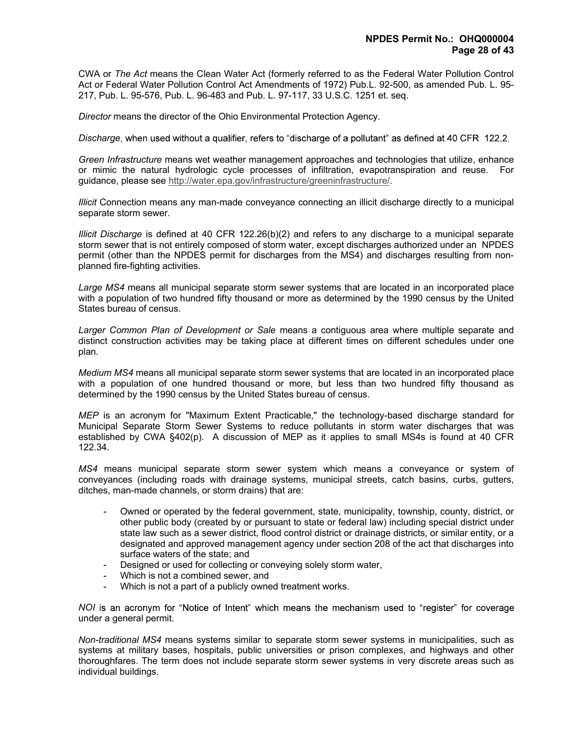CWA or *The Act* means the Clean Water Act (formerly referred to as the Federal Water Pollution Control Act or Federal Water Pollution Control Act Amendments of 1972) Pub.L. 92-500, as amended Pub. L. 95-217, Pub. L. 95-576, Pub. L. 96-483 and Pub. L. 97-117, 33 U.S.C. 1251 et. seq.

*Director* means the director of the Ohio Environmental Protection Agency.

*Discharge*, when used without a qualifier, refers to "discharge of a pollutant" as defined at 40 CFR 122.2.

*Green Infrastructure* means wet weather management approaches and technologies that utilize, enhance or mimic the natural hydrologic cycle processes of infiltration, evapotranspiration and reuse. For guidance, please see http://water.epa.gov/infrastructure/greeninfrastructure/.

*Illicit* Connection means any man-made conveyance connecting an illicit discharge directly to a municipal separate storm sewer.

*Illicit Discharge* is defined at 40 CFR 122.26(b)(2) and refers to any discharge to a municipal separate storm sewer that is not entirely composed of storm water, except discharges authorized under an NPDES permit (other than the NPDES permit for discharges from the MS4) and discharges resulting from non-planned fire-fighting activities.

*Large MS4* means all municipal separate storm sewer systems that are located in an incorporated place with a population of two hundred fifty thousand or more as determined by the 1990 census by the United States bureau of census.

*Larger Common Plan of Development or Sale* means a contiguous area where multiple separate and distinct construction activities may be taking place at different times on different schedules under one plan.

*Medium MS4* means all municipal separate storm sewer systems that are located in an incorporated place with a population of one hundred thousand or more, but less than two hundred fifty thousand as determined by the 1990 census by the United States bureau of census.

*MEP* is an acronym for "Maximum Extent Practicable," the technology-based discharge standard for Municipal Separate Storm Sewer Systems to reduce pollutants in storm water discharges that was established by CWA §402(p). A discussion of MEP as it applies to small MS4s is found at 40 CFR 122.34.

*MS4* means municipal separate storm sewer system which means a conveyance or system of conveyances (including roads with drainage systems, municipal streets, catch basins, curbs, gutters, ditches, man-made channels, or storm drains) that are:

- Owned or operated by the federal government, state, municipality, township, county, district, or other public body (created by or pursuant to state or federal law) including special district under state law such as a sewer district, flood control district or drainage districts, or similar entity, or a designated and approved management agency under section 208 of the act that discharges into surface waters of the state; and
- Designed or used for collecting or conveying solely storm water,
- Which is not a combined sewer, and
- Which is not a part of a publicly owned treatment works.

*NOI* is an acronym for "Notice of Intent" which means the mechanism used to "register" for coverage under a general permit.

*Non-traditional MS4* means systems similar to separate storm sewer systems in municipalities, such as systems at military bases, hospitals, public universities or prison complexes, and highways and other thoroughfares. The term does not include separate storm sewer systems in very discrete areas such as individual buildings.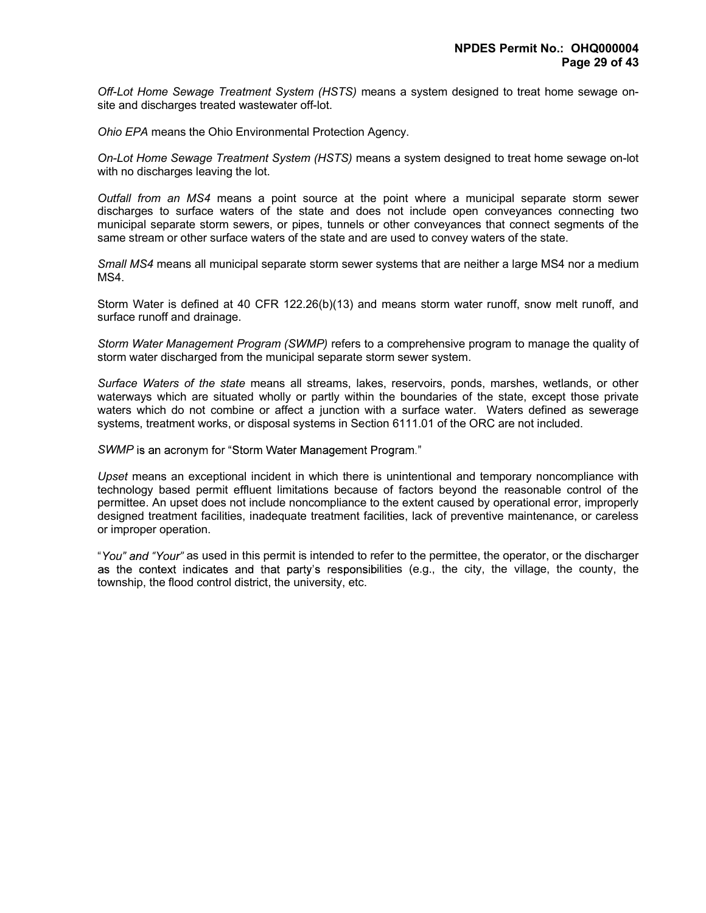*Off-Lot Home Sewage Treatment System (HSTS)* means a system designed to treat home sewage on-site and discharges treated wastewater off-lot.

*Ohio EPA* means the Ohio Environmental Protection Agency.

*On-Lot Home Sewage Treatment System (HSTS)* means a system designed to treat home sewage on-lot with no discharges leaving the lot.

*Outfall from an MS4* means a point source at the point where a municipal separate storm sewer discharges to surface waters of the state and does not include open conveyances connecting two municipal separate storm sewers, or pipes, tunnels or other conveyances that connect segments of the same stream or other surface waters of the state and are used to convey waters of the state.

*Small MS4* means all municipal separate storm sewer systems that are neither a large MS4 nor a medium MS4.

Storm Water is defined at 40 CFR 122.26(b)(13) and means storm water runoff, snow melt runoff, and surface runoff and drainage.

*Storm Water Management Program (SWMP)* refers to a comprehensive program to manage the quality of storm water discharged from the municipal separate storm sewer system.

*Surface Waters of the state* means all streams, lakes, reservoirs, ponds, marshes, wetlands, or other waterways which are situated wholly or partly within the boundaries of the state, except those private waters which do not combine or affect a junction with a surface water. Waters defined as sewerage systems, treatment works, or disposal systems in Section 6111.01 of the ORC are not included.

*SWMP* is an acronym for "Storm Water Management Program."

*Upset* means an exceptional incident in which there is unintentional and temporary noncompliance with technology based permit effluent limitations because of factors beyond the reasonable control of the permittee. An upset does not include noncompliance to the extent caused by operational error, improperly designed treatment facilities, inadequate treatment facilities, lack of preventive maintenance, or careless or improper operation.

"*You" and "Your*" as used in this permit is intended to refer to the permittee, the operator, or the discharger as the context indicates and that party's responsibilities (e.g., the city, the village, the county, the township, the flood control district, the university, etc.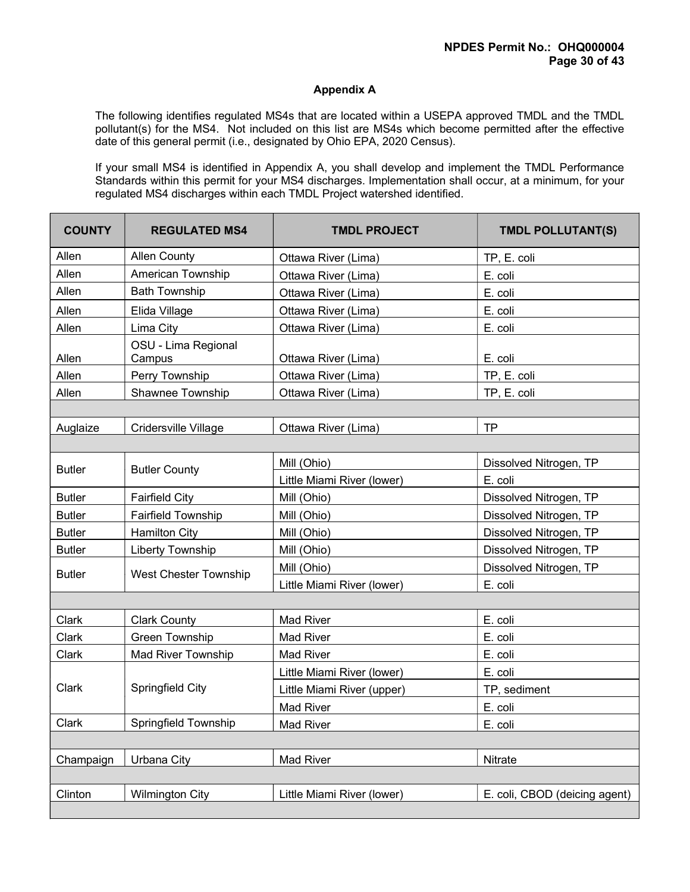## Appendix A

The following identifies regulated MS4s that are located within a USEPA approved TMDL and the TMDL pollutant(s) for the MS4. Not included on this list are MS4s which become permitted after the effective date of this general permit (i.e., designated by Ohio EPA, 2020 Census).

If your small MS4 is identified in Appendix A, you shall develop and implement the TMDL Performance Standards within this permit for your MS4 discharges. Implementation shall occur, at a minimum, for your regulated MS4 discharges within each TMDL Project watershed identified.

| COUNTY | REGULATED MS4 | TMDL PROJECT | TMDL POLLUTANT(S) |
|---|---|---|---|
| Allen | Allen County | Ottawa River (Lima) | TP, E. coli |
| Allen | American Township | Ottawa River (Lima) | E. coli |
| Allen | Bath Township | Ottawa River (Lima) | E. coli |
| Allen | Elida Village | Ottawa River (Lima) | E. coli |
| Allen | Lima City | Ottawa River (Lima) | E. coli |
| Allen | OSU - Lima Regional Campus | Ottawa River (Lima) | E. coli |
| Allen | Perry Township | Ottawa River (Lima) | TP, E. coli |
| Allen | Shawnee Township | Ottawa River (Lima) | TP, E. coli |
| | | | |
| Auglaize | Cridersville Village | Ottawa River (Lima) | TP |
| | | | |
| Butler | Butler County | Mill (Ohio) | Dissolved Nitrogen, TP |
| | | Little Miami River (lower) | E. coli |
| Butler | Fairfield City | Mill (Ohio) | Dissolved Nitrogen, TP |
| Butler | Fairfield Township | Mill (Ohio) | Dissolved Nitrogen, TP |
| Butler | Hamilton City | Mill (Ohio) | Dissolved Nitrogen, TP |
| Butler | Liberty Township | Mill (Ohio) | Dissolved Nitrogen, TP |
| Butler | West Chester Township | Mill (Ohio) | Dissolved Nitrogen, TP |
| | | Little Miami River (lower) | E. coli |
| | | | |
| Clark | Clark County | Mad River | E. coli |
| Clark | Green Township | Mad River | E. coli |
| Clark | Mad River Township | Mad River | E. coli |
| Clark | Springfield City | Little Miami River (lower) | E. coli |
| | | Little Miami River (upper) | TP, sediment |
| | | Mad River | E. coli |
| Clark | Springfield Township | Mad River | E. coli |
| | | | |
| Champaign | Urbana City | Mad River | Nitrate |
| | | | |
| Clinton | Wilmington City | Little Miami River (lower) | E. coli, CBOD (deicing agent) |
| | | | |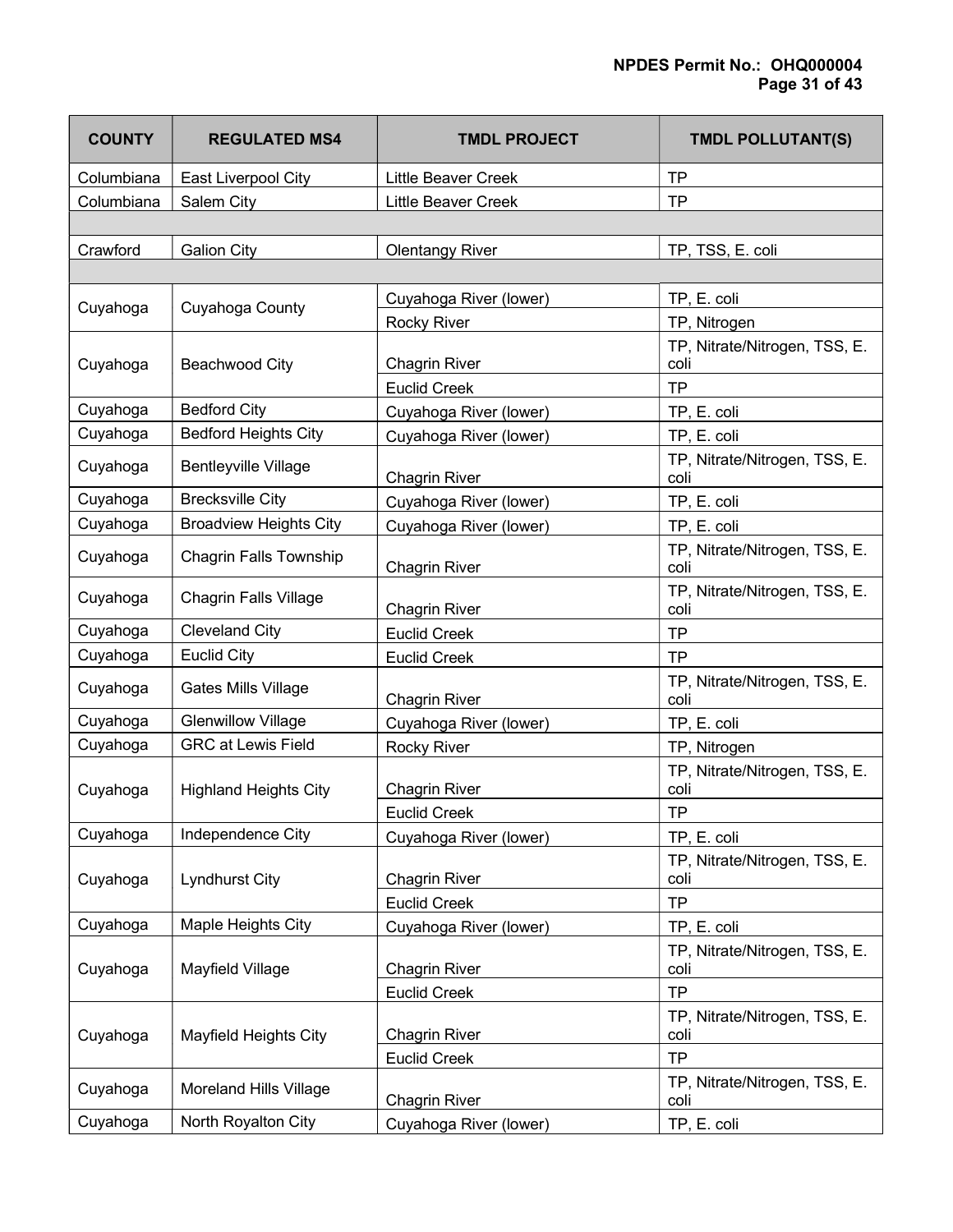| COUNTY | REGULATED MS4 | TMDL PROJECT | TMDL POLLUTANT(S) |
|---|---|---|---|
| Columbiana | East Liverpool City | Little Beaver Creek | TP |
| Columbiana | Salem City | Little Beaver Creek | TP |
| | | | |
| Crawford | Galion City | Olentangy River | TP, TSS, E. coli |
| | | | |
| Cuyahoga | Cuyahoga County | Cuyahoga River (lower) | TP, E. coli |
| | | Rocky River | TP, Nitrogen |
| Cuyahoga | Beachwood City | Chagrin River | TP, Nitrate/Nitrogen, TSS, E. coli |
| | | Euclid Creek | TP |
| Cuyahoga | Bedford City | Cuyahoga River (lower) | TP, E. coli |
| Cuyahoga | Bedford Heights City | Cuyahoga River (lower) | TP, E. coli |
| Cuyahoga | Bentleyville Village | Chagrin River | TP, Nitrate/Nitrogen, TSS, E. coli |
| Cuyahoga | Brecksville City | Cuyahoga River (lower) | TP, E. coli |
| Cuyahoga | Broadview Heights City | Cuyahoga River (lower) | TP, E. coli |
| Cuyahoga | Chagrin Falls Township | Chagrin River | TP, Nitrate/Nitrogen, TSS, E. coli |
| Cuyahoga | Chagrin Falls Village | Chagrin River | TP, Nitrate/Nitrogen, TSS, E. coli |
| Cuyahoga | Cleveland City | Euclid Creek | TP |
| Cuyahoga | Euclid City | Euclid Creek | TP |
| Cuyahoga | Gates Mills Village | Chagrin River | TP, Nitrate/Nitrogen, TSS, E. coli |
| Cuyahoga | Glenwillow Village | Cuyahoga River (lower) | TP, E. coli |
| Cuyahoga | GRC at Lewis Field | Rocky River | TP, Nitrogen |
| Cuyahoga | Highland Heights City | Chagrin River | TP, Nitrate/Nitrogen, TSS, E. coli |
| | | Euclid Creek | TP |
| Cuyahoga | Independence City | Cuyahoga River (lower) | TP, E. coli |
| Cuyahoga | Lyndhurst City | Chagrin River | TP, Nitrate/Nitrogen, TSS, E. coli |
| | | Euclid Creek | TP |
| Cuyahoga | Maple Heights City | Cuyahoga River (lower) | TP, E. coli |
| Cuyahoga | Mayfield Village | Chagrin River | TP, Nitrate/Nitrogen, TSS, E. coli |
| | | Euclid Creek | TP |
| Cuyahoga | Mayfield Heights City | Chagrin River | TP, Nitrate/Nitrogen, TSS, E. coli |
| | | Euclid Creek | TP |
| Cuyahoga | Moreland Hills Village | Chagrin River | TP, Nitrate/Nitrogen, TSS, E. coli |
| Cuyahoga | North Royalton City | Cuyahoga River (lower) | TP, E. coli |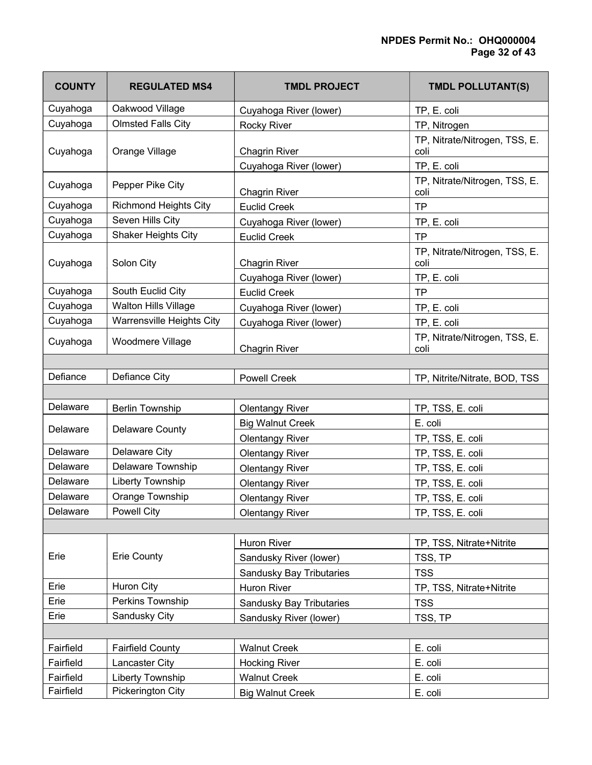| COUNTY | REGULATED MS4 | TMDL PROJECT | TMDL POLLUTANT(S) |
|---|---|---|---|
| Cuyahoga | Oakwood Village | Cuyahoga River (lower) | TP, E. coli |
| Cuyahoga | Olmsted Falls City | Rocky River | TP, Nitrogen |
| Cuyahoga | Orange Village | Chagrin River | TP, Nitrate/Nitrogen, TSS, E. coli |
| | | Cuyahoga River (lower) | TP, E. coli |
| Cuyahoga | Pepper Pike City | Chagrin River | TP, Nitrate/Nitrogen, TSS, E. coli |
| Cuyahoga | Richmond Heights City | Euclid Creek | TP |
| Cuyahoga | Seven Hills City | Cuyahoga River (lower) | TP, E. coli |
| Cuyahoga | Shaker Heights City | Euclid Creek | TP |
| Cuyahoga | Solon City | Chagrin River | TP, Nitrate/Nitrogen, TSS, E. coli |
| | | Cuyahoga River (lower) | TP, E. coli |
| Cuyahoga | South Euclid City | Euclid Creek | TP |
| Cuyahoga | Walton Hills Village | Cuyahoga River (lower) | TP, E. coli |
| Cuyahoga | Warrensville Heights City | Cuyahoga River (lower) | TP, E. coli |
| Cuyahoga | Woodmere Village | Chagrin River | TP, Nitrate/Nitrogen, TSS, E. coli |
| | | | |
| Defiance | Defiance City | Powell Creek | TP, Nitrite/Nitrate, BOD, TSS |
| | | | |
| Delaware | Berlin Township | Olentangy River | TP, TSS, E. coli |
| Delaware | Delaware County | Big Walnut Creek | E. coli |
| | | Olentangy River | TP, TSS, E. coli |
| Delaware | Delaware City | Olentangy River | TP, TSS, E. coli |
| Delaware | Delaware Township | Olentangy River | TP, TSS, E. coli |
| Delaware | Liberty Township | Olentangy River | TP, TSS, E. coli |
| Delaware | Orange Township | Olentangy River | TP, TSS, E. coli |
| Delaware | Powell City | Olentangy River | TP, TSS, E. coli |
| | | | |
| Erie | Erie County | Huron River | TP, TSS, Nitrate+Nitrite |
| | | Sandusky River (lower) | TSS, TP |
| | | Sandusky Bay Tributaries | TSS |
| Erie | Huron City | Huron River | TP, TSS, Nitrate+Nitrite |
| Erie | Perkins Township | Sandusky Bay Tributaries | TSS |
| Erie | Sandusky City | Sandusky River (lower) | TSS, TP |
| | | | |
| Fairfield | Fairfield County | Walnut Creek | E. coli |
| Fairfield | Lancaster City | Hocking River | E. coli |
| Fairfield | Liberty Township | Walnut Creek | E. coli |
| Fairfield | Pickerington City | Big Walnut Creek | E. coli |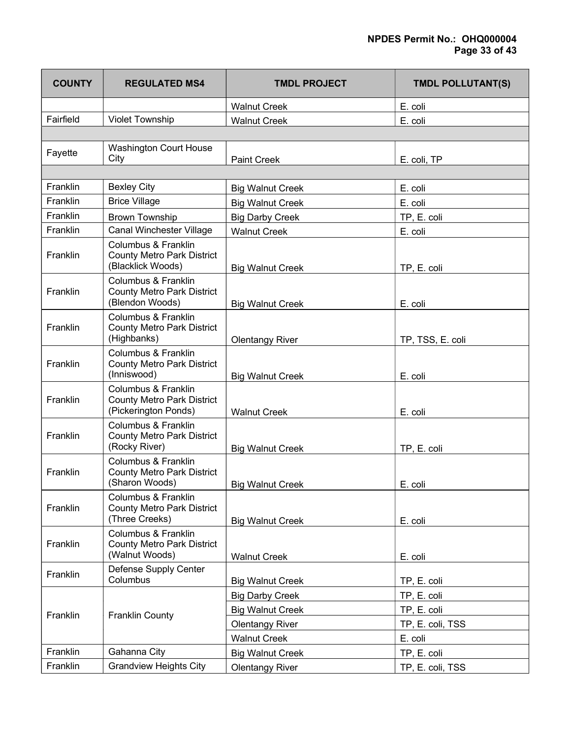| COUNTY | REGULATED MS4 | TMDL PROJECT | TMDL POLLUTANT(S) |
| --- | --- | --- | --- |
| | | Walnut Creek | E. coli |
| Fairfield | Violet Township | Walnut Creek | E. coli |
| | | | |
| Fayette | Washington Court House City | Paint Creek | E. coli, TP |
| | | | |
| Franklin | Bexley City | Big Walnut Creek | E. coli |
| Franklin | Brice Village | Big Walnut Creek | E. coli |
| Franklin | Brown Township | Big Darby Creek | TP, E. coli |
| Franklin | Canal Winchester Village | Walnut Creek | E. coli |
| Franklin | Columbus & Franklin County Metro Park District (Blacklick Woods) | Big Walnut Creek | TP, E. coli |
| Franklin | Columbus & Franklin County Metro Park District (Blendon Woods) | Big Walnut Creek | E. coli |
| Franklin | Columbus & Franklin County Metro Park District (Highbanks) | Olentangy River | TP, TSS, E. coli |
| Franklin | Columbus & Franklin County Metro Park District (Inniswood) | Big Walnut Creek | E. coli |
| Franklin | Columbus & Franklin County Metro Park District (Pickerington Ponds) | Walnut Creek | E. coli |
| Franklin | Columbus & Franklin County Metro Park District (Rocky River) | Big Walnut Creek | TP, E. coli |
| Franklin | Columbus & Franklin County Metro Park District (Sharon Woods) | Big Walnut Creek | E. coli |
| Franklin | Columbus & Franklin County Metro Park District (Three Creeks) | Big Walnut Creek | E. coli |
| Franklin | Columbus & Franklin County Metro Park District (Walnut Woods) | Walnut Creek | E. coli |
| Franklin | Defense Supply Center Columbus | Big Walnut Creek | TP, E. coli |
| Franklin | Franklin County | Big Darby Creek | TP, E. coli |
| | | Big Walnut Creek | TP, E. coli |
| | | Olentangy River | TP, E. coli, TSS |
| | | Walnut Creek | E. coli |
| Franklin | Gahanna City | Big Walnut Creek | TP, E. coli |
| Franklin | Grandview Heights City | Olentangy River | TP, E. coli, TSS |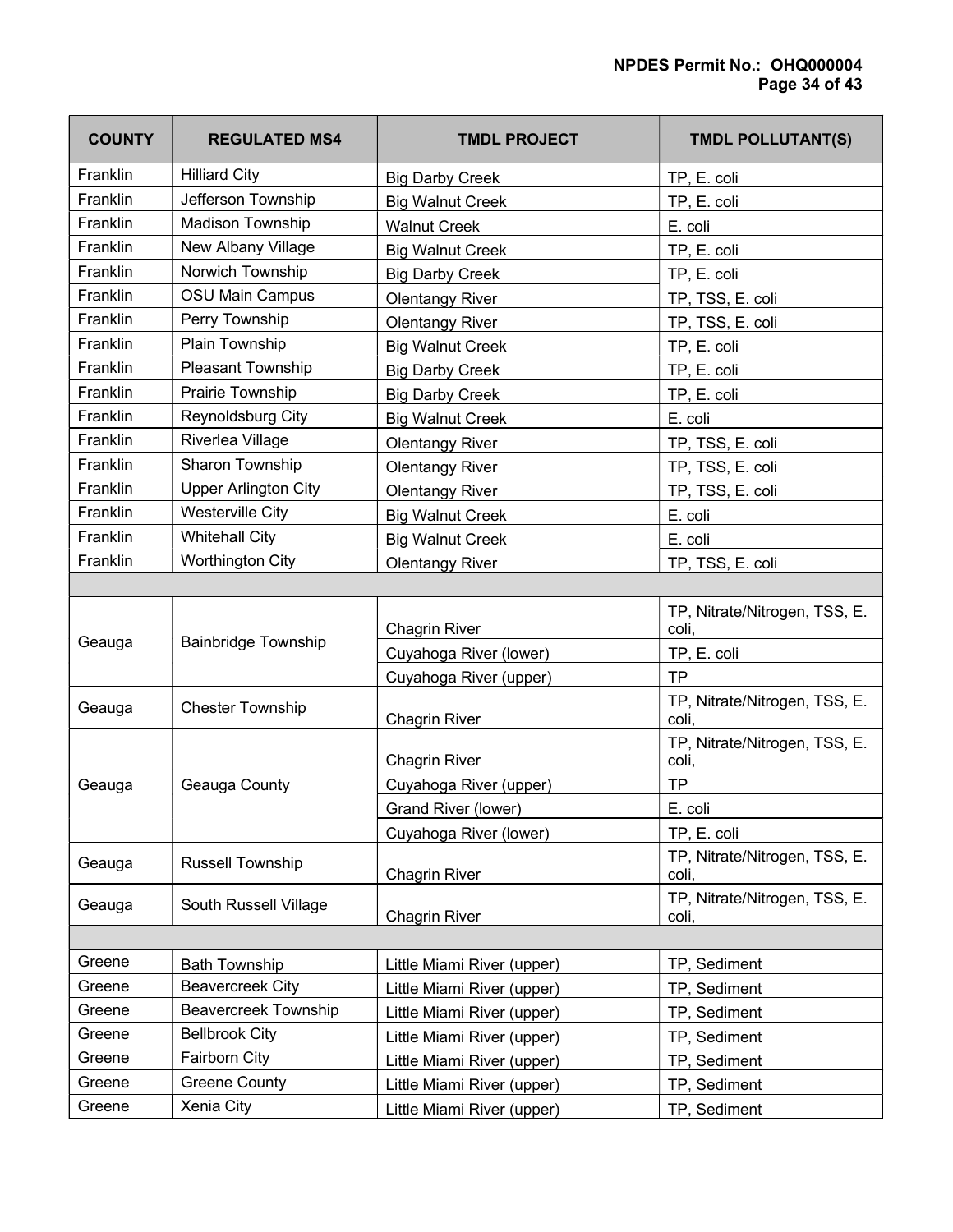| COUNTY | REGULATED MS4 | TMDL PROJECT | TMDL POLLUTANT(S) |
|---|---|---|---|
| Franklin | Hilliard City | Big Darby Creek | TP, E. coli |
| Franklin | Jefferson Township | Big Walnut Creek | TP, E. coli |
| Franklin | Madison Township | Walnut Creek | E. coli |
| Franklin | New Albany Village | Big Walnut Creek | TP, E. coli |
| Franklin | Norwich Township | Big Darby Creek | TP, E. coli |
| Franklin | OSU Main Campus | Olentangy River | TP, TSS, E. coli |
| Franklin | Perry Township | Olentangy River | TP, TSS, E. coli |
| Franklin | Plain Township | Big Walnut Creek | TP, E. coli |
| Franklin | Pleasant Township | Big Darby Creek | TP, E. coli |
| Franklin | Prairie Township | Big Darby Creek | TP, E. coli |
| Franklin | Reynoldsburg City | Big Walnut Creek | E. coli |
| Franklin | Riverlea Village | Olentangy River | TP, TSS, E. coli |
| Franklin | Sharon Township | Olentangy River | TP, TSS, E. coli |
| Franklin | Upper Arlington City | Olentangy River | TP, TSS, E. coli |
| Franklin | Westerville City | Big Walnut Creek | E. coli |
| Franklin | Whitehall City | Big Walnut Creek | E. coli |
| Franklin | Worthington City | Olentangy River | TP, TSS, E. coli |
| | | | |
| Geauga | Bainbridge Township | Chagrin River | TP, Nitrate/Nitrogen, TSS, E. coli, |
| | | Cuyahoga River (lower) | TP, E. coli |
| | | Cuyahoga River (upper) | TP |
| Geauga | Chester Township | Chagrin River | TP, Nitrate/Nitrogen, TSS, E. coli, |
| Geauga | Geauga County | Chagrin River | TP, Nitrate/Nitrogen, TSS, E. coli, |
| | | Cuyahoga River (upper) | TP |
| | | Grand River (lower) | E. coli |
| | | Cuyahoga River (lower) | TP, E. coli |
| Geauga | Russell Township | Chagrin River | TP, Nitrate/Nitrogen, TSS, E. coli, |
| Geauga | South Russell Village | Chagrin River | TP, Nitrate/Nitrogen, TSS, E. coli, |
| | | | |
| Greene | Bath Township | Little Miami River (upper) | TP, Sediment |
| Greene | Beavercreek City | Little Miami River (upper) | TP, Sediment |
| Greene | Beavercreek Township | Little Miami River (upper) | TP, Sediment |
| Greene | Bellbrook City | Little Miami River (upper) | TP, Sediment |
| Greene | Fairborn City | Little Miami River (upper) | TP, Sediment |
| Greene | Greene County | Little Miami River (upper) | TP, Sediment |
| Greene | Xenia City | Little Miami River (upper) | TP, Sediment |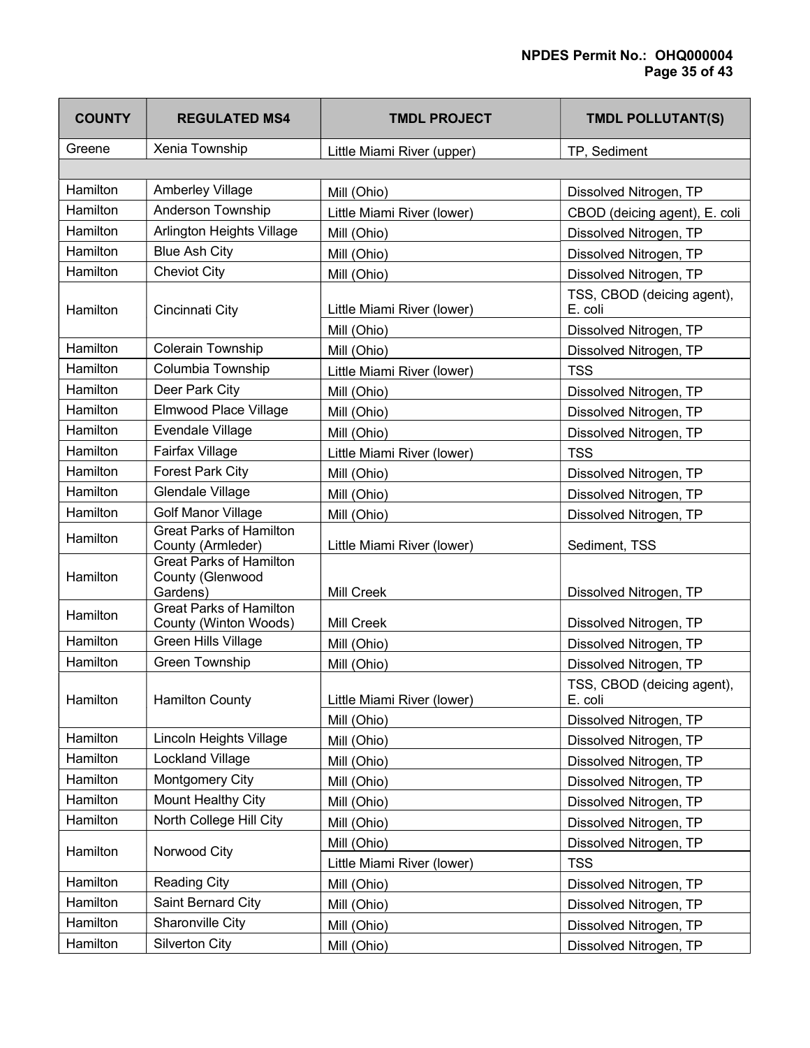| COUNTY | REGULATED MS4 | TMDL PROJECT | TMDL POLLUTANT(S) |
|---|---|---|---|
| Greene | Xenia Township | Little Miami River (upper) | TP, Sediment |
| | | | |
| Hamilton | Amberley Village | Mill (Ohio) | Dissolved Nitrogen, TP |
| Hamilton | Anderson Township | Little Miami River (lower) | CBOD (deicing agent), E. coli |
| Hamilton | Arlington Heights Village | Mill (Ohio) | Dissolved Nitrogen, TP |
| Hamilton | Blue Ash City | Mill (Ohio) | Dissolved Nitrogen, TP |
| Hamilton | Cheviot City | Mill (Ohio) | Dissolved Nitrogen, TP |
| Hamilton | Cincinnati City | Little Miami River (lower) | TSS, CBOD (deicing agent), E. coli |
| | | Mill (Ohio) | Dissolved Nitrogen, TP |
| Hamilton | Colerain Township | Mill (Ohio) | Dissolved Nitrogen, TP |
| Hamilton | Columbia Township | Little Miami River (lower) | TSS |
| Hamilton | Deer Park City | Mill (Ohio) | Dissolved Nitrogen, TP |
| Hamilton | Elmwood Place Village | Mill (Ohio) | Dissolved Nitrogen, TP |
| Hamilton | Evendale Village | Mill (Ohio) | Dissolved Nitrogen, TP |
| Hamilton | Fairfax Village | Little Miami River (lower) | TSS |
| Hamilton | Forest Park City | Mill (Ohio) | Dissolved Nitrogen, TP |
| Hamilton | Glendale Village | Mill (Ohio) | Dissolved Nitrogen, TP |
| Hamilton | Golf Manor Village | Mill (Ohio) | Dissolved Nitrogen, TP |
| Hamilton | Great Parks of Hamilton County (Armleder) | Little Miami River (lower) | Sediment, TSS |
| Hamilton | Great Parks of Hamilton County (Glenwood Gardens) | Mill Creek | Dissolved Nitrogen, TP |
| Hamilton | Great Parks of Hamilton County (Winton Woods) | Mill Creek | Dissolved Nitrogen, TP |
| Hamilton | Green Hills Village | Mill (Ohio) | Dissolved Nitrogen, TP |
| Hamilton | Green Township | Mill (Ohio) | Dissolved Nitrogen, TP |
| Hamilton | Hamilton County | Little Miami River (lower) | TSS, CBOD (deicing agent), E. coli |
| | | Mill (Ohio) | Dissolved Nitrogen, TP |
| Hamilton | Lincoln Heights Village | Mill (Ohio) | Dissolved Nitrogen, TP |
| Hamilton | Lockland Village | Mill (Ohio) | Dissolved Nitrogen, TP |
| Hamilton | Montgomery City | Mill (Ohio) | Dissolved Nitrogen, TP |
| Hamilton | Mount Healthy City | Mill (Ohio) | Dissolved Nitrogen, TP |
| Hamilton | North College Hill City | Mill (Ohio) | Dissolved Nitrogen, TP |
| Hamilton | Norwood City | Mill (Ohio) | Dissolved Nitrogen, TP |
| | | Little Miami River (lower) | TSS |
| Hamilton | Reading City | Mill (Ohio) | Dissolved Nitrogen, TP |
| Hamilton | Saint Bernard City | Mill (Ohio) | Dissolved Nitrogen, TP |
| Hamilton | Sharonville City | Mill (Ohio) | Dissolved Nitrogen, TP |
| Hamilton | Silverton City | Mill (Ohio) | Dissolved Nitrogen, TP |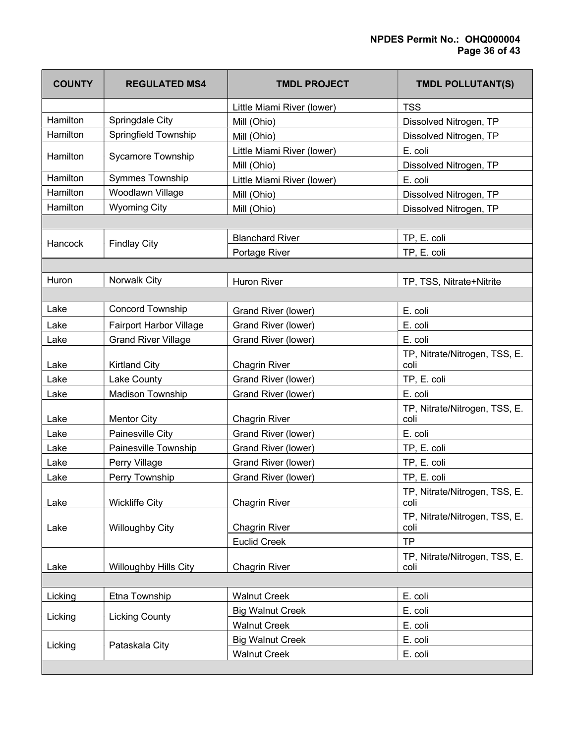| COUNTY | REGULATED MS4 | TMDL PROJECT | TMDL POLLUTANT(S) |
|---|---|---|---|
| | | Little Miami River (lower) | TSS |
| Hamilton | Springdale City | Mill (Ohio) | Dissolved Nitrogen, TP |
| Hamilton | Springfield Township | Mill (Ohio) | Dissolved Nitrogen, TP |
| Hamilton | Sycamore Township | Little Miami River (lower) | E. coli |
| | | Mill (Ohio) | Dissolved Nitrogen, TP |
| Hamilton | Symmes Township | Little Miami River (lower) | E. coli |
| Hamilton | Woodlawn Village | Mill (Ohio) | Dissolved Nitrogen, TP |
| Hamilton | Wyoming City | Mill (Ohio) | Dissolved Nitrogen, TP |
| | | | |
| Hancock | Findlay City | Blanchard River | TP, E. coli |
| | | Portage River | TP, E. coli |
| | | | |
| Huron | Norwalk City | Huron River | TP, TSS, Nitrate+Nitrite |
| | | | |
| Lake | Concord Township | Grand River (lower) | E. coli |
| Lake | Fairport Harbor Village | Grand River (lower) | E. coli |
| Lake | Grand River Village | Grand River (lower) | E. coli |
| Lake | Kirtland City | Chagrin River | TP, Nitrate/Nitrogen, TSS, E. coli |
| Lake | Lake County | Grand River (lower) | TP, E. coli |
| Lake | Madison Township | Grand River (lower) | E. coli |
| Lake | Mentor City | Chagrin River | TP, Nitrate/Nitrogen, TSS, E. coli |
| Lake | Painesville City | Grand River (lower) | E. coli |
| Lake | Painesville Township | Grand River (lower) | TP, E. coli |
| Lake | Perry Village | Grand River (lower) | TP, E. coli |
| Lake | Perry Township | Grand River (lower) | TP, E. coli |
| Lake | Wickliffe City | Chagrin River | TP, Nitrate/Nitrogen, TSS, E. coli |
| Lake | Willoughby City | Chagrin River | TP, Nitrate/Nitrogen, TSS, E. coli |
| | | Euclid Creek | TP |
| Lake | Willoughby Hills City | Chagrin River | TP, Nitrate/Nitrogen, TSS, E. coli |
| | | | |
| Licking | Etna Township | Walnut Creek | E. coli |
| Licking | Licking County | Big Walnut Creek | E. coli |
| | | Walnut Creek | E. coli |
| Licking | Pataskala City | Big Walnut Creek | E. coli |
| | | Walnut Creek | E. coli |
| | | | |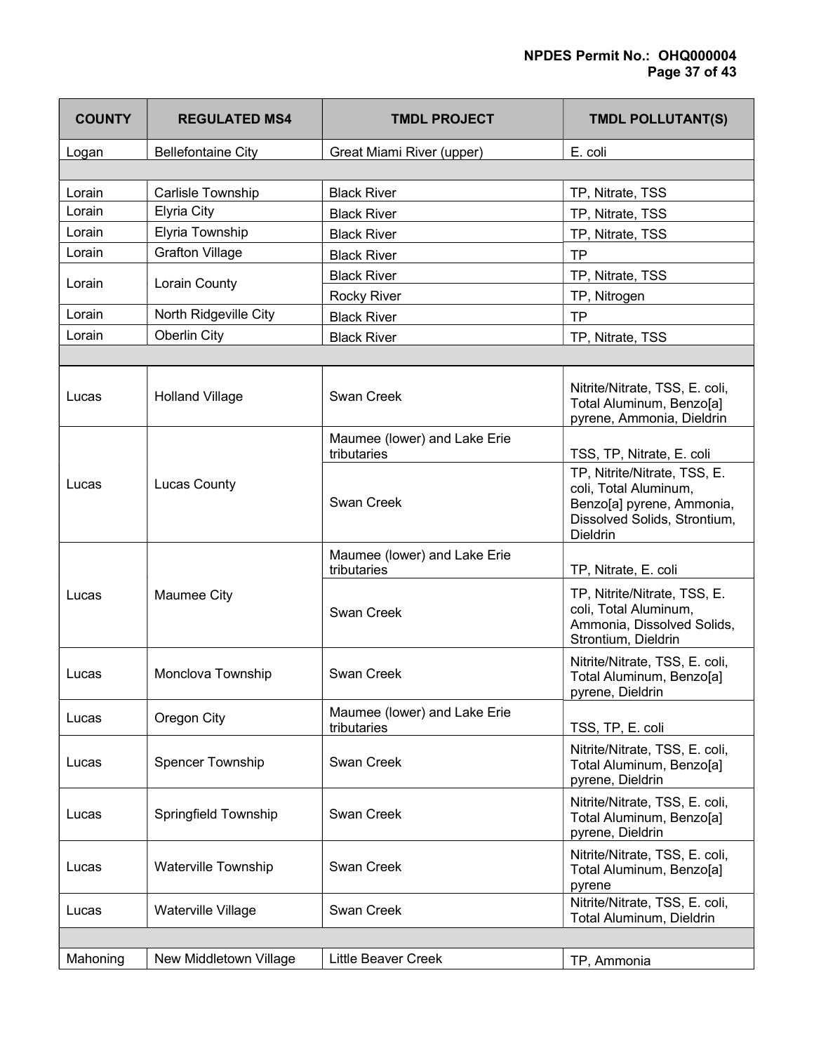| COUNTY | REGULATED MS4 | TMDL PROJECT | TMDL POLLUTANT(S) |
|---|---|---|---|
| Logan | Bellefontaine City | Great Miami River (upper) | E. coli |
| | | | |
| Lorain | Carlisle Township | Black River | TP, Nitrate, TSS |
| Lorain | Elyria City | Black River | TP, Nitrate, TSS |
| Lorain | Elyria Township | Black River | TP, Nitrate, TSS |
| Lorain | Grafton Village | Black River | TP |
| Lorain | Lorain County | Black River | TP, Nitrate, TSS |
| | | Rocky River | TP, Nitrogen |
| Lorain | North Ridgeville City | Black River | TP |
| Lorain | Oberlin City | Black River | TP, Nitrate, TSS |
| | | | |
| Lucas | Holland Village | Swan Creek | Nitrite/Nitrate, TSS, E. coli, Total Aluminum, Benzo[a] pyrene, Ammonia, Dieldrin |
| Lucas | Lucas County | Maumee (lower) and Lake Erie tributaries | TSS, TP, Nitrate, E. coli |
| | | Swan Creek | TP, Nitrite/Nitrate, TSS, E. coli, Total Aluminum, Benzo[a] pyrene, Ammonia, Dissolved Solids, Strontium, Dieldrin |
| Lucas | Maumee City | Maumee (lower) and Lake Erie tributaries | TP, Nitrate, E. coli |
| | | Swan Creek | TP, Nitrite/Nitrate, TSS, E. coli, Total Aluminum, Ammonia, Dissolved Solids, Strontium, Dieldrin |
| Lucas | Monclova Township | Swan Creek | Nitrite/Nitrate, TSS, E. coli, Total Aluminum, Benzo[a] pyrene, Dieldrin |
| Lucas | Oregon City | Maumee (lower) and Lake Erie tributaries | TSS, TP, E. coli |
| Lucas | Spencer Township | Swan Creek | Nitrite/Nitrate, TSS, E. coli, Total Aluminum, Benzo[a] pyrene, Dieldrin |
| Lucas | Springfield Township | Swan Creek | Nitrite/Nitrate, TSS, E. coli, Total Aluminum, Benzo[a] pyrene, Dieldrin |
| Lucas | Waterville Township | Swan Creek | Nitrite/Nitrate, TSS, E. coli, Total Aluminum, Benzo[a] pyrene |
| Lucas | Waterville Village | Swan Creek | Nitrite/Nitrate, TSS, E. coli, Total Aluminum, Dieldrin |
| | | | |
| Mahoning | New Middletown Village | Little Beaver Creek | TP, Ammonia |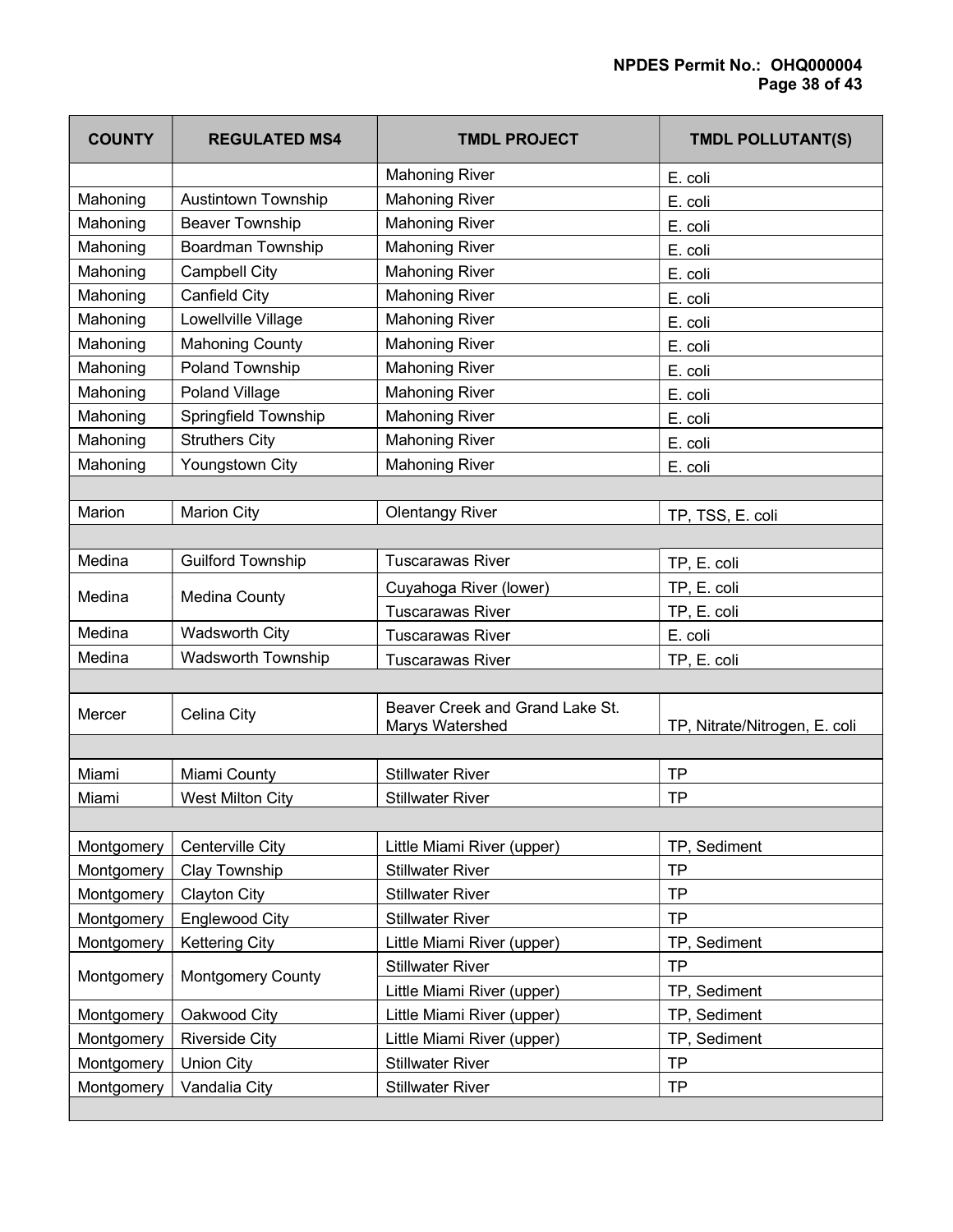| COUNTY | REGULATED MS4 | TMDL PROJECT | TMDL POLLUTANT(S) |
|---|---|---|---|
| | | Mahoning River | E. coli |
| Mahoning | Austintown Township | Mahoning River | E. coli |
| Mahoning | Beaver Township | Mahoning River | E. coli |
| Mahoning | Boardman Township | Mahoning River | E. coli |
| Mahoning | Campbell City | Mahoning River | E. coli |
| Mahoning | Canfield City | Mahoning River | E. coli |
| Mahoning | Lowellville Village | Mahoning River | E. coli |
| Mahoning | Mahoning County | Mahoning River | E. coli |
| Mahoning | Poland Township | Mahoning River | E. coli |
| Mahoning | Poland Village | Mahoning River | E. coli |
| Mahoning | Springfield Township | Mahoning River | E. coli |
| Mahoning | Struthers City | Mahoning River | E. coli |
| Mahoning | Youngstown City | Mahoning River | E. coli |
| | | | |
| Marion | Marion City | Olentangy River | TP, TSS, E. coli |
| | | | |
| Medina | Guilford Township | Tuscarawas River | TP, E. coli |
| Medina | Medina County | Cuyahoga River (lower) | TP, E. coli |
| | | Tuscarawas River | TP, E. coli |
| Medina | Wadsworth City | Tuscarawas River | E. coli |
| Medina | Wadsworth Township | Tuscarawas River | TP, E. coli |
| | | | |
| Mercer | Celina City | Beaver Creek and Grand Lake St. Marys Watershed | TP, Nitrate/Nitrogen, E. coli |
| | | | |
| Miami | Miami County | Stillwater River | TP |
| Miami | West Milton City | Stillwater River | TP |
| | | | |
| Montgomery | Centerville City | Little Miami River (upper) | TP, Sediment |
| Montgomery | Clay Township | Stillwater River | TP |
| Montgomery | Clayton City | Stillwater River | TP |
| Montgomery | Englewood City | Stillwater River | TP |
| Montgomery | Kettering City | Little Miami River (upper) | TP, Sediment |
| Montgomery | Montgomery County | Stillwater River | TP |
| | | Little Miami River (upper) | TP, Sediment |
| Montgomery | Oakwood City | Little Miami River (upper) | TP, Sediment |
| Montgomery | Riverside City | Little Miami River (upper) | TP, Sediment |
| Montgomery | Union City | Stillwater River | TP |
| Montgomery | Vandalia City | Stillwater River | TP |
| | | | |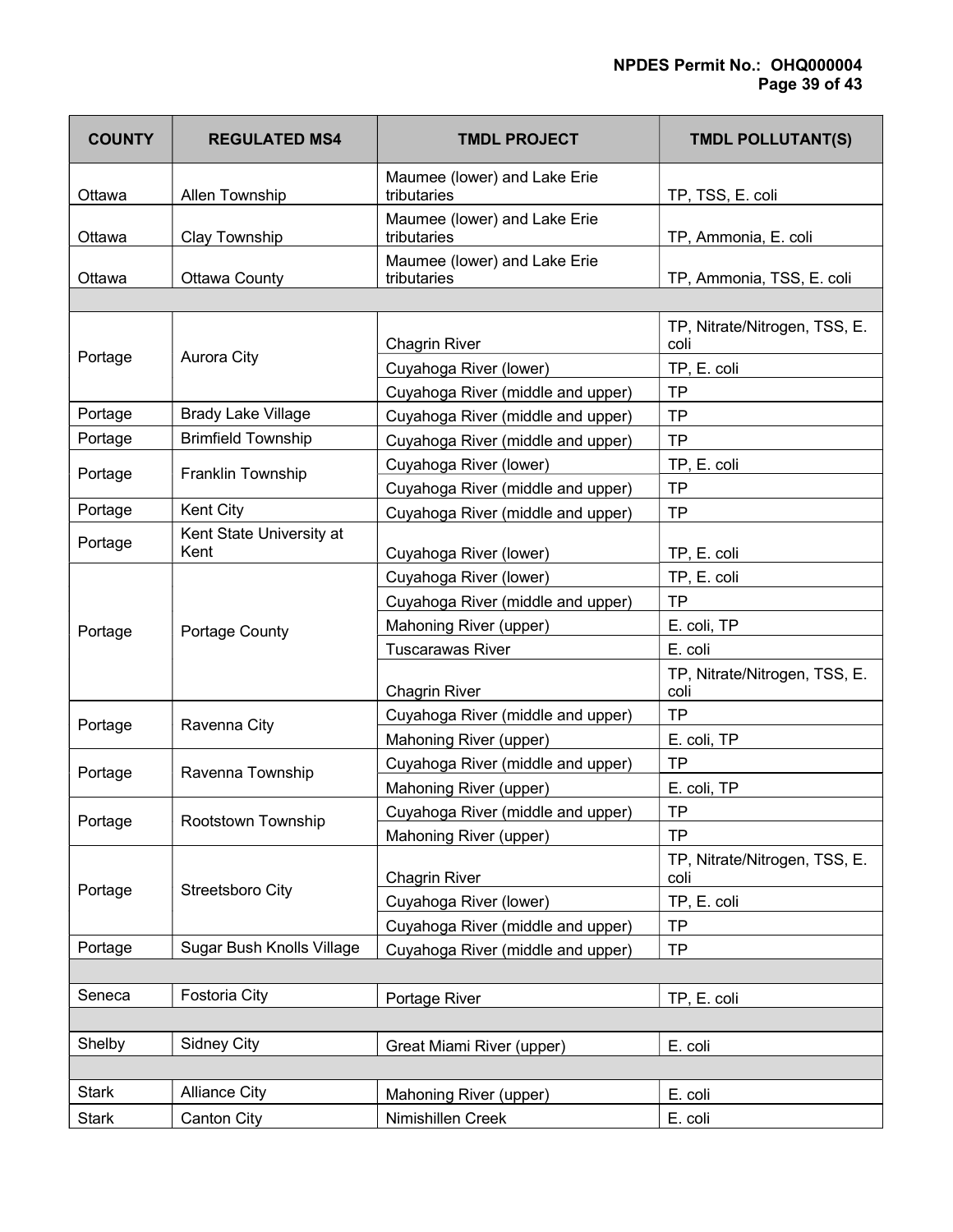| COUNTY | REGULATED MS4 | TMDL PROJECT | TMDL POLLUTANT(S) |
|---|---|---|---|
| Ottawa | Allen Township | Maumee (lower) and Lake Erie tributaries | TP, TSS, E. coli |
| Ottawa | Clay Township | Maumee (lower) and Lake Erie tributaries | TP, Ammonia, E. coli |
| Ottawa | Ottawa County | Maumee (lower) and Lake Erie tributaries | TP, Ammonia, TSS, E. coli |
| | | | |
| Portage | Aurora City | Chagrin River | TP, Nitrate/Nitrogen, TSS, E. coli |
| | | Cuyahoga River (lower) | TP, E. coli |
| | | Cuyahoga River (middle and upper) | TP |
| Portage | Brady Lake Village | Cuyahoga River (middle and upper) | TP |
| Portage | Brimfield Township | Cuyahoga River (middle and upper) | TP |
| Portage | Franklin Township | Cuyahoga River (lower) | TP, E. coli |
| | | Cuyahoga River (middle and upper) | TP |
| Portage | Kent City | Cuyahoga River (middle and upper) | TP |
| Portage | Kent State University at Kent | Cuyahoga River (lower) | TP, E. coli |
| Portage | Portage County | Cuyahoga River (lower) | TP, E. coli |
| | | Cuyahoga River (middle and upper) | TP |
| | | Mahoning River (upper) | E. coli, TP |
| | | Tuscarawas River | E. coli |
| | | Chagrin River | TP, Nitrate/Nitrogen, TSS, E. coli |
| Portage | Ravenna City | Cuyahoga River (middle and upper) | TP |
| | | Mahoning River (upper) | E. coli, TP |
| Portage | Ravenna Township | Cuyahoga River (middle and upper) | TP |
| | | Mahoning River (upper) | E. coli, TP |
| Portage | Rootstown Township | Cuyahoga River (middle and upper) | TP |
| | | Mahoning River (upper) | TP |
| Portage | Streetsboro City | Chagrin River | TP, Nitrate/Nitrogen, TSS, E. coli |
| | | Cuyahoga River (lower) | TP, E. coli |
| | | Cuyahoga River (middle and upper) | TP |
| Portage | Sugar Bush Knolls Village | Cuyahoga River (middle and upper) | TP |
| | | | |
| Seneca | Fostoria City | Portage River | TP, E. coli |
| | | | |
| Shelby | Sidney City | Great Miami River (upper) | E. coli |
| | | | |
| Stark | Alliance City | Mahoning River (upper) | E. coli |
| Stark | Canton City | Nimishillen Creek | E. coli |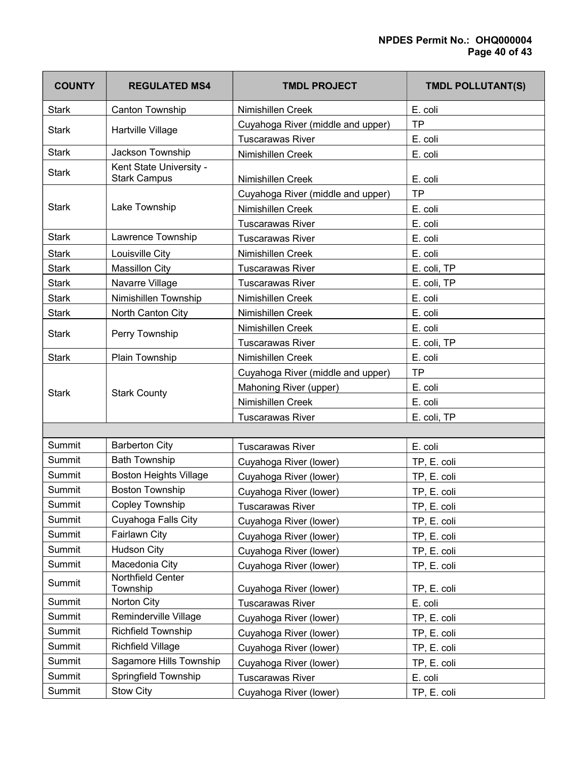| COUNTY | REGULATED MS4 | TMDL PROJECT | TMDL POLLUTANT(S) |
|---|---|---|---|
| Stark | Canton Township | Nimishillen Creek | E. coli |
| Stark | Hartville Village | Cuyahoga River (middle and upper) | TP |
| | | Tuscarawas River | E. coli |
| Stark | Jackson Township | Nimishillen Creek | E. coli |
| Stark | Kent State University - Stark Campus | Nimishillen Creek | E. coli |
| Stark | Lake Township | Cuyahoga River (middle and upper) | TP |
| | | Nimishillen Creek | E. coli |
| | | Tuscarawas River | E. coli |
| Stark | Lawrence Township | Tuscarawas River | E. coli |
| Stark | Louisville City | Nimishillen Creek | E. coli |
| Stark | Massillon City | Tuscarawas River | E. coli, TP |
| Stark | Navarre Village | Tuscarawas River | E. coli, TP |
| Stark | Nimishillen Township | Nimishillen Creek | E. coli |
| Stark | North Canton City | Nimishillen Creek | E. coli |
| Stark | Perry Township | Nimishillen Creek | E. coli |
| | | Tuscarawas River | E. coli, TP |
| Stark | Plain Township | Nimishillen Creek | E. coli |
| Stark | Stark County | Cuyahoga River (middle and upper) | TP |
| | | Mahoning River (upper) | E. coli |
| | | Nimishillen Creek | E. coli |
| | | Tuscarawas River | E. coli, TP |
| | | | |
| Summit | Barberton City | Tuscarawas River | E. coli |
| Summit | Bath Township | Cuyahoga River (lower) | TP, E. coli |
| Summit | Boston Heights Village | Cuyahoga River (lower) | TP, E. coli |
| Summit | Boston Township | Cuyahoga River (lower) | TP, E. coli |
| Summit | Copley Township | Tuscarawas River | TP, E. coli |
| Summit | Cuyahoga Falls City | Cuyahoga River (lower) | TP, E. coli |
| Summit | Fairlawn City | Cuyahoga River (lower) | TP, E. coli |
| Summit | Hudson City | Cuyahoga River (lower) | TP, E. coli |
| Summit | Macedonia City | Cuyahoga River (lower) | TP, E. coli |
| Summit | Northfield Center Township | Cuyahoga River (lower) | TP, E. coli |
| Summit | Norton City | Tuscarawas River | E. coli |
| Summit | Reminderville Village | Cuyahoga River (lower) | TP, E. coli |
| Summit | Richfield Township | Cuyahoga River (lower) | TP, E. coli |
| Summit | Richfield Village | Cuyahoga River (lower) | TP, E. coli |
| Summit | Sagamore Hills Township | Cuyahoga River (lower) | TP, E. coli |
| Summit | Springfield Township | Tuscarawas River | E. coli |
| Summit | Stow City | Cuyahoga River (lower) | TP, E. coli |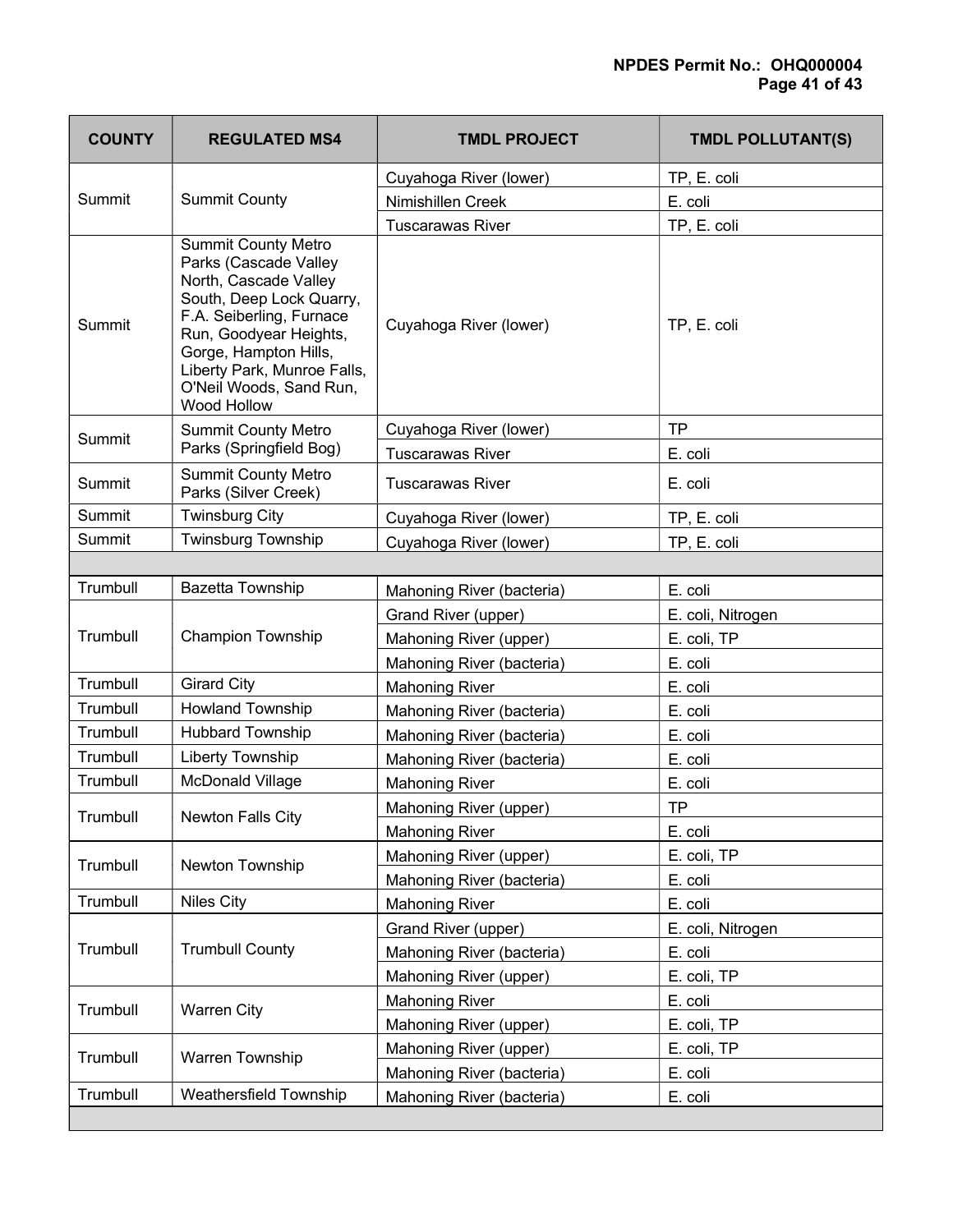| COUNTY | REGULATED MS4 | TMDL PROJECT | TMDL POLLUTANT(S) |
|---|---|---|---|
| Summit | Summit County | Cuyahoga River (lower) | TP, E. coli |
| | | Nimishillen Creek | E. coli |
| | | Tuscarawas River | TP, E. coli |
| Summit | Summit County Metro Parks (Cascade Valley North, Cascade Valley South, Deep Lock Quarry, F.A. Seiberling, Furnace Run, Goodyear Heights, Gorge, Hampton Hills, Liberty Park, Munroe Falls, O'Neil Woods, Sand Run, Wood Hollow | Cuyahoga River (lower) | TP, E. coli |
| Summit | Summit County Metro Parks (Springfield Bog) | Cuyahoga River (lower) | TP |
| | | Tuscarawas River | E. coli |
| Summit | Summit County Metro Parks (Silver Creek) | Tuscarawas River | E. coli |
| Summit | Twinsburg City | Cuyahoga River (lower) | TP, E. coli |
| Summit | Twinsburg Township | Cuyahoga River (lower) | TP, E. coli |
| | | | |
| Trumbull | Bazetta Township | Mahoning River (bacteria) | E. coli |
| Trumbull | Champion Township | Grand River (upper) | E. coli, Nitrogen |
| | | Mahoning River (upper) | E. coli, TP |
| | | Mahoning River (bacteria) | E. coli |
| Trumbull | Girard City | Mahoning River | E. coli |
| Trumbull | Howland Township | Mahoning River (bacteria) | E. coli |
| Trumbull | Hubbard Township | Mahoning River (bacteria) | E. coli |
| Trumbull | Liberty Township | Mahoning River (bacteria) | E. coli |
| Trumbull | McDonald Village | Mahoning River | E. coli |
| Trumbull | Newton Falls City | Mahoning River (upper) | TP |
| | | Mahoning River | E. coli |
| Trumbull | Newton Township | Mahoning River (upper) | E. coli, TP |
| | | Mahoning River (bacteria) | E. coli |
| Trumbull | Niles City | Mahoning River | E. coli |
| Trumbull | Trumbull County | Grand River (upper) | E. coli, Nitrogen |
| | | Mahoning River (bacteria) | E. coli |
| | | Mahoning River (upper) | E. coli, TP |
| Trumbull | Warren City | Mahoning River | E. coli |
| | | Mahoning River (upper) | E. coli, TP |
| Trumbull | Warren Township | Mahoning River (upper) | E. coli, TP |
| | | Mahoning River (bacteria) | E. coli |
| Trumbull | Weathersfield Township | Mahoning River (bacteria) | E. coli |
| | | | |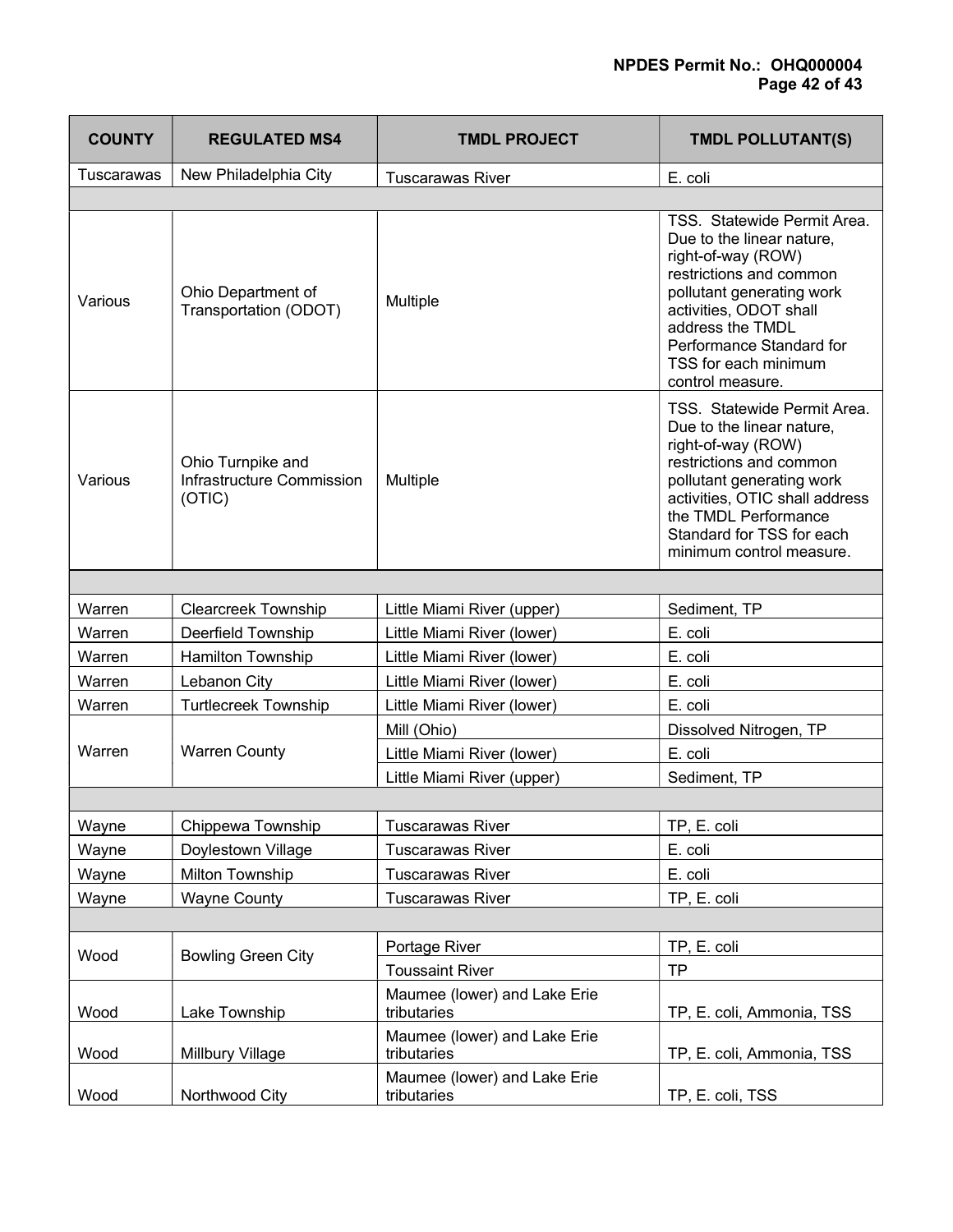| COUNTY | REGULATED MS4 | TMDL PROJECT | TMDL POLLUTANT(S) |
|---|---|---|---|
| Tuscarawas | New Philadelphia City | Tuscarawas River | E. coli |
| | | | |
| Various | Ohio Department of Transportation (ODOT) | Multiple | TSS. Statewide Permit Area. Due to the linear nature, right-of-way (ROW) restrictions and common pollutant generating work activities, ODOT shall address the TMDL Performance Standard for TSS for each minimum control measure. |
| Various | Ohio Turnpike and Infrastructure Commission (OTIC) | Multiple | TSS. Statewide Permit Area. Due to the linear nature, right-of-way (ROW) restrictions and common pollutant generating work activities, OTIC shall address the TMDL Performance Standard for TSS for each minimum control measure. |
| | | | |
| Warren | Clearcreek Township | Little Miami River (upper) | Sediment, TP |
| Warren | Deerfield Township | Little Miami River (lower) | E. coli |
| Warren | Hamilton Township | Little Miami River (lower) | E. coli |
| Warren | Lebanon City | Little Miami River (lower) | E. coli |
| Warren | Turtlecreek Township | Little Miami River (lower) | E. coli |
| Warren | Warren County | Mill (Ohio) | Dissolved Nitrogen, TP |
| | | Little Miami River (lower) | E. coli |
| | | Little Miami River (upper) | Sediment, TP |
| | | | |
| Wayne | Chippewa Township | Tuscarawas River | TP, E. coli |
| Wayne | Doylestown Village | Tuscarawas River | E. coli |
| Wayne | Milton Township | Tuscarawas River | E. coli |
| Wayne | Wayne County | Tuscarawas River | TP, E. coli |
| | | | |
| Wood | Bowling Green City | Portage River | TP, E. coli |
| | | Toussaint River | TP |
| Wood | Lake Township | Maumee (lower) and Lake Erie tributaries | TP, E. coli, Ammonia, TSS |
| Wood | Millbury Village | Maumee (lower) and Lake Erie tributaries | TP, E. coli, Ammonia, TSS |
| Wood | Northwood City | Maumee (lower) and Lake Erie tributaries | TP, E. coli, TSS |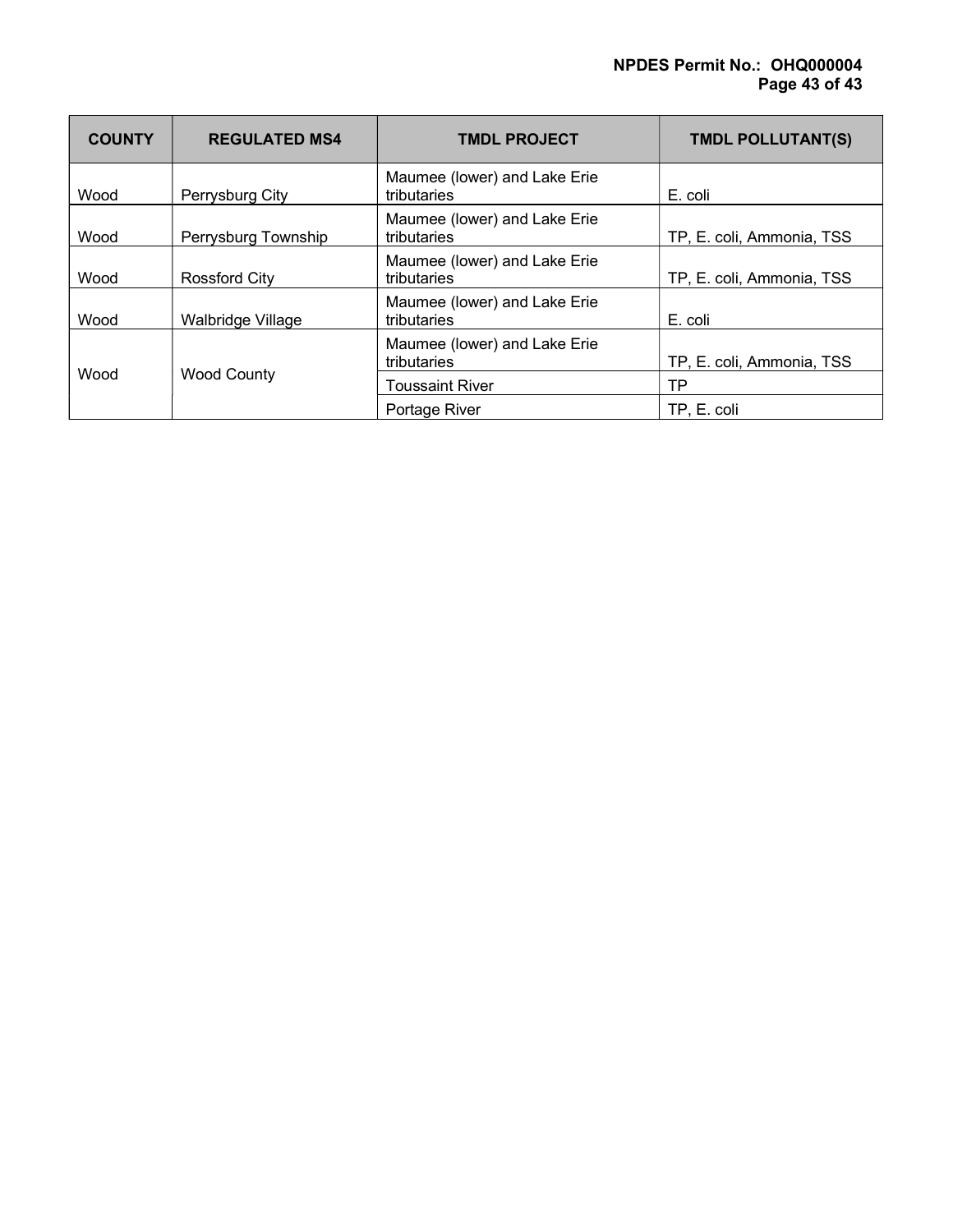| COUNTY | REGULATED MS4 | TMDL PROJECT | TMDL POLLUTANT(S) |
|---|---|---|---|
| Wood | Perrysburg City | Maumee (lower) and Lake Erie tributaries | E. coli |
| Wood | Perrysburg Township | Maumee (lower) and Lake Erie tributaries | TP, E. coli, Ammonia, TSS |
| Wood | Rossford City | Maumee (lower) and Lake Erie tributaries | TP, E. coli, Ammonia, TSS |
| Wood | Walbridge Village | Maumee (lower) and Lake Erie tributaries | E. coli |
| Wood | Wood County | Maumee (lower) and Lake Erie tributaries | TP, E. coli, Ammonia, TSS |
| | | Toussaint River | TP |
| | | Portage River | TP, E. coli |